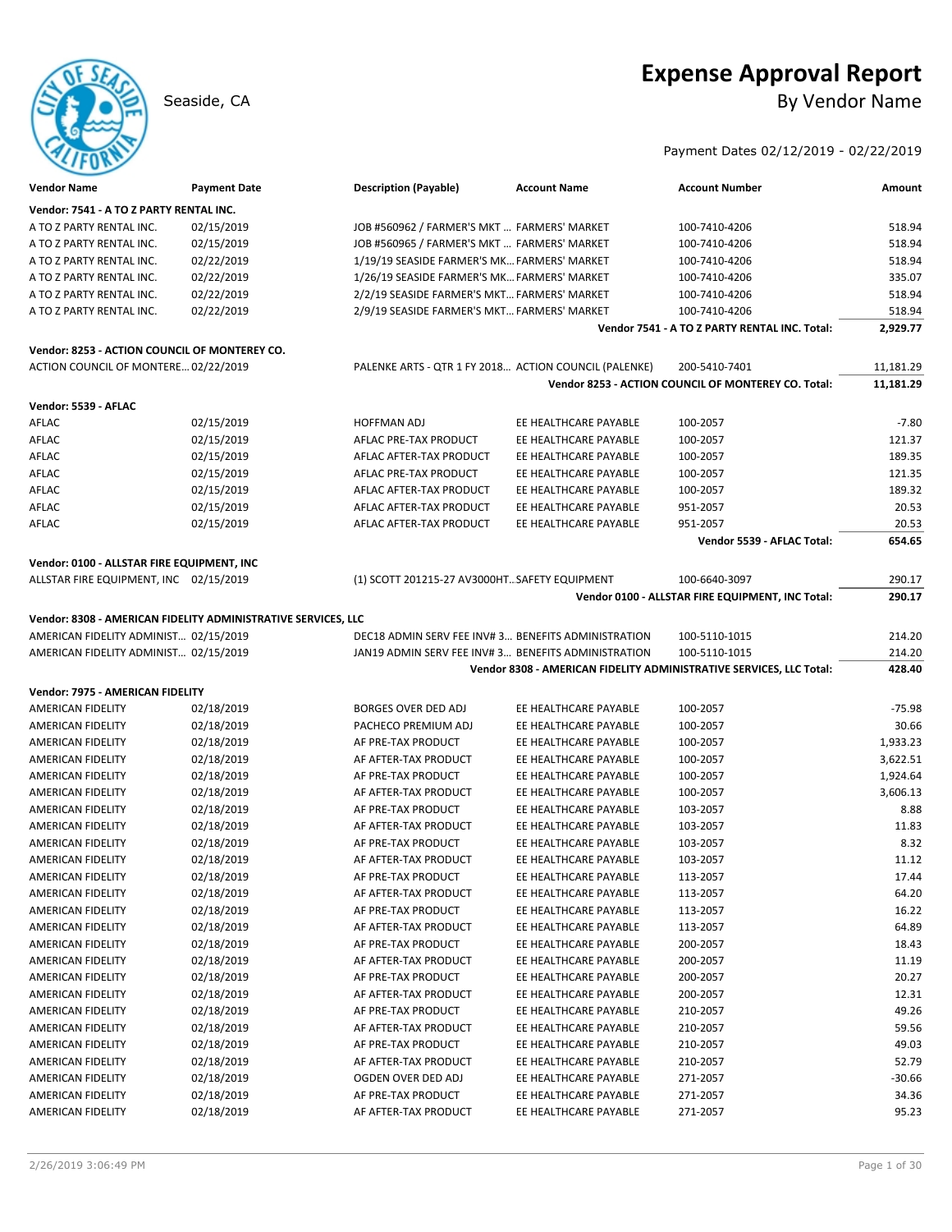# Expense Approval Report

Seaside, CA

## By Vendor Name

Payment Dates 02/12/2019 - 02/22/2019

| Vendor Name | Payment Date | Description (Payable) | Account Name | Account Number | Amount |
|---|---|---|---|---|---|
| **Vendor: 7541 - A TO Z PARTY RENTAL INC.** | | | | | |
| A TO Z PARTY RENTAL INC. | 02/15/2019 | JOB #560962 / FARMER'S MKT ... | FARMERS' MARKET | 100-7410-4206 | 518.94 |
| A TO Z PARTY RENTAL INC. | 02/15/2019 | JOB #560965 / FARMER'S MKT ... | FARMERS' MARKET | 100-7410-4206 | 518.94 |
| A TO Z PARTY RENTAL INC. | 02/22/2019 | 1/19/19 SEASIDE FARMER'S MK... | FARMERS' MARKET | 100-7410-4206 | 518.94 |
| A TO Z PARTY RENTAL INC. | 02/22/2019 | 1/26/19 SEASIDE FARMER'S MK... | FARMERS' MARKET | 100-7410-4206 | 335.07 |
| A TO Z PARTY RENTAL INC. | 02/22/2019 | 2/2/19 SEASIDE FARMER'S MKT... | FARMERS' MARKET | 100-7410-4206 | 518.94 |
| A TO Z PARTY RENTAL INC. | 02/22/2019 | 2/9/19 SEASIDE FARMER'S MKT... | FARMERS' MARKET | 100-7410-4206 | 518.94 |
| | | | | **Vendor 7541 - A TO Z PARTY RENTAL INC. Total:** | **2,929.77** |
| **Vendor: 8253 - ACTION COUNCIL OF MONTEREY CO.** | | | | | |
| ACTION COUNCIL OF MONTERE... | 02/22/2019 | PALENKE ARTS - QTR 1 FY 2018... | ACTION COUNCIL (PALENKE) | 200-5410-7401 | 11,181.29 |
| | | | | **Vendor 8253 - ACTION COUNCIL OF MONTEREY CO. Total:** | **11,181.29** |
| **Vendor: 5539 - AFLAC** | | | | | |
| AFLAC | 02/15/2019 | HOFFMAN ADJ | EE HEALTHCARE PAYABLE | 100-2057 | -7.80 |
| AFLAC | 02/15/2019 | AFLAC PRE-TAX PRODUCT | EE HEALTHCARE PAYABLE | 100-2057 | 121.37 |
| AFLAC | 02/15/2019 | AFLAC AFTER-TAX PRODUCT | EE HEALTHCARE PAYABLE | 100-2057 | 189.35 |
| AFLAC | 02/15/2019 | AFLAC PRE-TAX PRODUCT | EE HEALTHCARE PAYABLE | 100-2057 | 121.35 |
| AFLAC | 02/15/2019 | AFLAC AFTER-TAX PRODUCT | EE HEALTHCARE PAYABLE | 100-2057 | 189.32 |
| AFLAC | 02/15/2019 | AFLAC AFTER-TAX PRODUCT | EE HEALTHCARE PAYABLE | 951-2057 | 20.53 |
| AFLAC | 02/15/2019 | AFLAC AFTER-TAX PRODUCT | EE HEALTHCARE PAYABLE | 951-2057 | 20.53 |
| | | | | **Vendor 5539 - AFLAC Total:** | **654.65** |
| **Vendor: 0100 - ALLSTAR FIRE EQUIPMENT, INC** | | | | | |
| ALLSTAR FIRE EQUIPMENT, INC | 02/15/2019 | (1) SCOTT 201215-27 AV3000HT... | SAFETY EQUIPMENT | 100-6640-3097 | 290.17 |
| | | | | **Vendor 0100 - ALLSTAR FIRE EQUIPMENT, INC Total:** | **290.17** |
| **Vendor: 8308 - AMERICAN FIDELITY ADMINISTRATIVE SERVICES, LLC** | | | | | |
| AMERICAN FIDELITY ADMINIST... | 02/15/2019 | DEC18 ADMIN SERV FEE INV# 3... | BENEFITS ADMINISTRATION | 100-5110-1015 | 214.20 |
| AMERICAN FIDELITY ADMINIST... | 02/15/2019 | JAN19 ADMIN SERV FEE INV# 3... | BENEFITS ADMINISTRATION | 100-5110-1015 | 214.20 |
| | | | | **Vendor 8308 - AMERICAN FIDELITY ADMINISTRATIVE SERVICES, LLC Total:** | **428.40** |
| **Vendor: 7975 - AMERICAN FIDELITY** | | | | | |
| AMERICAN FIDELITY | 02/18/2019 | BORGES OVER DED ADJ | EE HEALTHCARE PAYABLE | 100-2057 | -75.98 |
| AMERICAN FIDELITY | 02/18/2019 | PACHECO PREMIUM ADJ | EE HEALTHCARE PAYABLE | 100-2057 | 30.66 |
| AMERICAN FIDELITY | 02/18/2019 | AF PRE-TAX PRODUCT | EE HEALTHCARE PAYABLE | 100-2057 | 1,933.23 |
| AMERICAN FIDELITY | 02/18/2019 | AF AFTER-TAX PRODUCT | EE HEALTHCARE PAYABLE | 100-2057 | 3,622.51 |
| AMERICAN FIDELITY | 02/18/2019 | AF PRE-TAX PRODUCT | EE HEALTHCARE PAYABLE | 100-2057 | 1,924.64 |
| AMERICAN FIDELITY | 02/18/2019 | AF AFTER-TAX PRODUCT | EE HEALTHCARE PAYABLE | 100-2057 | 3,606.13 |
| AMERICAN FIDELITY | 02/18/2019 | AF PRE-TAX PRODUCT | EE HEALTHCARE PAYABLE | 103-2057 | 8.88 |
| AMERICAN FIDELITY | 02/18/2019 | AF AFTER-TAX PRODUCT | EE HEALTHCARE PAYABLE | 103-2057 | 11.83 |
| AMERICAN FIDELITY | 02/18/2019 | AF PRE-TAX PRODUCT | EE HEALTHCARE PAYABLE | 103-2057 | 8.32 |
| AMERICAN FIDELITY | 02/18/2019 | AF AFTER-TAX PRODUCT | EE HEALTHCARE PAYABLE | 103-2057 | 11.12 |
| AMERICAN FIDELITY | 02/18/2019 | AF PRE-TAX PRODUCT | EE HEALTHCARE PAYABLE | 113-2057 | 17.44 |
| AMERICAN FIDELITY | 02/18/2019 | AF AFTER-TAX PRODUCT | EE HEALTHCARE PAYABLE | 113-2057 | 64.20 |
| AMERICAN FIDELITY | 02/18/2019 | AF PRE-TAX PRODUCT | EE HEALTHCARE PAYABLE | 113-2057 | 16.22 |
| AMERICAN FIDELITY | 02/18/2019 | AF AFTER-TAX PRODUCT | EE HEALTHCARE PAYABLE | 113-2057 | 64.89 |
| AMERICAN FIDELITY | 02/18/2019 | AF PRE-TAX PRODUCT | EE HEALTHCARE PAYABLE | 200-2057 | 18.43 |
| AMERICAN FIDELITY | 02/18/2019 | AF AFTER-TAX PRODUCT | EE HEALTHCARE PAYABLE | 200-2057 | 11.19 |
| AMERICAN FIDELITY | 02/18/2019 | AF PRE-TAX PRODUCT | EE HEALTHCARE PAYABLE | 200-2057 | 20.27 |
| AMERICAN FIDELITY | 02/18/2019 | AF AFTER-TAX PRODUCT | EE HEALTHCARE PAYABLE | 200-2057 | 12.31 |
| AMERICAN FIDELITY | 02/18/2019 | AF PRE-TAX PRODUCT | EE HEALTHCARE PAYABLE | 210-2057 | 49.26 |
| AMERICAN FIDELITY | 02/18/2019 | AF AFTER-TAX PRODUCT | EE HEALTHCARE PAYABLE | 210-2057 | 59.56 |
| AMERICAN FIDELITY | 02/18/2019 | AF PRE-TAX PRODUCT | EE HEALTHCARE PAYABLE | 210-2057 | 49.03 |
| AMERICAN FIDELITY | 02/18/2019 | AF AFTER-TAX PRODUCT | EE HEALTHCARE PAYABLE | 210-2057 | 52.79 |
| AMERICAN FIDELITY | 02/18/2019 | OGDEN OVER DED ADJ | EE HEALTHCARE PAYABLE | 271-2057 | -30.66 |
| AMERICAN FIDELITY | 02/18/2019 | AF PRE-TAX PRODUCT | EE HEALTHCARE PAYABLE | 271-2057 | 34.36 |
| AMERICAN FIDELITY | 02/18/2019 | AF AFTER-TAX PRODUCT | EE HEALTHCARE PAYABLE | 271-2057 | 95.23 |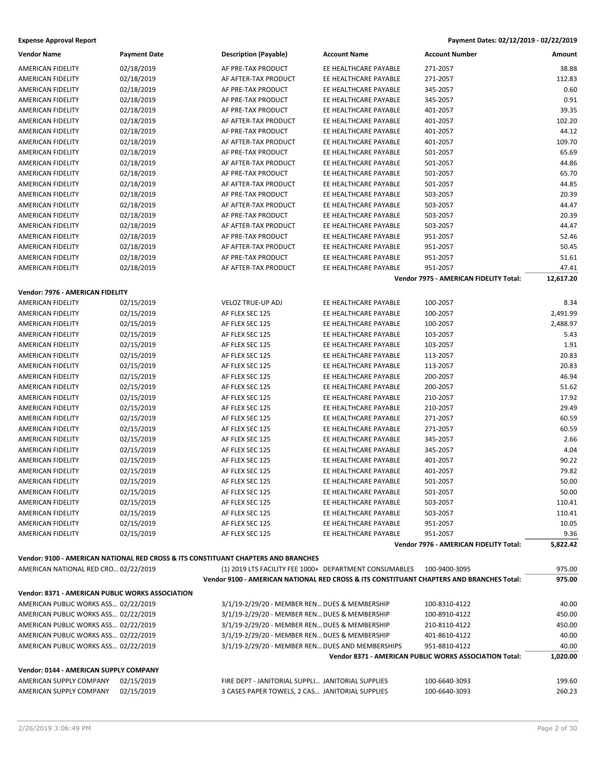**Expense Approval Report** — Payment Dates: 02/12/2019 - 02/22/2019

| Vendor Name | Payment Date | Description (Payable) | Account Name | Account Number | Amount |
|---|---|---|---|---|---|
| AMERICAN FIDELITY | 02/18/2019 | AF PRE-TAX PRODUCT | EE HEALTHCARE PAYABLE | 271-2057 | 38.88 |
| AMERICAN FIDELITY | 02/18/2019 | AF AFTER-TAX PRODUCT | EE HEALTHCARE PAYABLE | 271-2057 | 112.83 |
| AMERICAN FIDELITY | 02/18/2019 | AF PRE-TAX PRODUCT | EE HEALTHCARE PAYABLE | 345-2057 | 0.60 |
| AMERICAN FIDELITY | 02/18/2019 | AF PRE-TAX PRODUCT | EE HEALTHCARE PAYABLE | 345-2057 | 0.91 |
| AMERICAN FIDELITY | 02/18/2019 | AF PRE-TAX PRODUCT | EE HEALTHCARE PAYABLE | 401-2057 | 39.35 |
| AMERICAN FIDELITY | 02/18/2019 | AF AFTER-TAX PRODUCT | EE HEALTHCARE PAYABLE | 401-2057 | 102.20 |
| AMERICAN FIDELITY | 02/18/2019 | AF PRE-TAX PRODUCT | EE HEALTHCARE PAYABLE | 401-2057 | 44.12 |
| AMERICAN FIDELITY | 02/18/2019 | AF AFTER-TAX PRODUCT | EE HEALTHCARE PAYABLE | 401-2057 | 109.70 |
| AMERICAN FIDELITY | 02/18/2019 | AF PRE-TAX PRODUCT | EE HEALTHCARE PAYABLE | 501-2057 | 65.69 |
| AMERICAN FIDELITY | 02/18/2019 | AF AFTER-TAX PRODUCT | EE HEALTHCARE PAYABLE | 501-2057 | 44.86 |
| AMERICAN FIDELITY | 02/18/2019 | AF PRE-TAX PRODUCT | EE HEALTHCARE PAYABLE | 501-2057 | 65.70 |
| AMERICAN FIDELITY | 02/18/2019 | AF AFTER-TAX PRODUCT | EE HEALTHCARE PAYABLE | 501-2057 | 44.85 |
| AMERICAN FIDELITY | 02/18/2019 | AF PRE-TAX PRODUCT | EE HEALTHCARE PAYABLE | 503-2057 | 20.39 |
| AMERICAN FIDELITY | 02/18/2019 | AF AFTER-TAX PRODUCT | EE HEALTHCARE PAYABLE | 503-2057 | 44.47 |
| AMERICAN FIDELITY | 02/18/2019 | AF PRE-TAX PRODUCT | EE HEALTHCARE PAYABLE | 503-2057 | 20.39 |
| AMERICAN FIDELITY | 02/18/2019 | AF AFTER-TAX PRODUCT | EE HEALTHCARE PAYABLE | 503-2057 | 44.47 |
| AMERICAN FIDELITY | 02/18/2019 | AF PRE-TAX PRODUCT | EE HEALTHCARE PAYABLE | 951-2057 | 52.46 |
| AMERICAN FIDELITY | 02/18/2019 | AF AFTER-TAX PRODUCT | EE HEALTHCARE PAYABLE | 951-2057 | 50.45 |
| AMERICAN FIDELITY | 02/18/2019 | AF PRE-TAX PRODUCT | EE HEALTHCARE PAYABLE | 951-2057 | 51.61 |
| AMERICAN FIDELITY | 02/18/2019 | AF AFTER-TAX PRODUCT | EE HEALTHCARE PAYABLE | 951-2057 | 47.41 |
| | | | | **Vendor 7975 - AMERICAN FIDELITY Total:** | **12,617.20** |
| **Vendor: 7976 - AMERICAN FIDELITY** | | | | | |
| AMERICAN FIDELITY | 02/15/2019 | VELOZ TRUE-UP ADJ | EE HEALTHCARE PAYABLE | 100-2057 | 8.34 |
| AMERICAN FIDELITY | 02/15/2019 | AF FLEX SEC 125 | EE HEALTHCARE PAYABLE | 100-2057 | 2,491.99 |
| AMERICAN FIDELITY | 02/15/2019 | AF FLEX SEC 125 | EE HEALTHCARE PAYABLE | 100-2057 | 2,488.97 |
| AMERICAN FIDELITY | 02/15/2019 | AF FLEX SEC 125 | EE HEALTHCARE PAYABLE | 103-2057 | 5.43 |
| AMERICAN FIDELITY | 02/15/2019 | AF FLEX SEC 125 | EE HEALTHCARE PAYABLE | 103-2057 | 1.91 |
| AMERICAN FIDELITY | 02/15/2019 | AF FLEX SEC 125 | EE HEALTHCARE PAYABLE | 113-2057 | 20.83 |
| AMERICAN FIDELITY | 02/15/2019 | AF FLEX SEC 125 | EE HEALTHCARE PAYABLE | 113-2057 | 20.83 |
| AMERICAN FIDELITY | 02/15/2019 | AF FLEX SEC 125 | EE HEALTHCARE PAYABLE | 200-2057 | 46.94 |
| AMERICAN FIDELITY | 02/15/2019 | AF FLEX SEC 125 | EE HEALTHCARE PAYABLE | 200-2057 | 51.62 |
| AMERICAN FIDELITY | 02/15/2019 | AF FLEX SEC 125 | EE HEALTHCARE PAYABLE | 210-2057 | 17.92 |
| AMERICAN FIDELITY | 02/15/2019 | AF FLEX SEC 125 | EE HEALTHCARE PAYABLE | 210-2057 | 29.49 |
| AMERICAN FIDELITY | 02/15/2019 | AF FLEX SEC 125 | EE HEALTHCARE PAYABLE | 271-2057 | 60.59 |
| AMERICAN FIDELITY | 02/15/2019 | AF FLEX SEC 125 | EE HEALTHCARE PAYABLE | 271-2057 | 60.59 |
| AMERICAN FIDELITY | 02/15/2019 | AF FLEX SEC 125 | EE HEALTHCARE PAYABLE | 345-2057 | 2.66 |
| AMERICAN FIDELITY | 02/15/2019 | AF FLEX SEC 125 | EE HEALTHCARE PAYABLE | 345-2057 | 4.04 |
| AMERICAN FIDELITY | 02/15/2019 | AF FLEX SEC 125 | EE HEALTHCARE PAYABLE | 401-2057 | 90.22 |
| AMERICAN FIDELITY | 02/15/2019 | AF FLEX SEC 125 | EE HEALTHCARE PAYABLE | 401-2057 | 79.82 |
| AMERICAN FIDELITY | 02/15/2019 | AF FLEX SEC 125 | EE HEALTHCARE PAYABLE | 501-2057 | 50.00 |
| AMERICAN FIDELITY | 02/15/2019 | AF FLEX SEC 125 | EE HEALTHCARE PAYABLE | 501-2057 | 50.00 |
| AMERICAN FIDELITY | 02/15/2019 | AF FLEX SEC 125 | EE HEALTHCARE PAYABLE | 503-2057 | 110.41 |
| AMERICAN FIDELITY | 02/15/2019 | AF FLEX SEC 125 | EE HEALTHCARE PAYABLE | 503-2057 | 110.41 |
| AMERICAN FIDELITY | 02/15/2019 | AF FLEX SEC 125 | EE HEALTHCARE PAYABLE | 951-2057 | 10.05 |
| AMERICAN FIDELITY | 02/15/2019 | AF FLEX SEC 125 | EE HEALTHCARE PAYABLE | 951-2057 | 9.36 |
| | | | | **Vendor 7976 - AMERICAN FIDELITY Total:** | **5,822.42** |
| **Vendor: 9100 - AMERICAN NATIONAL RED CROSS & ITS CONSTITUANT CHAPTERS AND BRANCHES** | | | | | |
| AMERICAN NATIONAL RED CRO... | 02/22/2019 | (1) 2019 LTS FACILITY FEE 1000+ | DEPARTMENT CONSUMABLES | 100-9400-3095 | 975.00 |
| | | | | **Vendor 9100 - AMERICAN NATIONAL RED CROSS & ITS CONSTITUANT CHAPTERS AND BRANCHES Total:** | **975.00** |
| **Vendor: 8371 - AMERICAN PUBLIC WORKS ASSOCIATION** | | | | | |
| AMERICAN PUBLIC WORKS ASS... | 02/22/2019 | 3/1/19-2/29/20 - MEMBER REN... | DUES & MEMBERSHIP | 100-8310-4122 | 40.00 |
| AMERICAN PUBLIC WORKS ASS... | 02/22/2019 | 3/1/19-2/29/20 - MEMBER REN... | DUES & MEMBERSHIP | 100-8910-4122 | 450.00 |
| AMERICAN PUBLIC WORKS ASS... | 02/22/2019 | 3/1/19-2/29/20 - MEMBER REN... | DUES & MEMBERSHIP | 210-8110-4122 | 450.00 |
| AMERICAN PUBLIC WORKS ASS... | 02/22/2019 | 3/1/19-2/29/20 - MEMBER REN... | DUES & MEMBERSHIP | 401-8610-4122 | 40.00 |
| AMERICAN PUBLIC WORKS ASS... | 02/22/2019 | 3/1/19-2/29/20 - MEMBER REN... | DUES AND MEMBERSHIPS | 951-8810-4122 | 40.00 |
| | | | | **Vendor 8371 - AMERICAN PUBLIC WORKS ASSOCIATION Total:** | **1,020.00** |
| **Vendor: 0144 - AMERICAN SUPPLY COMPANY** | | | | | |
| AMERICAN SUPPLY COMPANY | 02/15/2019 | FIRE DEPT - JANITORIAL SUPPLI... | JANITORIAL SUPPLIES | 100-6640-3093 | 199.60 |
| AMERICAN SUPPLY COMPANY | 02/15/2019 | 3 CASES PAPER TOWELS, 2 CAS... | JANITORIAL SUPPLIES | 100-6640-3093 | 260.23 |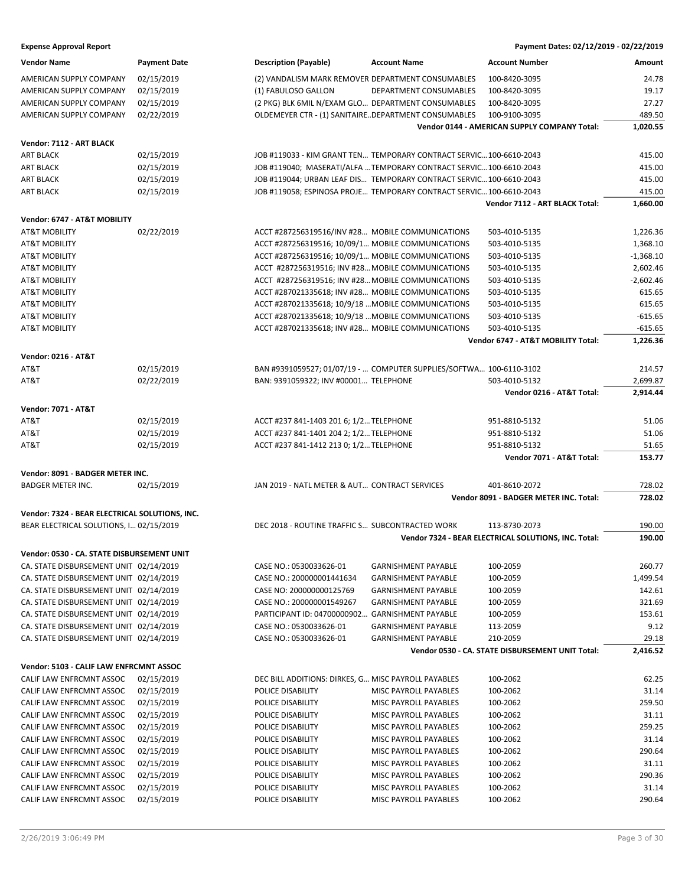**Expense Approval Report** — Payment Dates: 02/12/2019 - 02/22/2019

| Vendor Name | Payment Date | Description (Payable) | Account Name | Account Number | Amount |
|---|---|---|---|---|---|
| AMERICAN SUPPLY COMPANY | 02/15/2019 | (2) VANDALISM MARK REMOVER | DEPARTMENT CONSUMABLES | 100-8420-3095 | 24.78 |
| AMERICAN SUPPLY COMPANY | 02/15/2019 | (1) FABULOSO GALLON | DEPARTMENT CONSUMABLES | 100-8420-3095 | 19.17 |
| AMERICAN SUPPLY COMPANY | 02/15/2019 | (2 PKG) BLK 6MIL N/EXAM GLO… | DEPARTMENT CONSUMABLES | 100-8420-3095 | 27.27 |
| AMERICAN SUPPLY COMPANY | 02/22/2019 | OLDEMEYER CTR - (1) SANITAIRE… | DEPARTMENT CONSUMABLES | 100-9100-3095 | 489.50 |
| | | | | **Vendor 0144 - AMERICAN SUPPLY COMPANY Total:** | **1,020.55** |
| **Vendor: 7112 - ART BLACK** | | | | | |
| ART BLACK | 02/15/2019 | JOB #119033 - KIM GRANT TEN… | TEMPORARY CONTRACT SERVIC… | 100-6610-2043 | 415.00 |
| ART BLACK | 02/15/2019 | JOB #119040; MASERATI/ALFA … | TEMPORARY CONTRACT SERVIC… | 100-6610-2043 | 415.00 |
| ART BLACK | 02/15/2019 | JOB #119044; URBAN LEAF DIS… | TEMPORARY CONTRACT SERVIC… | 100-6610-2043 | 415.00 |
| ART BLACK | 02/15/2019 | JOB #119058; ESPINOSA PROJE… | TEMPORARY CONTRACT SERVIC… | 100-6610-2043 | 415.00 |
| | | | | **Vendor 7112 - ART BLACK Total:** | **1,660.00** |
| **Vendor: 6747 - AT&T MOBILITY** | | | | | |
| AT&T MOBILITY | 02/22/2019 | ACCT #287256319516/INV #28… | MOBILE COMMUNICATIONS | 503-4010-5135 | 1,226.36 |
| AT&T MOBILITY | | ACCT #287256319516; 10/09/1… | MOBILE COMMUNICATIONS | 503-4010-5135 | 1,368.10 |
| AT&T MOBILITY | | ACCT #287256319516; 10/09/1… | MOBILE COMMUNICATIONS | 503-4010-5135 | -1,368.10 |
| AT&T MOBILITY | | ACCT #287256319516; INV #28… | MOBILE COMMUNICATIONS | 503-4010-5135 | 2,602.46 |
| AT&T MOBILITY | | ACCT #287256319516; INV #28… | MOBILE COMMUNICATIONS | 503-4010-5135 | -2,602.46 |
| AT&T MOBILITY | | ACCT #287021335618; INV #28… | MOBILE COMMUNICATIONS | 503-4010-5135 | 615.65 |
| AT&T MOBILITY | | ACCT #287021335618; 10/9/18 … | MOBILE COMMUNICATIONS | 503-4010-5135 | 615.65 |
| AT&T MOBILITY | | ACCT #287021335618; 10/9/18 … | MOBILE COMMUNICATIONS | 503-4010-5135 | -615.65 |
| AT&T MOBILITY | | ACCT #287021335618; INV #28… | MOBILE COMMUNICATIONS | 503-4010-5135 | -615.65 |
| | | | | **Vendor 6747 - AT&T MOBILITY Total:** | **1,226.36** |
| **Vendor: 0216 - AT&T** | | | | | |
| AT&T | 02/15/2019 | BAN #9391059527; 01/07/19 - … | COMPUTER SUPPLIES/SOFTWA… | 100-6110-3102 | 214.57 |
| AT&T | 02/22/2019 | BAN: 9391059322; INV #00001… | TELEPHONE | 503-4010-5132 | 2,699.87 |
| | | | | **Vendor 0216 - AT&T Total:** | **2,914.44** |
| **Vendor: 7071 - AT&T** | | | | | |
| AT&T | 02/15/2019 | ACCT #237 841-1403 201 6; 1/2… | TELEPHONE | 951-8810-5132 | 51.06 |
| AT&T | 02/15/2019 | ACCT #237 841-1401 204 2; 1/2… | TELEPHONE | 951-8810-5132 | 51.06 |
| AT&T | 02/15/2019 | ACCT #237 841-1412 213 0; 1/2… | TELEPHONE | 951-8810-5132 | 51.65 |
| | | | | **Vendor 7071 - AT&T Total:** | **153.77** |
| **Vendor: 8091 - BADGER METER INC.** | | | | | |
| BADGER METER INC. | 02/15/2019 | JAN 2019 - NATL METER & AUT… | CONTRACT SERVICES | 401-8610-2072 | 728.02 |
| | | | | **Vendor 8091 - BADGER METER INC. Total:** | **728.02** |
| **Vendor: 7324 - BEAR ELECTRICAL SOLUTIONS, INC.** | | | | | |
| BEAR ELECTRICAL SOLUTIONS, I… | 02/15/2019 | DEC 2018 - ROUTINE TRAFFIC S… | SUBCONTRACTED WORK | 113-8730-2073 | 190.00 |
| | | | | **Vendor 7324 - BEAR ELECTRICAL SOLUTIONS, INC. Total:** | **190.00** |
| **Vendor: 0530 - CA. STATE DISBURSEMENT UNIT** | | | | | |
| CA. STATE DISBURSEMENT UNIT | 02/14/2019 | CASE NO.: 0530033626-01 | GARNISHMENT PAYABLE | 100-2059 | 260.77 |
| CA. STATE DISBURSEMENT UNIT | 02/14/2019 | CASE NO.: 200000001441634 | GARNISHMENT PAYABLE | 100-2059 | 1,499.54 |
| CA. STATE DISBURSEMENT UNIT | 02/14/2019 | CASE NO: 200000000125769 | GARNISHMENT PAYABLE | 100-2059 | 142.61 |
| CA. STATE DISBURSEMENT UNIT | 02/14/2019 | CASE NO.: 200000001549267 | GARNISHMENT PAYABLE | 100-2059 | 321.69 |
| CA. STATE DISBURSEMENT UNIT | 02/14/2019 | PARTICIPANT ID: 04700000902… | GARNISHMENT PAYABLE | 100-2059 | 153.61 |
| CA. STATE DISBURSEMENT UNIT | 02/14/2019 | CASE NO.: 0530033626-01 | GARNISHMENT PAYABLE | 113-2059 | 9.12 |
| CA. STATE DISBURSEMENT UNIT | 02/14/2019 | CASE NO.: 0530033626-01 | GARNISHMENT PAYABLE | 210-2059 | 29.18 |
| | | | | **Vendor 0530 - CA. STATE DISBURSEMENT UNIT Total:** | **2,416.52** |
| **Vendor: 5103 - CALIF LAW ENFRCMNT ASSOC** | | | | | |
| CALIF LAW ENFRCMNT ASSOC | 02/15/2019 | DEC BILL ADDITIONS: DIRKES, G… | MISC PAYROLL PAYABLES | 100-2062 | 62.25 |
| CALIF LAW ENFRCMNT ASSOC | 02/15/2019 | POLICE DISABILITY | MISC PAYROLL PAYABLES | 100-2062 | 31.14 |
| CALIF LAW ENFRCMNT ASSOC | 02/15/2019 | POLICE DISABILITY | MISC PAYROLL PAYABLES | 100-2062 | 259.50 |
| CALIF LAW ENFRCMNT ASSOC | 02/15/2019 | POLICE DISABILITY | MISC PAYROLL PAYABLES | 100-2062 | 31.11 |
| CALIF LAW ENFRCMNT ASSOC | 02/15/2019 | POLICE DISABILITY | MISC PAYROLL PAYABLES | 100-2062 | 259.25 |
| CALIF LAW ENFRCMNT ASSOC | 02/15/2019 | POLICE DISABILITY | MISC PAYROLL PAYABLES | 100-2062 | 31.14 |
| CALIF LAW ENFRCMNT ASSOC | 02/15/2019 | POLICE DISABILITY | MISC PAYROLL PAYABLES | 100-2062 | 290.64 |
| CALIF LAW ENFRCMNT ASSOC | 02/15/2019 | POLICE DISABILITY | MISC PAYROLL PAYABLES | 100-2062 | 31.11 |
| CALIF LAW ENFRCMNT ASSOC | 02/15/2019 | POLICE DISABILITY | MISC PAYROLL PAYABLES | 100-2062 | 290.36 |
| CALIF LAW ENFRCMNT ASSOC | 02/15/2019 | POLICE DISABILITY | MISC PAYROLL PAYABLES | 100-2062 | 31.14 |
| CALIF LAW ENFRCMNT ASSOC | 02/15/2019 | POLICE DISABILITY | MISC PAYROLL PAYABLES | 100-2062 | 290.64 |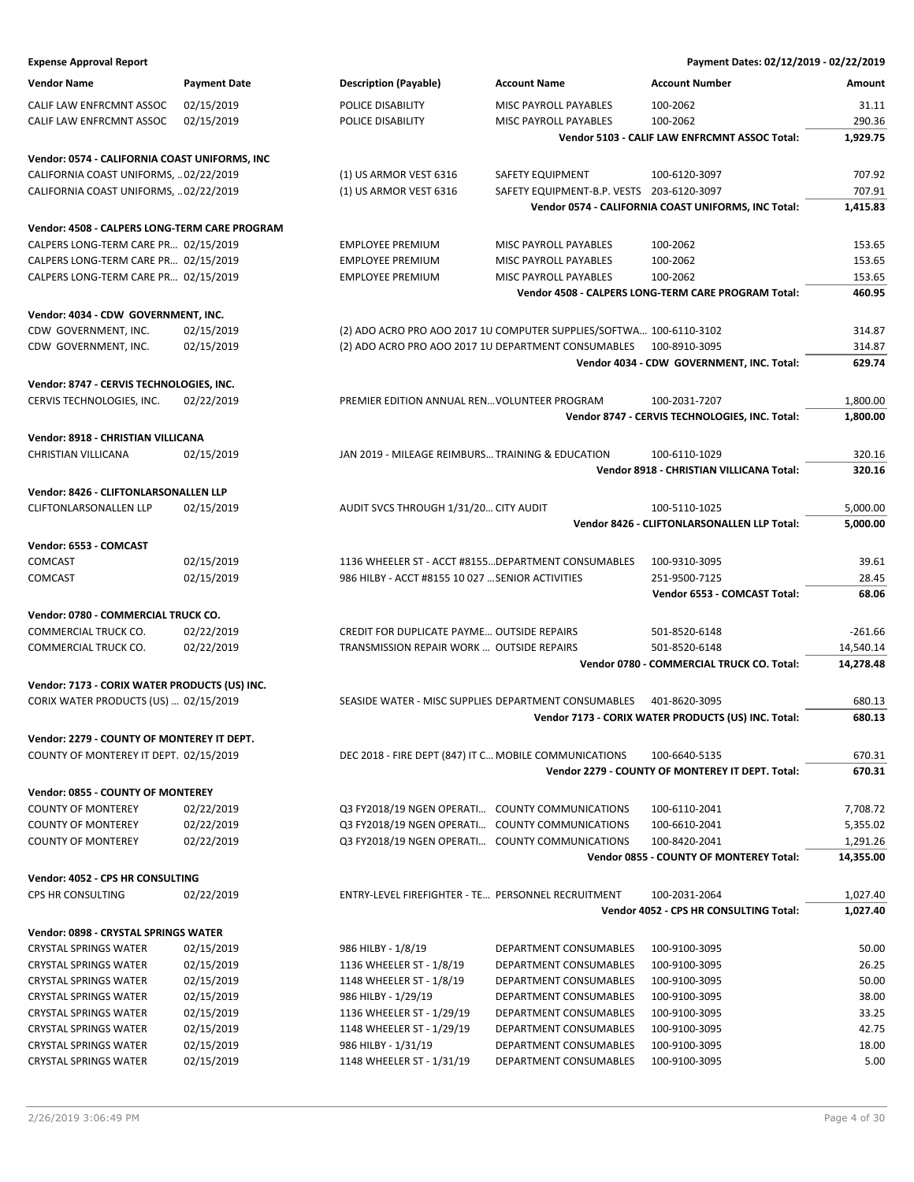**Expense Approval Report** — Payment Dates: 02/12/2019 - 02/22/2019

| Vendor Name | Payment Date | Description (Payable) | Account Name | Account Number | Amount |
|---|---|---|---|---|---|
| CALIF LAW ENFRCMNT ASSOC | 02/15/2019 | POLICE DISABILITY | MISC PAYROLL PAYABLES | 100-2062 | 31.11 |
| CALIF LAW ENFRCMNT ASSOC | 02/15/2019 | POLICE DISABILITY | MISC PAYROLL PAYABLES | 100-2062 | 290.36 |
| | | | | **Vendor 5103 - CALIF LAW ENFRCMNT ASSOC Total:** | **1,929.75** |
| **Vendor: 0574 - CALIFORNIA COAST UNIFORMS, INC** | | | | | |
| CALIFORNIA COAST UNIFORMS, … | 02/22/2019 | (1) US ARMOR VEST 6316 | SAFETY EQUIPMENT | 100-6120-3097 | 707.92 |
| CALIFORNIA COAST UNIFORMS, … | 02/22/2019 | (1) US ARMOR VEST 6316 | SAFETY EQUIPMENT-B.P. VESTS | 203-6120-3097 | 707.91 |
| | | | | **Vendor 0574 - CALIFORNIA COAST UNIFORMS, INC Total:** | **1,415.83** |
| **Vendor: 4508 - CALPERS LONG-TERM CARE PROGRAM** | | | | | |
| CALPERS LONG-TERM CARE PR… | 02/15/2019 | EMPLOYEE PREMIUM | MISC PAYROLL PAYABLES | 100-2062 | 153.65 |
| CALPERS LONG-TERM CARE PR… | 02/15/2019 | EMPLOYEE PREMIUM | MISC PAYROLL PAYABLES | 100-2062 | 153.65 |
| CALPERS LONG-TERM CARE PR… | 02/15/2019 | EMPLOYEE PREMIUM | MISC PAYROLL PAYABLES | 100-2062 | 153.65 |
| | | | | **Vendor 4508 - CALPERS LONG-TERM CARE PROGRAM Total:** | **460.95** |
| **Vendor: 4034 - CDW GOVERNMENT, INC.** | | | | | |
| CDW GOVERNMENT, INC. | 02/15/2019 | (2) ADO ACRO PRO AOO 2017 1U | COMPUTER SUPPLIES/SOFTWA… | 100-6110-3102 | 314.87 |
| CDW GOVERNMENT, INC. | 02/15/2019 | (2) ADO ACRO PRO AOO 2017 1U | DEPARTMENT CONSUMABLES | 100-8910-3095 | 314.87 |
| | | | | **Vendor 4034 - CDW GOVERNMENT, INC. Total:** | **629.74** |
| **Vendor: 8747 - CERVIS TECHNOLOGIES, INC.** | | | | | |
| CERVIS TECHNOLOGIES, INC. | 02/22/2019 | PREMIER EDITION ANNUAL REN… | VOLUNTEER PROGRAM | 100-2031-7207 | 1,800.00 |
| | | | | **Vendor 8747 - CERVIS TECHNOLOGIES, INC. Total:** | **1,800.00** |
| **Vendor: 8918 - CHRISTIAN VILLICANA** | | | | | |
| CHRISTIAN VILLICANA | 02/15/2019 | JAN 2019 - MILEAGE REIMBURS… | TRAINING & EDUCATION | 100-6110-1029 | 320.16 |
| | | | | **Vendor 8918 - CHRISTIAN VILLICANA Total:** | **320.16** |
| **Vendor: 8426 - CLIFTONLARSONALLEN LLP** | | | | | |
| CLIFTONLARSONALLEN LLP | 02/15/2019 | AUDIT SVCS THROUGH 1/31/20… | CITY AUDIT | 100-5110-1025 | 5,000.00 |
| | | | | **Vendor 8426 - CLIFTONLARSONALLEN LLP Total:** | **5,000.00** |
| **Vendor: 6553 - COMCAST** | | | | | |
| COMCAST | 02/15/2019 | 1136 WHEELER ST - ACCT #8155… | DEPARTMENT CONSUMABLES | 100-9310-3095 | 39.61 |
| COMCAST | 02/15/2019 | 986 HILBY - ACCT #8155 10 027 … | SENIOR ACTIVITIES | 251-9500-7125 | 28.45 |
| | | | | **Vendor 6553 - COMCAST Total:** | **68.06** |
| **Vendor: 0780 - COMMERCIAL TRUCK CO.** | | | | | |
| COMMERCIAL TRUCK CO. | 02/22/2019 | CREDIT FOR DUPLICATE PAYME… | OUTSIDE REPAIRS | 501-8520-6148 | -261.66 |
| COMMERCIAL TRUCK CO. | 02/22/2019 | TRANSMISSION REPAIR WORK … | OUTSIDE REPAIRS | 501-8520-6148 | 14,540.14 |
| | | | | **Vendor 0780 - COMMERCIAL TRUCK CO. Total:** | **14,278.48** |
| **Vendor: 7173 - CORIX WATER PRODUCTS (US) INC.** | | | | | |
| CORIX WATER PRODUCTS (US) … | 02/15/2019 | SEASIDE WATER - MISC SUPPLIES | DEPARTMENT CONSUMABLES | 401-8620-3095 | 680.13 |
| | | | | **Vendor 7173 - CORIX WATER PRODUCTS (US) INC. Total:** | **680.13** |
| **Vendor: 2279 - COUNTY OF MONTEREY IT DEPT.** | | | | | |
| COUNTY OF MONTEREY IT DEPT. | 02/15/2019 | DEC 2018 - FIRE DEPT (847) IT C… | MOBILE COMMUNICATIONS | 100-6640-5135 | 670.31 |
| | | | | **Vendor 2279 - COUNTY OF MONTEREY IT DEPT. Total:** | **670.31** |
| **Vendor: 0855 - COUNTY OF MONTEREY** | | | | | |
| COUNTY OF MONTEREY | 02/22/2019 | Q3 FY2018/19 NGEN OPERATI… | COUNTY COMMUNICATIONS | 100-6110-2041 | 7,708.72 |
| COUNTY OF MONTEREY | 02/22/2019 | Q3 FY2018/19 NGEN OPERATI… | COUNTY COMMUNICATIONS | 100-6610-2041 | 5,355.02 |
| COUNTY OF MONTEREY | 02/22/2019 | Q3 FY2018/19 NGEN OPERATI… | COUNTY COMMUNICATIONS | 100-8420-2041 | 1,291.26 |
| | | | | **Vendor 0855 - COUNTY OF MONTEREY Total:** | **14,355.00** |
| **Vendor: 4052 - CPS HR CONSULTING** | | | | | |
| CPS HR CONSULTING | 02/22/2019 | ENTRY-LEVEL FIREFIGHTER - TE… | PERSONNEL RECRUITMENT | 100-2031-2064 | 1,027.40 |
| | | | | **Vendor 4052 - CPS HR CONSULTING Total:** | **1,027.40** |
| **Vendor: 0898 - CRYSTAL SPRINGS WATER** | | | | | |
| CRYSTAL SPRINGS WATER | 02/15/2019 | 986 HILBY - 1/8/19 | DEPARTMENT CONSUMABLES | 100-9100-3095 | 50.00 |
| CRYSTAL SPRINGS WATER | 02/15/2019 | 1136 WHEELER ST - 1/8/19 | DEPARTMENT CONSUMABLES | 100-9100-3095 | 26.25 |
| CRYSTAL SPRINGS WATER | 02/15/2019 | 1148 WHEELER ST - 1/8/19 | DEPARTMENT CONSUMABLES | 100-9100-3095 | 50.00 |
| CRYSTAL SPRINGS WATER | 02/15/2019 | 986 HILBY - 1/29/19 | DEPARTMENT CONSUMABLES | 100-9100-3095 | 38.00 |
| CRYSTAL SPRINGS WATER | 02/15/2019 | 1136 WHEELER ST - 1/29/19 | DEPARTMENT CONSUMABLES | 100-9100-3095 | 33.25 |
| CRYSTAL SPRINGS WATER | 02/15/2019 | 1148 WHEELER ST - 1/29/19 | DEPARTMENT CONSUMABLES | 100-9100-3095 | 42.75 |
| CRYSTAL SPRINGS WATER | 02/15/2019 | 986 HILBY - 1/31/19 | DEPARTMENT CONSUMABLES | 100-9100-3095 | 18.00 |
| CRYSTAL SPRINGS WATER | 02/15/2019 | 1148 WHEELER ST - 1/31/19 | DEPARTMENT CONSUMABLES | 100-9100-3095 | 5.00 |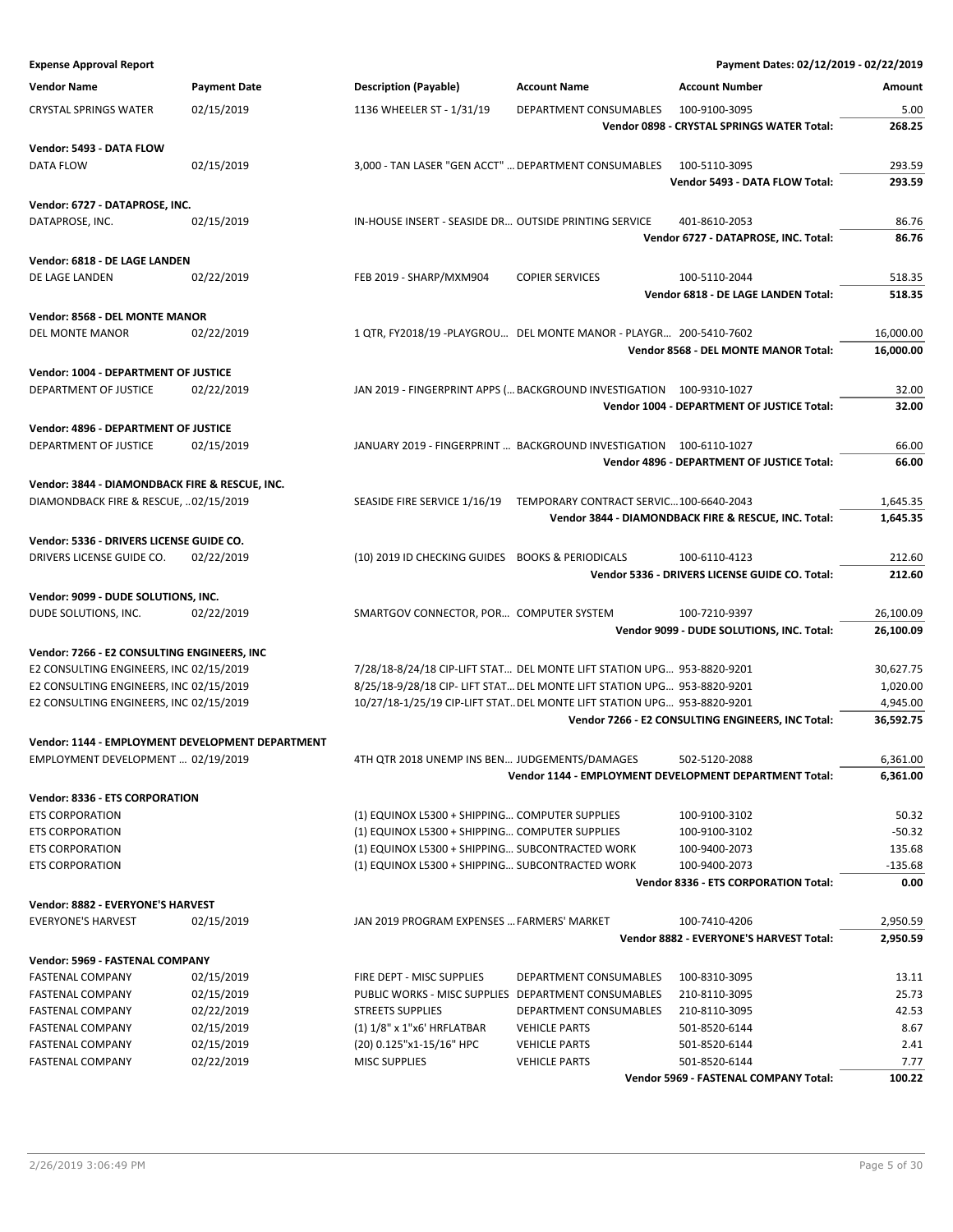**Expense Approval Report** — Payment Dates: 02/12/2019 - 02/22/2019

| Vendor Name | Payment Date | Description (Payable) | Account Name | Account Number | Amount |
|---|---|---|---|---|---|
| CRYSTAL SPRINGS WATER | 02/15/2019 | 1136 WHEELER ST - 1/31/19 | DEPARTMENT CONSUMABLES | 100-9100-3095 | 5.00 |
| | | | | **Vendor 0898 - CRYSTAL SPRINGS WATER Total:** | **268.25** |
| **Vendor: 5493 - DATA FLOW** | | | | | |
| DATA FLOW | 02/15/2019 | 3,000 - TAN LASER "GEN ACCT" … | DEPARTMENT CONSUMABLES | 100-5110-3095 | 293.59 |
| | | | | **Vendor 5493 - DATA FLOW Total:** | **293.59** |
| **Vendor: 6727 - DATAPROSE, INC.** | | | | | |
| DATAPROSE, INC. | 02/15/2019 | IN-HOUSE INSERT - SEASIDE DR… | OUTSIDE PRINTING SERVICE | 401-8610-2053 | 86.76 |
| | | | | **Vendor 6727 - DATAPROSE, INC. Total:** | **86.76** |
| **Vendor: 6818 - DE LAGE LANDEN** | | | | | |
| DE LAGE LANDEN | 02/22/2019 | FEB 2019 - SHARP/MXM904 | COPIER SERVICES | 100-5110-2044 | 518.35 |
| | | | | **Vendor 6818 - DE LAGE LANDEN Total:** | **518.35** |
| **Vendor: 8568 - DEL MONTE MANOR** | | | | | |
| DEL MONTE MANOR | 02/22/2019 | 1 QTR, FY2018/19 -PLAYGROU… | DEL MONTE MANOR - PLAYGR… | 200-5410-7602 | 16,000.00 |
| | | | | **Vendor 8568 - DEL MONTE MANOR Total:** | **16,000.00** |
| **Vendor: 1004 - DEPARTMENT OF JUSTICE** | | | | | |
| DEPARTMENT OF JUSTICE | 02/22/2019 | JAN 2019 - FINGERPRINT APPS (… | BACKGROUND INVESTIGATION | 100-9310-1027 | 32.00 |
| | | | | **Vendor 1004 - DEPARTMENT OF JUSTICE Total:** | **32.00** |
| **Vendor: 4896 - DEPARTMENT OF JUSTICE** | | | | | |
| DEPARTMENT OF JUSTICE | 02/15/2019 | JANUARY 2019 - FINGERPRINT … | BACKGROUND INVESTIGATION | 100-6110-1027 | 66.00 |
| | | | | **Vendor 4896 - DEPARTMENT OF JUSTICE Total:** | **66.00** |
| **Vendor: 3844 - DIAMONDBACK FIRE & RESCUE, INC.** | | | | | |
| DIAMONDBACK FIRE & RESCUE, … | 02/15/2019 | SEASIDE FIRE SERVICE 1/16/19 | TEMPORARY CONTRACT SERVIC… | 100-6640-2043 | 1,645.35 |
| | | | | **Vendor 3844 - DIAMONDBACK FIRE & RESCUE, INC. Total:** | **1,645.35** |
| **Vendor: 5336 - DRIVERS LICENSE GUIDE CO.** | | | | | |
| DRIVERS LICENSE GUIDE CO. | 02/22/2019 | (10) 2019 ID CHECKING GUIDES | BOOKS & PERIODICALS | 100-6110-4123 | 212.60 |
| | | | | **Vendor 5336 - DRIVERS LICENSE GUIDE CO. Total:** | **212.60** |
| **Vendor: 9099 - DUDE SOLUTIONS, INC.** | | | | | |
| DUDE SOLUTIONS, INC. | 02/22/2019 | SMARTGOV CONNECTOR, POR… | COMPUTER SYSTEM | 100-7210-9397 | 26,100.09 |
| | | | | **Vendor 9099 - DUDE SOLUTIONS, INC. Total:** | **26,100.09** |
| **Vendor: 7266 - E2 CONSULTING ENGINEERS, INC** | | | | | |
| E2 CONSULTING ENGINEERS, INC | 02/15/2019 | 7/28/18-8/24/18 CIP-LIFT STAT… | DEL MONTE LIFT STATION UPG… | 953-8820-9201 | 30,627.75 |
| E2 CONSULTING ENGINEERS, INC | 02/15/2019 | 8/25/18-9/28/18 CIP- LIFT STAT… | DEL MONTE LIFT STATION UPG… | 953-8820-9201 | 1,020.00 |
| E2 CONSULTING ENGINEERS, INC | 02/15/2019 | 10/27/18-1/25/19 CIP-LIFT STAT… | DEL MONTE LIFT STATION UPG… | 953-8820-9201 | 4,945.00 |
| | | | | **Vendor 7266 - E2 CONSULTING ENGINEERS, INC Total:** | **36,592.75** |
| **Vendor: 1144 - EMPLOYMENT DEVELOPMENT DEPARTMENT** | | | | | |
| EMPLOYMENT DEVELOPMENT … | 02/19/2019 | 4TH QTR 2018 UNEMP INS BEN… | JUDGEMENTS/DAMAGES | 502-5120-2088 | 6,361.00 |
| | | | | **Vendor 1144 - EMPLOYMENT DEVELOPMENT DEPARTMENT Total:** | **6,361.00** |
| **Vendor: 8336 - ETS CORPORATION** | | | | | |
| ETS CORPORATION | | (1) EQUINOX L5300 + SHIPPING… | COMPUTER SUPPLIES | 100-9100-3102 | 50.32 |
| ETS CORPORATION | | (1) EQUINOX L5300 + SHIPPING… | COMPUTER SUPPLIES | 100-9100-3102 | -50.32 |
| ETS CORPORATION | | (1) EQUINOX L5300 + SHIPPING… | SUBCONTRACTED WORK | 100-9400-2073 | 135.68 |
| ETS CORPORATION | | (1) EQUINOX L5300 + SHIPPING… | SUBCONTRACTED WORK | 100-9400-2073 | -135.68 |
| | | | | **Vendor 8336 - ETS CORPORATION Total:** | **0.00** |
| **Vendor: 8882 - EVERYONE'S HARVEST** | | | | | |
| EVERYONE'S HARVEST | 02/15/2019 | JAN 2019 PROGRAM EXPENSES … | FARMERS' MARKET | 100-7410-4206 | 2,950.59 |
| | | | | **Vendor 8882 - EVERYONE'S HARVEST Total:** | **2,950.59** |
| **Vendor: 5969 - FASTENAL COMPANY** | | | | | |
| FASTENAL COMPANY | 02/15/2019 | FIRE DEPT - MISC SUPPLIES | DEPARTMENT CONSUMABLES | 100-8310-3095 | 13.11 |
| FASTENAL COMPANY | 02/15/2019 | PUBLIC WORKS - MISC SUPPLIES | DEPARTMENT CONSUMABLES | 210-8110-3095 | 25.73 |
| FASTENAL COMPANY | 02/22/2019 | STREETS SUPPLIES | DEPARTMENT CONSUMABLES | 210-8110-3095 | 42.53 |
| FASTENAL COMPANY | 02/15/2019 | (1) 1/8" x 1"x6' HRFLATBAR | VEHICLE PARTS | 501-8520-6144 | 8.67 |
| FASTENAL COMPANY | 02/15/2019 | (20) 0.125"x1-15/16" HPC | VEHICLE PARTS | 501-8520-6144 | 2.41 |
| FASTENAL COMPANY | 02/22/2019 | MISC SUPPLIES | VEHICLE PARTS | 501-8520-6144 | 7.77 |
| | | | | **Vendor 5969 - FASTENAL COMPANY Total:** | **100.22** |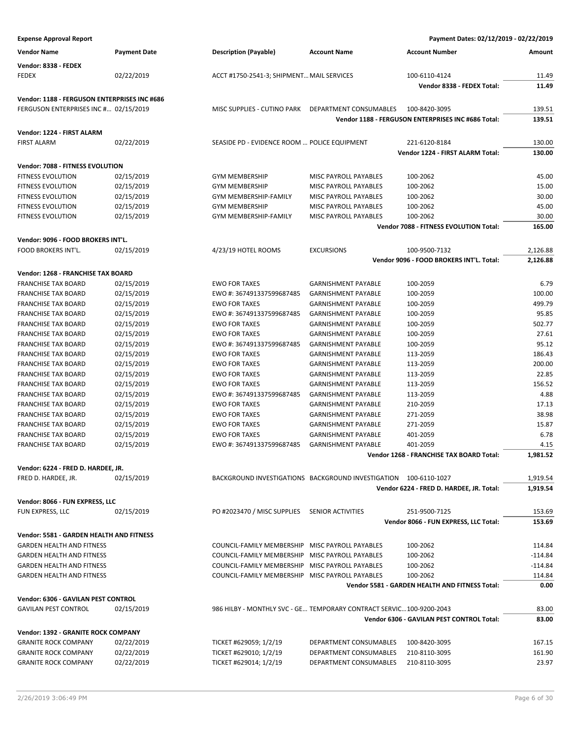**Expense Approval Report** — Payment Dates: 02/12/2019 - 02/22/2019

| Vendor Name | Payment Date | Description (Payable) | Account Name | Account Number | Amount |
|---|---|---|---|---|---|
| **Vendor: 8338 - FEDEX** | | | | | |
| FEDEX | 02/22/2019 | ACCT #1750-2541-3; SHIPMENT... | MAIL SERVICES | 100-6110-4124 | 11.49 |
| | | | | **Vendor 8338 - FEDEX Total:** | **11.49** |
| **Vendor: 1188 - FERGUSON ENTERPRISES INC #686** | | | | | |
| FERGUSON ENTERPRISES INC #... | 02/15/2019 | MISC SUPPLIES - CUTINO PARK | DEPARTMENT CONSUMABLES | 100-8420-3095 | 139.51 |
| | | | | **Vendor 1188 - FERGUSON ENTERPRISES INC #686 Total:** | **139.51** |
| **Vendor: 1224 - FIRST ALARM** | | | | | |
| FIRST ALARM | 02/22/2019 | SEASIDE PD - EVIDENCE ROOM ... | POLICE EQUIPMENT | 221-6120-8184 | 130.00 |
| | | | | **Vendor 1224 - FIRST ALARM Total:** | **130.00** |
| **Vendor: 7088 - FITNESS EVOLUTION** | | | | | |
| FITNESS EVOLUTION | 02/15/2019 | GYM MEMBERSHIP | MISC PAYROLL PAYABLES | 100-2062 | 45.00 |
| FITNESS EVOLUTION | 02/15/2019 | GYM MEMBERSHIP | MISC PAYROLL PAYABLES | 100-2062 | 15.00 |
| FITNESS EVOLUTION | 02/15/2019 | GYM MEMBERSHIP-FAMILY | MISC PAYROLL PAYABLES | 100-2062 | 30.00 |
| FITNESS EVOLUTION | 02/15/2019 | GYM MEMBERSHIP | MISC PAYROLL PAYABLES | 100-2062 | 45.00 |
| FITNESS EVOLUTION | 02/15/2019 | GYM MEMBERSHIP-FAMILY | MISC PAYROLL PAYABLES | 100-2062 | 30.00 |
| | | | | **Vendor 7088 - FITNESS EVOLUTION Total:** | **165.00** |
| **Vendor: 9096 - FOOD BROKERS INT'L.** | | | | | |
| FOOD BROKERS INT'L. | 02/15/2019 | 4/23/19 HOTEL ROOMS | EXCURSIONS | 100-9500-7132 | 2,126.88 |
| | | | | **Vendor 9096 - FOOD BROKERS INT'L. Total:** | **2,126.88** |
| **Vendor: 1268 - FRANCHISE TAX BOARD** | | | | | |
| FRANCHISE TAX BOARD | 02/15/2019 | EWO FOR TAXES | GARNISHMENT PAYABLE | 100-2059 | 6.79 |
| FRANCHISE TAX BOARD | 02/15/2019 | EWO #: 367491337599687485 | GARNISHMENT PAYABLE | 100-2059 | 100.00 |
| FRANCHISE TAX BOARD | 02/15/2019 | EWO FOR TAXES | GARNISHMENT PAYABLE | 100-2059 | 499.79 |
| FRANCHISE TAX BOARD | 02/15/2019 | EWO #: 367491337599687485 | GARNISHMENT PAYABLE | 100-2059 | 95.85 |
| FRANCHISE TAX BOARD | 02/15/2019 | EWO FOR TAXES | GARNISHMENT PAYABLE | 100-2059 | 502.77 |
| FRANCHISE TAX BOARD | 02/15/2019 | EWO FOR TAXES | GARNISHMENT PAYABLE | 100-2059 | 27.61 |
| FRANCHISE TAX BOARD | 02/15/2019 | EWO #: 367491337599687485 | GARNISHMENT PAYABLE | 100-2059 | 95.12 |
| FRANCHISE TAX BOARD | 02/15/2019 | EWO FOR TAXES | GARNISHMENT PAYABLE | 113-2059 | 186.43 |
| FRANCHISE TAX BOARD | 02/15/2019 | EWO FOR TAXES | GARNISHMENT PAYABLE | 113-2059 | 200.00 |
| FRANCHISE TAX BOARD | 02/15/2019 | EWO FOR TAXES | GARNISHMENT PAYABLE | 113-2059 | 22.85 |
| FRANCHISE TAX BOARD | 02/15/2019 | EWO FOR TAXES | GARNISHMENT PAYABLE | 113-2059 | 156.52 |
| FRANCHISE TAX BOARD | 02/15/2019 | EWO #: 367491337599687485 | GARNISHMENT PAYABLE | 113-2059 | 4.88 |
| FRANCHISE TAX BOARD | 02/15/2019 | EWO FOR TAXES | GARNISHMENT PAYABLE | 210-2059 | 17.13 |
| FRANCHISE TAX BOARD | 02/15/2019 | EWO FOR TAXES | GARNISHMENT PAYABLE | 271-2059 | 38.98 |
| FRANCHISE TAX BOARD | 02/15/2019 | EWO FOR TAXES | GARNISHMENT PAYABLE | 271-2059 | 15.87 |
| FRANCHISE TAX BOARD | 02/15/2019 | EWO FOR TAXES | GARNISHMENT PAYABLE | 401-2059 | 6.78 |
| FRANCHISE TAX BOARD | 02/15/2019 | EWO #: 367491337599687485 | GARNISHMENT PAYABLE | 401-2059 | 4.15 |
| | | | | **Vendor 1268 - FRANCHISE TAX BOARD Total:** | **1,981.52** |
| **Vendor: 6224 - FRED D. HARDEE, JR.** | | | | | |
| FRED D. HARDEE, JR. | 02/15/2019 | BACKGROUND INVESTIGATIONS | BACKGROUND INVESTIGATION | 100-6110-1027 | 1,919.54 |
| | | | | **Vendor 6224 - FRED D. HARDEE, JR. Total:** | **1,919.54** |
| **Vendor: 8066 - FUN EXPRESS, LLC** | | | | | |
| FUN EXPRESS, LLC | 02/15/2019 | PO #2023470 / MISC SUPPLIES | SENIOR ACTIVITIES | 251-9500-7125 | 153.69 |
| | | | | **Vendor 8066 - FUN EXPRESS, LLC Total:** | **153.69** |
| **Vendor: 5581 - GARDEN HEALTH AND FITNESS** | | | | | |
| GARDEN HEALTH AND FITNESS | | COUNCIL-FAMILY MEMBERSHIP | MISC PAYROLL PAYABLES | 100-2062 | 114.84 |
| GARDEN HEALTH AND FITNESS | | COUNCIL-FAMILY MEMBERSHIP | MISC PAYROLL PAYABLES | 100-2062 | -114.84 |
| GARDEN HEALTH AND FITNESS | | COUNCIL-FAMILY MEMBERSHIP | MISC PAYROLL PAYABLES | 100-2062 | -114.84 |
| GARDEN HEALTH AND FITNESS | | COUNCIL-FAMILY MEMBERSHIP | MISC PAYROLL PAYABLES | 100-2062 | 114.84 |
| | | | | **Vendor 5581 - GARDEN HEALTH AND FITNESS Total:** | **0.00** |
| **Vendor: 6306 - GAVILAN PEST CONTROL** | | | | | |
| GAVILAN PEST CONTROL | 02/15/2019 | 986 HILBY - MONTHLY SVC - GE... | TEMPORARY CONTRACT SERVIC... | 100-9200-2043 | 83.00 |
| | | | | **Vendor 6306 - GAVILAN PEST CONTROL Total:** | **83.00** |
| **Vendor: 1392 - GRANITE ROCK COMPANY** | | | | | |
| GRANITE ROCK COMPANY | 02/22/2019 | TICKET #629059; 1/2/19 | DEPARTMENT CONSUMABLES | 100-8420-3095 | 167.15 |
| GRANITE ROCK COMPANY | 02/22/2019 | TICKET #629010; 1/2/19 | DEPARTMENT CONSUMABLES | 210-8110-3095 | 161.90 |
| GRANITE ROCK COMPANY | 02/22/2019 | TICKET #629014; 1/2/19 | DEPARTMENT CONSUMABLES | 210-8110-3095 | 23.97 |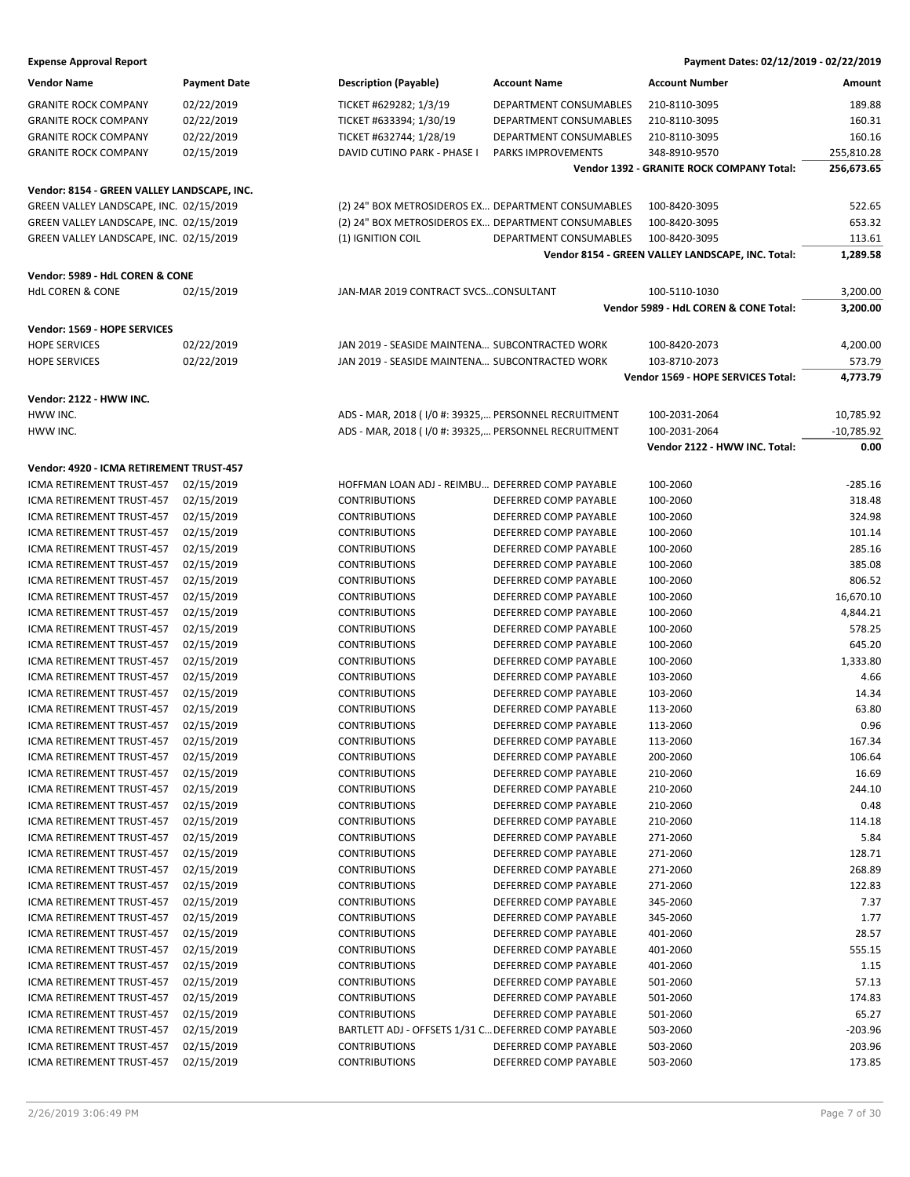**Expense Approval Report** — Payment Dates: 02/12/2019 - 02/22/2019

| Vendor Name | Payment Date | Description (Payable) | Account Name | Account Number | Amount |
|---|---|---|---|---|---|
| GRANITE ROCK COMPANY | 02/22/2019 | TICKET #629282; 1/3/19 | DEPARTMENT CONSUMABLES | 210-8110-3095 | 189.88 |
| GRANITE ROCK COMPANY | 02/22/2019 | TICKET #633394; 1/30/19 | DEPARTMENT CONSUMABLES | 210-8110-3095 | 160.31 |
| GRANITE ROCK COMPANY | 02/22/2019 | TICKET #632744; 1/28/19 | DEPARTMENT CONSUMABLES | 210-8110-3095 | 160.16 |
| GRANITE ROCK COMPANY | 02/15/2019 | DAVID CUTINO PARK - PHASE I | PARKS IMPROVEMENTS | 348-8910-9570 | 255,810.28 |
| | | | | **Vendor 1392 - GRANITE ROCK COMPANY Total:** | **256,673.65** |
| **Vendor: 8154 - GREEN VALLEY LANDSCAPE, INC.** | | | | | |
| GREEN VALLEY LANDSCAPE, INC. | 02/15/2019 | (2) 24" BOX METROSIDEROS EX... | DEPARTMENT CONSUMABLES | 100-8420-3095 | 522.65 |
| GREEN VALLEY LANDSCAPE, INC. | 02/15/2019 | (2) 24" BOX METROSIDEROS EX... | DEPARTMENT CONSUMABLES | 100-8420-3095 | 653.32 |
| GREEN VALLEY LANDSCAPE, INC. | 02/15/2019 | (1) IGNITION COIL | DEPARTMENT CONSUMABLES | 100-8420-3095 | 113.61 |
| | | | | **Vendor 8154 - GREEN VALLEY LANDSCAPE, INC. Total:** | **1,289.58** |
| **Vendor: 5989 - HdL COREN & CONE** | | | | | |
| HdL COREN & CONE | 02/15/2019 | JAN-MAR 2019 CONTRACT SVCS... | CONSULTANT | 100-5110-1030 | 3,200.00 |
| | | | | **Vendor 5989 - HdL COREN & CONE Total:** | **3,200.00** |
| **Vendor: 1569 - HOPE SERVICES** | | | | | |
| HOPE SERVICES | 02/22/2019 | JAN 2019 - SEASIDE MAINTENA... | SUBCONTRACTED WORK | 100-8420-2073 | 4,200.00 |
| HOPE SERVICES | 02/22/2019 | JAN 2019 - SEASIDE MAINTENA... | SUBCONTRACTED WORK | 103-8710-2073 | 573.79 |
| | | | | **Vendor 1569 - HOPE SERVICES Total:** | **4,773.79** |
| **Vendor: 2122 - HWW INC.** | | | | | |
| HWW INC. | | ADS - MAR, 2018 ( I/0 #: 39325,... | PERSONNEL RECRUITMENT | 100-2031-2064 | 10,785.92 |
| HWW INC. | | ADS - MAR, 2018 ( I/0 #: 39325,... | PERSONNEL RECRUITMENT | 100-2031-2064 | -10,785.92 |
| | | | | **Vendor 2122 - HWW INC. Total:** | **0.00** |
| **Vendor: 4920 - ICMA RETIREMENT TRUST-457** | | | | | |
| ICMA RETIREMENT TRUST-457 | 02/15/2019 | HOFFMAN LOAN ADJ - REIMBU... | DEFERRED COMP PAYABLE | 100-2060 | -285.16 |
| ICMA RETIREMENT TRUST-457 | 02/15/2019 | CONTRIBUTIONS | DEFERRED COMP PAYABLE | 100-2060 | 318.48 |
| ICMA RETIREMENT TRUST-457 | 02/15/2019 | CONTRIBUTIONS | DEFERRED COMP PAYABLE | 100-2060 | 324.98 |
| ICMA RETIREMENT TRUST-457 | 02/15/2019 | CONTRIBUTIONS | DEFERRED COMP PAYABLE | 100-2060 | 101.14 |
| ICMA RETIREMENT TRUST-457 | 02/15/2019 | CONTRIBUTIONS | DEFERRED COMP PAYABLE | 100-2060 | 285.16 |
| ICMA RETIREMENT TRUST-457 | 02/15/2019 | CONTRIBUTIONS | DEFERRED COMP PAYABLE | 100-2060 | 385.08 |
| ICMA RETIREMENT TRUST-457 | 02/15/2019 | CONTRIBUTIONS | DEFERRED COMP PAYABLE | 100-2060 | 806.52 |
| ICMA RETIREMENT TRUST-457 | 02/15/2019 | CONTRIBUTIONS | DEFERRED COMP PAYABLE | 100-2060 | 16,670.10 |
| ICMA RETIREMENT TRUST-457 | 02/15/2019 | CONTRIBUTIONS | DEFERRED COMP PAYABLE | 100-2060 | 4,844.21 |
| ICMA RETIREMENT TRUST-457 | 02/15/2019 | CONTRIBUTIONS | DEFERRED COMP PAYABLE | 100-2060 | 578.25 |
| ICMA RETIREMENT TRUST-457 | 02/15/2019 | CONTRIBUTIONS | DEFERRED COMP PAYABLE | 100-2060 | 645.20 |
| ICMA RETIREMENT TRUST-457 | 02/15/2019 | CONTRIBUTIONS | DEFERRED COMP PAYABLE | 100-2060 | 1,333.80 |
| ICMA RETIREMENT TRUST-457 | 02/15/2019 | CONTRIBUTIONS | DEFERRED COMP PAYABLE | 103-2060 | 4.66 |
| ICMA RETIREMENT TRUST-457 | 02/15/2019 | CONTRIBUTIONS | DEFERRED COMP PAYABLE | 103-2060 | 14.34 |
| ICMA RETIREMENT TRUST-457 | 02/15/2019 | CONTRIBUTIONS | DEFERRED COMP PAYABLE | 113-2060 | 63.80 |
| ICMA RETIREMENT TRUST-457 | 02/15/2019 | CONTRIBUTIONS | DEFERRED COMP PAYABLE | 113-2060 | 0.96 |
| ICMA RETIREMENT TRUST-457 | 02/15/2019 | CONTRIBUTIONS | DEFERRED COMP PAYABLE | 113-2060 | 167.34 |
| ICMA RETIREMENT TRUST-457 | 02/15/2019 | CONTRIBUTIONS | DEFERRED COMP PAYABLE | 200-2060 | 106.64 |
| ICMA RETIREMENT TRUST-457 | 02/15/2019 | CONTRIBUTIONS | DEFERRED COMP PAYABLE | 210-2060 | 16.69 |
| ICMA RETIREMENT TRUST-457 | 02/15/2019 | CONTRIBUTIONS | DEFERRED COMP PAYABLE | 210-2060 | 244.10 |
| ICMA RETIREMENT TRUST-457 | 02/15/2019 | CONTRIBUTIONS | DEFERRED COMP PAYABLE | 210-2060 | 0.48 |
| ICMA RETIREMENT TRUST-457 | 02/15/2019 | CONTRIBUTIONS | DEFERRED COMP PAYABLE | 210-2060 | 114.18 |
| ICMA RETIREMENT TRUST-457 | 02/15/2019 | CONTRIBUTIONS | DEFERRED COMP PAYABLE | 271-2060 | 5.84 |
| ICMA RETIREMENT TRUST-457 | 02/15/2019 | CONTRIBUTIONS | DEFERRED COMP PAYABLE | 271-2060 | 128.71 |
| ICMA RETIREMENT TRUST-457 | 02/15/2019 | CONTRIBUTIONS | DEFERRED COMP PAYABLE | 271-2060 | 268.89 |
| ICMA RETIREMENT TRUST-457 | 02/15/2019 | CONTRIBUTIONS | DEFERRED COMP PAYABLE | 271-2060 | 122.83 |
| ICMA RETIREMENT TRUST-457 | 02/15/2019 | CONTRIBUTIONS | DEFERRED COMP PAYABLE | 345-2060 | 7.37 |
| ICMA RETIREMENT TRUST-457 | 02/15/2019 | CONTRIBUTIONS | DEFERRED COMP PAYABLE | 345-2060 | 1.77 |
| ICMA RETIREMENT TRUST-457 | 02/15/2019 | CONTRIBUTIONS | DEFERRED COMP PAYABLE | 401-2060 | 28.57 |
| ICMA RETIREMENT TRUST-457 | 02/15/2019 | CONTRIBUTIONS | DEFERRED COMP PAYABLE | 401-2060 | 555.15 |
| ICMA RETIREMENT TRUST-457 | 02/15/2019 | CONTRIBUTIONS | DEFERRED COMP PAYABLE | 401-2060 | 1.15 |
| ICMA RETIREMENT TRUST-457 | 02/15/2019 | CONTRIBUTIONS | DEFERRED COMP PAYABLE | 501-2060 | 57.13 |
| ICMA RETIREMENT TRUST-457 | 02/15/2019 | CONTRIBUTIONS | DEFERRED COMP PAYABLE | 501-2060 | 174.83 |
| ICMA RETIREMENT TRUST-457 | 02/15/2019 | CONTRIBUTIONS | DEFERRED COMP PAYABLE | 501-2060 | 65.27 |
| ICMA RETIREMENT TRUST-457 | 02/15/2019 | BARTLETT ADJ - OFFSETS 1/31 C... | DEFERRED COMP PAYABLE | 503-2060 | -203.96 |
| ICMA RETIREMENT TRUST-457 | 02/15/2019 | CONTRIBUTIONS | DEFERRED COMP PAYABLE | 503-2060 | 203.96 |
| ICMA RETIREMENT TRUST-457 | 02/15/2019 | CONTRIBUTIONS | DEFERRED COMP PAYABLE | 503-2060 | 173.85 |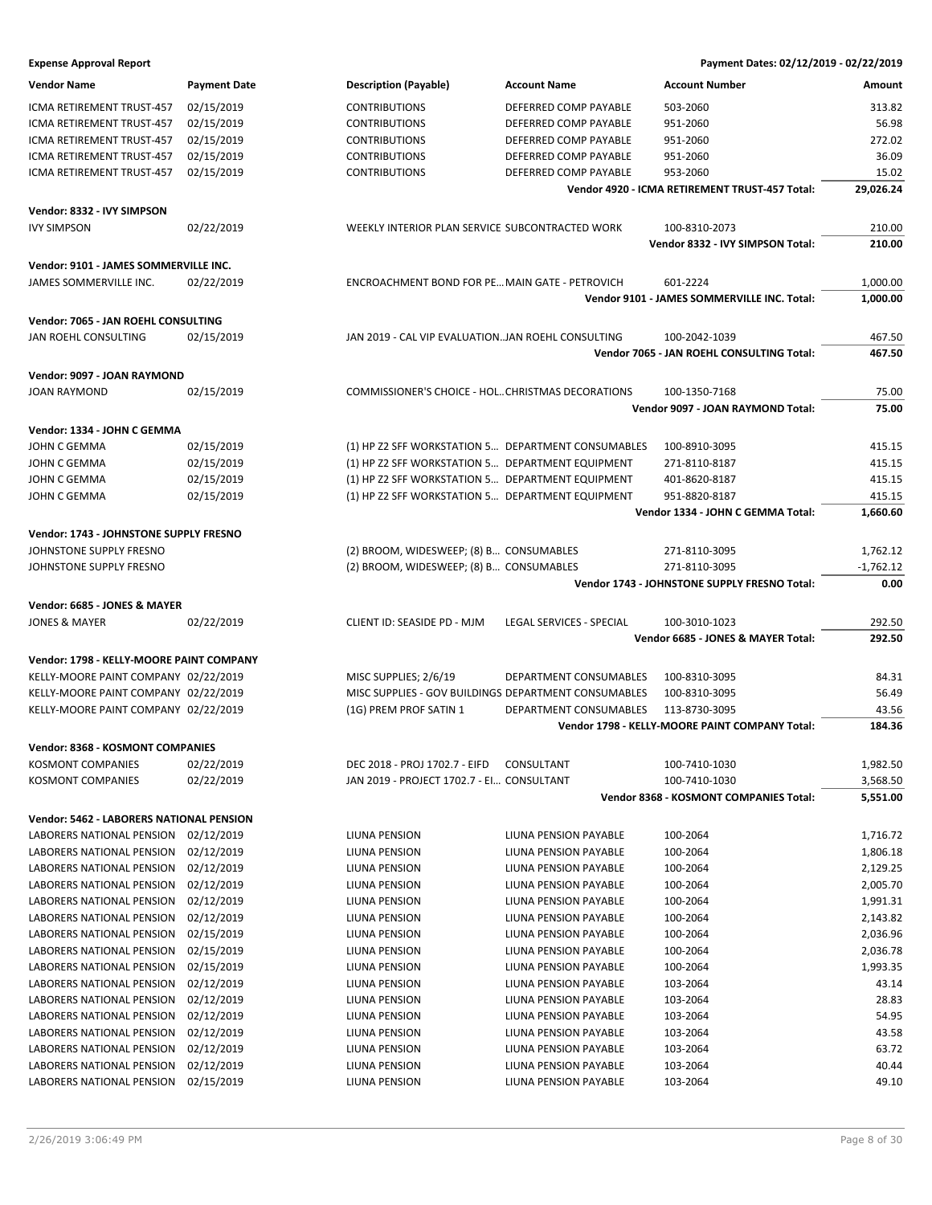**Expense Approval Report** — Payment Dates: 02/12/2019 - 02/22/2019

| Vendor Name | Payment Date | Description (Payable) | Account Name | Account Number | Amount |
|---|---|---|---|---|---|
| ICMA RETIREMENT TRUST-457 | 02/15/2019 | CONTRIBUTIONS | DEFERRED COMP PAYABLE | 503-2060 | 313.82 |
| ICMA RETIREMENT TRUST-457 | 02/15/2019 | CONTRIBUTIONS | DEFERRED COMP PAYABLE | 951-2060 | 56.98 |
| ICMA RETIREMENT TRUST-457 | 02/15/2019 | CONTRIBUTIONS | DEFERRED COMP PAYABLE | 951-2060 | 272.02 |
| ICMA RETIREMENT TRUST-457 | 02/15/2019 | CONTRIBUTIONS | DEFERRED COMP PAYABLE | 951-2060 | 36.09 |
| ICMA RETIREMENT TRUST-457 | 02/15/2019 | CONTRIBUTIONS | DEFERRED COMP PAYABLE | 953-2060 | 15.02 |
| | | | | **Vendor 4920 - ICMA RETIREMENT TRUST-457 Total:** | **29,026.24** |
| **Vendor: 8332 - IVY SIMPSON** | | | | | |
| IVY SIMPSON | 02/22/2019 | WEEKLY INTERIOR PLAN SERVICE | SUBCONTRACTED WORK | 100-8310-2073 | 210.00 |
| | | | | **Vendor 8332 - IVY SIMPSON Total:** | **210.00** |
| **Vendor: 9101 - JAMES SOMMERVILLE INC.** | | | | | |
| JAMES SOMMERVILLE INC. | 02/22/2019 | ENCROACHMENT BOND FOR PE… | MAIN GATE - PETROVICH | 601-2224 | 1,000.00 |
| | | | | **Vendor 9101 - JAMES SOMMERVILLE INC. Total:** | **1,000.00** |
| **Vendor: 7065 - JAN ROEHL CONSULTING** | | | | | |
| JAN ROEHL CONSULTING | 02/15/2019 | JAN 2019 - CAL VIP EVALUATION… | JAN ROEHL CONSULTING | 100-2042-1039 | 467.50 |
| | | | | **Vendor 7065 - JAN ROEHL CONSULTING Total:** | **467.50** |
| **Vendor: 9097 - JOAN RAYMOND** | | | | | |
| JOAN RAYMOND | 02/15/2019 | COMMISSIONER'S CHOICE - HOL… | CHRISTMAS DECORATIONS | 100-1350-7168 | 75.00 |
| | | | | **Vendor 9097 - JOAN RAYMOND Total:** | **75.00** |
| **Vendor: 1334 - JOHN C GEMMA** | | | | | |
| JOHN C GEMMA | 02/15/2019 | (1) HP Z2 SFF WORKSTATION 5… | DEPARTMENT CONSUMABLES | 100-8910-3095 | 415.15 |
| JOHN C GEMMA | 02/15/2019 | (1) HP Z2 SFF WORKSTATION 5… | DEPARTMENT EQUIPMENT | 271-8110-8187 | 415.15 |
| JOHN C GEMMA | 02/15/2019 | (1) HP Z2 SFF WORKSTATION 5… | DEPARTMENT EQUIPMENT | 401-8620-8187 | 415.15 |
| JOHN C GEMMA | 02/15/2019 | (1) HP Z2 SFF WORKSTATION 5… | DEPARTMENT EQUIPMENT | 951-8820-8187 | 415.15 |
| | | | | **Vendor 1334 - JOHN C GEMMA Total:** | **1,660.60** |
| **Vendor: 1743 - JOHNSTONE SUPPLY FRESNO** | | | | | |
| JOHNSTONE SUPPLY FRESNO | | (2) BROOM, WIDESWEEP; (8) B… | CONSUMABLES | 271-8110-3095 | 1,762.12 |
| JOHNSTONE SUPPLY FRESNO | | (2) BROOM, WIDESWEEP; (8) B… | CONSUMABLES | 271-8110-3095 | -1,762.12 |
| | | | | **Vendor 1743 - JOHNSTONE SUPPLY FRESNO Total:** | **0.00** |
| **Vendor: 6685 - JONES & MAYER** | | | | | |
| JONES & MAYER | 02/22/2019 | CLIENT ID: SEASIDE PD - MJM | LEGAL SERVICES - SPECIAL | 100-3010-1023 | 292.50 |
| | | | | **Vendor 6685 - JONES & MAYER Total:** | **292.50** |
| **Vendor: 1798 - KELLY-MOORE PAINT COMPANY** | | | | | |
| KELLY-MOORE PAINT COMPANY | 02/22/2019 | MISC SUPPLIES; 2/6/19 | DEPARTMENT CONSUMABLES | 100-8310-3095 | 84.31 |
| KELLY-MOORE PAINT COMPANY | 02/22/2019 | MISC SUPPLIES - GOV BUILDINGS | DEPARTMENT CONSUMABLES | 100-8310-3095 | 56.49 |
| KELLY-MOORE PAINT COMPANY | 02/22/2019 | (1G) PREM PROF SATIN 1 | DEPARTMENT CONSUMABLES | 113-8730-3095 | 43.56 |
| | | | | **Vendor 1798 - KELLY-MOORE PAINT COMPANY Total:** | **184.36** |
| **Vendor: 8368 - KOSMONT COMPANIES** | | | | | |
| KOSMONT COMPANIES | 02/22/2019 | DEC 2018 - PROJ 1702.7 - EIFD | CONSULTANT | 100-7410-1030 | 1,982.50 |
| KOSMONT COMPANIES | 02/22/2019 | JAN 2019 - PROJECT 1702.7 - EI… | CONSULTANT | 100-7410-1030 | 3,568.50 |
| | | | | **Vendor 8368 - KOSMONT COMPANIES Total:** | **5,551.00** |
| **Vendor: 5462 - LABORERS NATIONAL PENSION** | | | | | |
| LABORERS NATIONAL PENSION | 02/12/2019 | LIUNA PENSION | LIUNA PENSION PAYABLE | 100-2064 | 1,716.72 |
| LABORERS NATIONAL PENSION | 02/12/2019 | LIUNA PENSION | LIUNA PENSION PAYABLE | 100-2064 | 1,806.18 |
| LABORERS NATIONAL PENSION | 02/12/2019 | LIUNA PENSION | LIUNA PENSION PAYABLE | 100-2064 | 2,129.25 |
| LABORERS NATIONAL PENSION | 02/12/2019 | LIUNA PENSION | LIUNA PENSION PAYABLE | 100-2064 | 2,005.70 |
| LABORERS NATIONAL PENSION | 02/12/2019 | LIUNA PENSION | LIUNA PENSION PAYABLE | 100-2064 | 1,991.31 |
| LABORERS NATIONAL PENSION | 02/12/2019 | LIUNA PENSION | LIUNA PENSION PAYABLE | 100-2064 | 2,143.82 |
| LABORERS NATIONAL PENSION | 02/15/2019 | LIUNA PENSION | LIUNA PENSION PAYABLE | 100-2064 | 2,036.96 |
| LABORERS NATIONAL PENSION | 02/15/2019 | LIUNA PENSION | LIUNA PENSION PAYABLE | 100-2064 | 2,036.78 |
| LABORERS NATIONAL PENSION | 02/15/2019 | LIUNA PENSION | LIUNA PENSION PAYABLE | 100-2064 | 1,993.35 |
| LABORERS NATIONAL PENSION | 02/12/2019 | LIUNA PENSION | LIUNA PENSION PAYABLE | 103-2064 | 43.14 |
| LABORERS NATIONAL PENSION | 02/12/2019 | LIUNA PENSION | LIUNA PENSION PAYABLE | 103-2064 | 28.83 |
| LABORERS NATIONAL PENSION | 02/12/2019 | LIUNA PENSION | LIUNA PENSION PAYABLE | 103-2064 | 54.95 |
| LABORERS NATIONAL PENSION | 02/12/2019 | LIUNA PENSION | LIUNA PENSION PAYABLE | 103-2064 | 43.58 |
| LABORERS NATIONAL PENSION | 02/12/2019 | LIUNA PENSION | LIUNA PENSION PAYABLE | 103-2064 | 63.72 |
| LABORERS NATIONAL PENSION | 02/12/2019 | LIUNA PENSION | LIUNA PENSION PAYABLE | 103-2064 | 40.44 |
| LABORERS NATIONAL PENSION | 02/15/2019 | LIUNA PENSION | LIUNA PENSION PAYABLE | 103-2064 | 49.10 |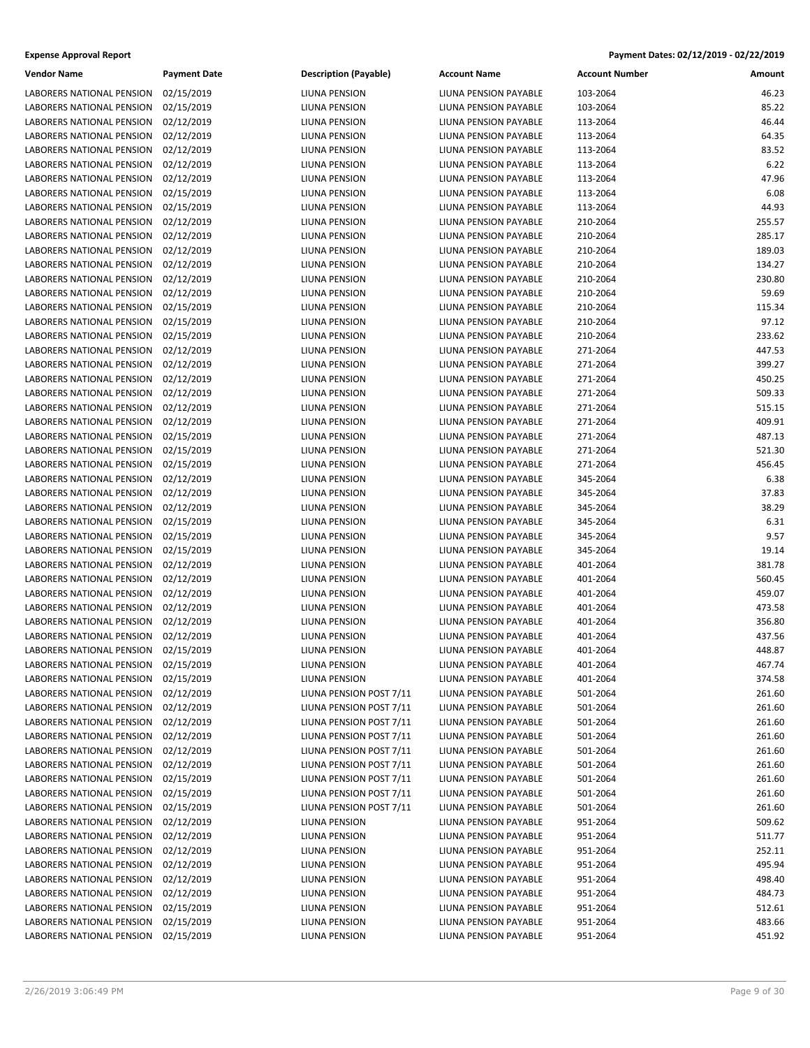**Expense Approval Report** | Payment Dates: 02/12/2019 - 02/22/2019

| Vendor Name | Payment Date | Description (Payable) | Account Name | Account Number | Amount |
|---|---|---|---|---|---|
| LABORERS NATIONAL PENSION | 02/15/2019 | LIUNA PENSION | LIUNA PENSION PAYABLE | 103-2064 | 46.23 |
| LABORERS NATIONAL PENSION | 02/15/2019 | LIUNA PENSION | LIUNA PENSION PAYABLE | 103-2064 | 85.22 |
| LABORERS NATIONAL PENSION | 02/12/2019 | LIUNA PENSION | LIUNA PENSION PAYABLE | 113-2064 | 46.44 |
| LABORERS NATIONAL PENSION | 02/12/2019 | LIUNA PENSION | LIUNA PENSION PAYABLE | 113-2064 | 64.35 |
| LABORERS NATIONAL PENSION | 02/12/2019 | LIUNA PENSION | LIUNA PENSION PAYABLE | 113-2064 | 83.52 |
| LABORERS NATIONAL PENSION | 02/12/2019 | LIUNA PENSION | LIUNA PENSION PAYABLE | 113-2064 | 6.22 |
| LABORERS NATIONAL PENSION | 02/12/2019 | LIUNA PENSION | LIUNA PENSION PAYABLE | 113-2064 | 47.96 |
| LABORERS NATIONAL PENSION | 02/15/2019 | LIUNA PENSION | LIUNA PENSION PAYABLE | 113-2064 | 6.08 |
| LABORERS NATIONAL PENSION | 02/15/2019 | LIUNA PENSION | LIUNA PENSION PAYABLE | 113-2064 | 44.93 |
| LABORERS NATIONAL PENSION | 02/12/2019 | LIUNA PENSION | LIUNA PENSION PAYABLE | 210-2064 | 255.57 |
| LABORERS NATIONAL PENSION | 02/12/2019 | LIUNA PENSION | LIUNA PENSION PAYABLE | 210-2064 | 285.17 |
| LABORERS NATIONAL PENSION | 02/12/2019 | LIUNA PENSION | LIUNA PENSION PAYABLE | 210-2064 | 189.03 |
| LABORERS NATIONAL PENSION | 02/12/2019 | LIUNA PENSION | LIUNA PENSION PAYABLE | 210-2064 | 134.27 |
| LABORERS NATIONAL PENSION | 02/12/2019 | LIUNA PENSION | LIUNA PENSION PAYABLE | 210-2064 | 230.80 |
| LABORERS NATIONAL PENSION | 02/12/2019 | LIUNA PENSION | LIUNA PENSION PAYABLE | 210-2064 | 59.69 |
| LABORERS NATIONAL PENSION | 02/15/2019 | LIUNA PENSION | LIUNA PENSION PAYABLE | 210-2064 | 115.34 |
| LABORERS NATIONAL PENSION | 02/15/2019 | LIUNA PENSION | LIUNA PENSION PAYABLE | 210-2064 | 97.12 |
| LABORERS NATIONAL PENSION | 02/15/2019 | LIUNA PENSION | LIUNA PENSION PAYABLE | 210-2064 | 233.62 |
| LABORERS NATIONAL PENSION | 02/12/2019 | LIUNA PENSION | LIUNA PENSION PAYABLE | 271-2064 | 447.53 |
| LABORERS NATIONAL PENSION | 02/12/2019 | LIUNA PENSION | LIUNA PENSION PAYABLE | 271-2064 | 399.27 |
| LABORERS NATIONAL PENSION | 02/12/2019 | LIUNA PENSION | LIUNA PENSION PAYABLE | 271-2064 | 450.25 |
| LABORERS NATIONAL PENSION | 02/12/2019 | LIUNA PENSION | LIUNA PENSION PAYABLE | 271-2064 | 509.33 |
| LABORERS NATIONAL PENSION | 02/12/2019 | LIUNA PENSION | LIUNA PENSION PAYABLE | 271-2064 | 515.15 |
| LABORERS NATIONAL PENSION | 02/12/2019 | LIUNA PENSION | LIUNA PENSION PAYABLE | 271-2064 | 409.91 |
| LABORERS NATIONAL PENSION | 02/15/2019 | LIUNA PENSION | LIUNA PENSION PAYABLE | 271-2064 | 487.13 |
| LABORERS NATIONAL PENSION | 02/15/2019 | LIUNA PENSION | LIUNA PENSION PAYABLE | 271-2064 | 521.30 |
| LABORERS NATIONAL PENSION | 02/15/2019 | LIUNA PENSION | LIUNA PENSION PAYABLE | 271-2064 | 456.45 |
| LABORERS NATIONAL PENSION | 02/12/2019 | LIUNA PENSION | LIUNA PENSION PAYABLE | 345-2064 | 6.38 |
| LABORERS NATIONAL PENSION | 02/12/2019 | LIUNA PENSION | LIUNA PENSION PAYABLE | 345-2064 | 37.83 |
| LABORERS NATIONAL PENSION | 02/12/2019 | LIUNA PENSION | LIUNA PENSION PAYABLE | 345-2064 | 38.29 |
| LABORERS NATIONAL PENSION | 02/15/2019 | LIUNA PENSION | LIUNA PENSION PAYABLE | 345-2064 | 6.31 |
| LABORERS NATIONAL PENSION | 02/15/2019 | LIUNA PENSION | LIUNA PENSION PAYABLE | 345-2064 | 9.57 |
| LABORERS NATIONAL PENSION | 02/15/2019 | LIUNA PENSION | LIUNA PENSION PAYABLE | 345-2064 | 19.14 |
| LABORERS NATIONAL PENSION | 02/12/2019 | LIUNA PENSION | LIUNA PENSION PAYABLE | 401-2064 | 381.78 |
| LABORERS NATIONAL PENSION | 02/12/2019 | LIUNA PENSION | LIUNA PENSION PAYABLE | 401-2064 | 560.45 |
| LABORERS NATIONAL PENSION | 02/12/2019 | LIUNA PENSION | LIUNA PENSION PAYABLE | 401-2064 | 459.07 |
| LABORERS NATIONAL PENSION | 02/12/2019 | LIUNA PENSION | LIUNA PENSION PAYABLE | 401-2064 | 473.58 |
| LABORERS NATIONAL PENSION | 02/12/2019 | LIUNA PENSION | LIUNA PENSION PAYABLE | 401-2064 | 356.80 |
| LABORERS NATIONAL PENSION | 02/12/2019 | LIUNA PENSION | LIUNA PENSION PAYABLE | 401-2064 | 437.56 |
| LABORERS NATIONAL PENSION | 02/15/2019 | LIUNA PENSION | LIUNA PENSION PAYABLE | 401-2064 | 448.87 |
| LABORERS NATIONAL PENSION | 02/15/2019 | LIUNA PENSION | LIUNA PENSION PAYABLE | 401-2064 | 467.74 |
| LABORERS NATIONAL PENSION | 02/15/2019 | LIUNA PENSION | LIUNA PENSION PAYABLE | 401-2064 | 374.58 |
| LABORERS NATIONAL PENSION | 02/12/2019 | LIUNA PENSION POST 7/11 | LIUNA PENSION PAYABLE | 501-2064 | 261.60 |
| LABORERS NATIONAL PENSION | 02/12/2019 | LIUNA PENSION POST 7/11 | LIUNA PENSION PAYABLE | 501-2064 | 261.60 |
| LABORERS NATIONAL PENSION | 02/12/2019 | LIUNA PENSION POST 7/11 | LIUNA PENSION PAYABLE | 501-2064 | 261.60 |
| LABORERS NATIONAL PENSION | 02/12/2019 | LIUNA PENSION POST 7/11 | LIUNA PENSION PAYABLE | 501-2064 | 261.60 |
| LABORERS NATIONAL PENSION | 02/12/2019 | LIUNA PENSION POST 7/11 | LIUNA PENSION PAYABLE | 501-2064 | 261.60 |
| LABORERS NATIONAL PENSION | 02/12/2019 | LIUNA PENSION POST 7/11 | LIUNA PENSION PAYABLE | 501-2064 | 261.60 |
| LABORERS NATIONAL PENSION | 02/15/2019 | LIUNA PENSION POST 7/11 | LIUNA PENSION PAYABLE | 501-2064 | 261.60 |
| LABORERS NATIONAL PENSION | 02/15/2019 | LIUNA PENSION POST 7/11 | LIUNA PENSION PAYABLE | 501-2064 | 261.60 |
| LABORERS NATIONAL PENSION | 02/15/2019 | LIUNA PENSION POST 7/11 | LIUNA PENSION PAYABLE | 501-2064 | 261.60 |
| LABORERS NATIONAL PENSION | 02/12/2019 | LIUNA PENSION | LIUNA PENSION PAYABLE | 951-2064 | 509.62 |
| LABORERS NATIONAL PENSION | 02/12/2019 | LIUNA PENSION | LIUNA PENSION PAYABLE | 951-2064 | 511.77 |
| LABORERS NATIONAL PENSION | 02/12/2019 | LIUNA PENSION | LIUNA PENSION PAYABLE | 951-2064 | 252.11 |
| LABORERS NATIONAL PENSION | 02/12/2019 | LIUNA PENSION | LIUNA PENSION PAYABLE | 951-2064 | 495.94 |
| LABORERS NATIONAL PENSION | 02/12/2019 | LIUNA PENSION | LIUNA PENSION PAYABLE | 951-2064 | 498.40 |
| LABORERS NATIONAL PENSION | 02/12/2019 | LIUNA PENSION | LIUNA PENSION PAYABLE | 951-2064 | 484.73 |
| LABORERS NATIONAL PENSION | 02/15/2019 | LIUNA PENSION | LIUNA PENSION PAYABLE | 951-2064 | 512.61 |
| LABORERS NATIONAL PENSION | 02/15/2019 | LIUNA PENSION | LIUNA PENSION PAYABLE | 951-2064 | 483.66 |
| LABORERS NATIONAL PENSION | 02/15/2019 | LIUNA PENSION | LIUNA PENSION PAYABLE | 951-2064 | 451.92 |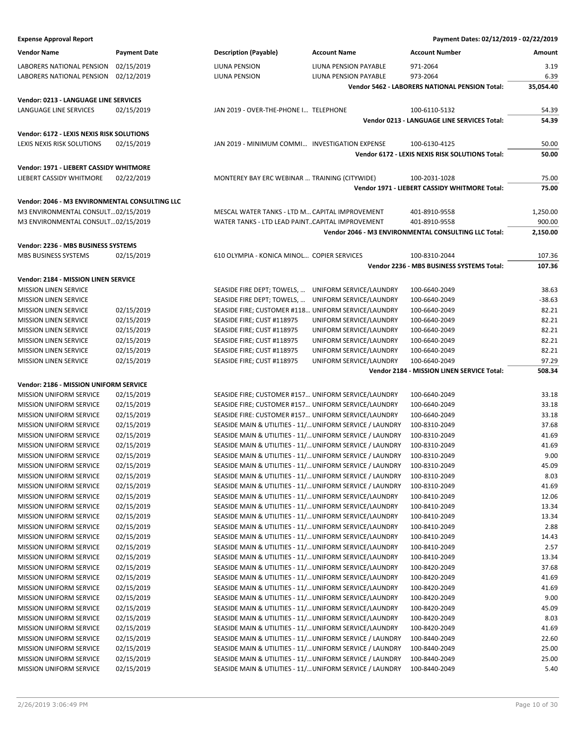**Expense Approval Report** — Payment Dates: 02/12/2019 - 02/22/2019

| Vendor Name | Payment Date | Description (Payable) | Account Name | Account Number | Amount |
|---|---|---|---|---|---|
| LABORERS NATIONAL PENSION | 02/15/2019 | LIUNA PENSION | LIUNA PENSION PAYABLE | 971-2064 | 3.19 |
| LABORERS NATIONAL PENSION | 02/12/2019 | LIUNA PENSION | LIUNA PENSION PAYABLE | 973-2064 | 6.39 |
| | | | | **Vendor 5462 - LABORERS NATIONAL PENSION Total:** | **35,054.40** |
| **Vendor: 0213 - LANGUAGE LINE SERVICES** | | | | | |
| LANGUAGE LINE SERVICES | 02/15/2019 | JAN 2019 - OVER-THE-PHONE I… | TELEPHONE | 100-6110-5132 | 54.39 |
| | | | | **Vendor 0213 - LANGUAGE LINE SERVICES Total:** | **54.39** |
| **Vendor: 6172 - LEXIS NEXIS RISK SOLUTIONS** | | | | | |
| LEXIS NEXIS RISK SOLUTIONS | 02/15/2019 | JAN 2019 - MINIMUM COMMI… | INVESTIGATION EXPENSE | 100-6130-4125 | 50.00 |
| | | | | **Vendor 6172 - LEXIS NEXIS RISK SOLUTIONS Total:** | **50.00** |
| **Vendor: 1971 - LIEBERT CASSIDY WHITMORE** | | | | | |
| LIEBERT CASSIDY WHITMORE | 02/22/2019 | MONTEREY BAY ERC WEBINAR … | TRAINING (CITYWIDE) | 100-2031-1028 | 75.00 |
| | | | | **Vendor 1971 - LIEBERT CASSIDY WHITMORE Total:** | **75.00** |
| **Vendor: 2046 - M3 ENVIRONMENTAL CONSULTING LLC** | | | | | |
| M3 ENVIRONMENTAL CONSULT… | 02/15/2019 | MESCAL WATER TANKS - LTD M… | CAPITAL IMPROVEMENT | 401-8910-9558 | 1,250.00 |
| M3 ENVIRONMENTAL CONSULT… | 02/15/2019 | WATER TANKS - LTD LEAD PAINT… | CAPITAL IMPROVEMENT | 401-8910-9558 | 900.00 |
| | | | | **Vendor 2046 - M3 ENVIRONMENTAL CONSULTING LLC Total:** | **2,150.00** |
| **Vendor: 2236 - MBS BUSINESS SYSTEMS** | | | | | |
| MBS BUSINESS SYSTEMS | 02/15/2019 | 610 OLYMPIA - KONICA MINOL… | COPIER SERVICES | 100-8310-2044 | 107.36 |
| | | | | **Vendor 2236 - MBS BUSINESS SYSTEMS Total:** | **107.36** |
| **Vendor: 2184 - MISSION LINEN SERVICE** | | | | | |
| MISSION LINEN SERVICE | | SEASIDE FIRE DEPT; TOWELS, … | UNIFORM SERVICE/LAUNDRY | 100-6640-2049 | 38.63 |
| MISSION LINEN SERVICE | | SEASIDE FIRE DEPT; TOWELS, … | UNIFORM SERVICE/LAUNDRY | 100-6640-2049 | -38.63 |
| MISSION LINEN SERVICE | 02/15/2019 | SEASIDE FIRE; CUSTOMER #118… | UNIFORM SERVICE/LAUNDRY | 100-6640-2049 | 82.21 |
| MISSION LINEN SERVICE | 02/15/2019 | SEASIDE FIRE; CUST #118975 | UNIFORM SERVICE/LAUNDRY | 100-6640-2049 | 82.21 |
| MISSION LINEN SERVICE | 02/15/2019 | SEASIDE FIRE; CUST #118975 | UNIFORM SERVICE/LAUNDRY | 100-6640-2049 | 82.21 |
| MISSION LINEN SERVICE | 02/15/2019 | SEASIDE FIRE; CUST #118975 | UNIFORM SERVICE/LAUNDRY | 100-6640-2049 | 82.21 |
| MISSION LINEN SERVICE | 02/15/2019 | SEASIDE FIRE; CUST #118975 | UNIFORM SERVICE/LAUNDRY | 100-6640-2049 | 82.21 |
| MISSION LINEN SERVICE | 02/15/2019 | SEASIDE FIRE; CUST #118975 | UNIFORM SERVICE/LAUNDRY | 100-6640-2049 | 97.29 |
| | | | | **Vendor 2184 - MISSION LINEN SERVICE Total:** | **508.34** |
| **Vendor: 2186 - MISSION UNIFORM SERVICE** | | | | | |
| MISSION UNIFORM SERVICE | 02/15/2019 | SEASIDE FIRE; CUSTOMER #157… | UNIFORM SERVICE/LAUNDRY | 100-6640-2049 | 33.18 |
| MISSION UNIFORM SERVICE | 02/15/2019 | SEASIDE FIRE; CUSTOMER #157… | UNIFORM SERVICE/LAUNDRY | 100-6640-2049 | 33.18 |
| MISSION UNIFORM SERVICE | 02/15/2019 | SEASIDE FIRE: CUSTOMER #157… | UNIFORM SERVICE/LAUNDRY | 100-6640-2049 | 33.18 |
| MISSION UNIFORM SERVICE | 02/15/2019 | SEASIDE MAIN & UTILITIES - 11/… | UNIFORM SERVICE / LAUNDRY | 100-8310-2049 | 37.68 |
| MISSION UNIFORM SERVICE | 02/15/2019 | SEASIDE MAIN & UTILITIES - 11/… | UNIFORM SERVICE / LAUNDRY | 100-8310-2049 | 41.69 |
| MISSION UNIFORM SERVICE | 02/15/2019 | SEASIDE MAIN & UTILITIES - 11/… | UNIFORM SERVICE / LAUNDRY | 100-8310-2049 | 41.69 |
| MISSION UNIFORM SERVICE | 02/15/2019 | SEASIDE MAIN & UTILITIES - 11/… | UNIFORM SERVICE / LAUNDRY | 100-8310-2049 | 9.00 |
| MISSION UNIFORM SERVICE | 02/15/2019 | SEASIDE MAIN & UTILITIES - 11/… | UNIFORM SERVICE / LAUNDRY | 100-8310-2049 | 45.09 |
| MISSION UNIFORM SERVICE | 02/15/2019 | SEASIDE MAIN & UTILITIES - 11/… | UNIFORM SERVICE / LAUNDRY | 100-8310-2049 | 8.03 |
| MISSION UNIFORM SERVICE | 02/15/2019 | SEASIDE MAIN & UTILITIES - 11/… | UNIFORM SERVICE / LAUNDRY | 100-8310-2049 | 41.69 |
| MISSION UNIFORM SERVICE | 02/15/2019 | SEASIDE MAIN & UTILITIES - 11/… | UNIFORM SERVICE/LAUNDRY | 100-8410-2049 | 12.06 |
| MISSION UNIFORM SERVICE | 02/15/2019 | SEASIDE MAIN & UTILITIES - 11/… | UNIFORM SERVICE/LAUNDRY | 100-8410-2049 | 13.34 |
| MISSION UNIFORM SERVICE | 02/15/2019 | SEASIDE MAIN & UTILITIES - 11/… | UNIFORM SERVICE/LAUNDRY | 100-8410-2049 | 13.34 |
| MISSION UNIFORM SERVICE | 02/15/2019 | SEASIDE MAIN & UTILITIES - 11/… | UNIFORM SERVICE/LAUNDRY | 100-8410-2049 | 2.88 |
| MISSION UNIFORM SERVICE | 02/15/2019 | SEASIDE MAIN & UTILITIES - 11/… | UNIFORM SERVICE/LAUNDRY | 100-8410-2049 | 14.43 |
| MISSION UNIFORM SERVICE | 02/15/2019 | SEASIDE MAIN & UTILITIES - 11/… | UNIFORM SERVICE/LAUNDRY | 100-8410-2049 | 2.57 |
| MISSION UNIFORM SERVICE | 02/15/2019 | SEASIDE MAIN & UTILITIES - 11/… | UNIFORM SERVICE/LAUNDRY | 100-8410-2049 | 13.34 |
| MISSION UNIFORM SERVICE | 02/15/2019 | SEASIDE MAIN & UTILITIES - 11/… | UNIFORM SERVICE/LAUNDRY | 100-8420-2049 | 37.68 |
| MISSION UNIFORM SERVICE | 02/15/2019 | SEASIDE MAIN & UTILITIES - 11/… | UNIFORM SERVICE/LAUNDRY | 100-8420-2049 | 41.69 |
| MISSION UNIFORM SERVICE | 02/15/2019 | SEASIDE MAIN & UTILITIES - 11/… | UNIFORM SERVICE/LAUNDRY | 100-8420-2049 | 41.69 |
| MISSION UNIFORM SERVICE | 02/15/2019 | SEASIDE MAIN & UTILITIES - 11/… | UNIFORM SERVICE/LAUNDRY | 100-8420-2049 | 9.00 |
| MISSION UNIFORM SERVICE | 02/15/2019 | SEASIDE MAIN & UTILITIES - 11/… | UNIFORM SERVICE/LAUNDRY | 100-8420-2049 | 45.09 |
| MISSION UNIFORM SERVICE | 02/15/2019 | SEASIDE MAIN & UTILITIES - 11/… | UNIFORM SERVICE/LAUNDRY | 100-8420-2049 | 8.03 |
| MISSION UNIFORM SERVICE | 02/15/2019 | SEASIDE MAIN & UTILITIES - 11/… | UNIFORM SERVICE/LAUNDRY | 100-8420-2049 | 41.69 |
| MISSION UNIFORM SERVICE | 02/15/2019 | SEASIDE MAIN & UTILITIES - 11/… | UNIFORM SERVICE / LAUNDRY | 100-8440-2049 | 22.60 |
| MISSION UNIFORM SERVICE | 02/15/2019 | SEASIDE MAIN & UTILITIES - 11/… | UNIFORM SERVICE / LAUNDRY | 100-8440-2049 | 25.00 |
| MISSION UNIFORM SERVICE | 02/15/2019 | SEASIDE MAIN & UTILITIES - 11/… | UNIFORM SERVICE / LAUNDRY | 100-8440-2049 | 25.00 |
| MISSION UNIFORM SERVICE | 02/15/2019 | SEASIDE MAIN & UTILITIES - 11/… | UNIFORM SERVICE / LAUNDRY | 100-8440-2049 | 5.40 |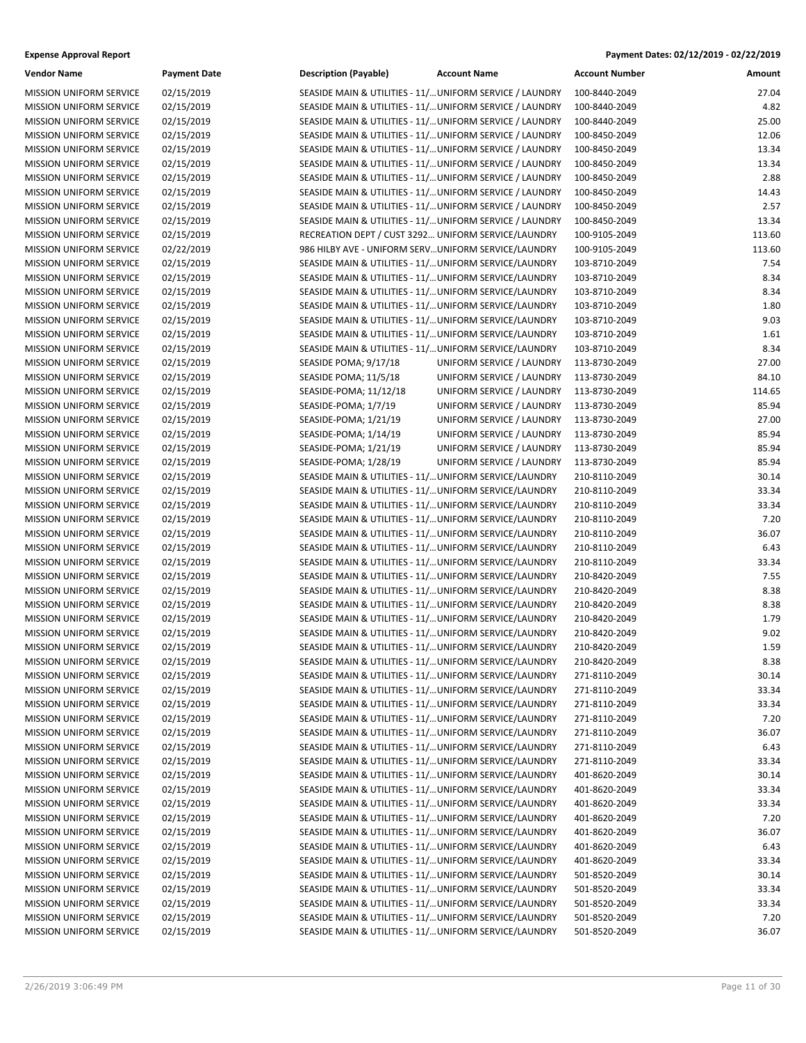**Expense Approval Report** — Payment Dates: 02/12/2019 - 02/22/2019

| Vendor Name | Payment Date | Description (Payable) | Account Name | Account Number | Amount |
|---|---|---|---|---|---|
| MISSION UNIFORM SERVICE | 02/15/2019 | SEASIDE MAIN & UTILITIES - 11/… | UNIFORM SERVICE / LAUNDRY | 100-8440-2049 | 27.04 |
| MISSION UNIFORM SERVICE | 02/15/2019 | SEASIDE MAIN & UTILITIES - 11/… | UNIFORM SERVICE / LAUNDRY | 100-8440-2049 | 4.82 |
| MISSION UNIFORM SERVICE | 02/15/2019 | SEASIDE MAIN & UTILITIES - 11/… | UNIFORM SERVICE / LAUNDRY | 100-8440-2049 | 25.00 |
| MISSION UNIFORM SERVICE | 02/15/2019 | SEASIDE MAIN & UTILITIES - 11/… | UNIFORM SERVICE / LAUNDRY | 100-8450-2049 | 12.06 |
| MISSION UNIFORM SERVICE | 02/15/2019 | SEASIDE MAIN & UTILITIES - 11/… | UNIFORM SERVICE / LAUNDRY | 100-8450-2049 | 13.34 |
| MISSION UNIFORM SERVICE | 02/15/2019 | SEASIDE MAIN & UTILITIES - 11/… | UNIFORM SERVICE / LAUNDRY | 100-8450-2049 | 13.34 |
| MISSION UNIFORM SERVICE | 02/15/2019 | SEASIDE MAIN & UTILITIES - 11/… | UNIFORM SERVICE / LAUNDRY | 100-8450-2049 | 2.88 |
| MISSION UNIFORM SERVICE | 02/15/2019 | SEASIDE MAIN & UTILITIES - 11/… | UNIFORM SERVICE / LAUNDRY | 100-8450-2049 | 14.43 |
| MISSION UNIFORM SERVICE | 02/15/2019 | SEASIDE MAIN & UTILITIES - 11/… | UNIFORM SERVICE / LAUNDRY | 100-8450-2049 | 2.57 |
| MISSION UNIFORM SERVICE | 02/15/2019 | SEASIDE MAIN & UTILITIES - 11/… | UNIFORM SERVICE / LAUNDRY | 100-8450-2049 | 13.34 |
| MISSION UNIFORM SERVICE | 02/15/2019 | RECREATION DEPT / CUST 3292… | UNIFORM SERVICE/LAUNDRY | 100-9105-2049 | 113.60 |
| MISSION UNIFORM SERVICE | 02/22/2019 | 986 HILBY AVE - UNIFORM SERV… | UNIFORM SERVICE/LAUNDRY | 100-9105-2049 | 113.60 |
| MISSION UNIFORM SERVICE | 02/15/2019 | SEASIDE MAIN & UTILITIES - 11/… | UNIFORM SERVICE/LAUNDRY | 103-8710-2049 | 7.54 |
| MISSION UNIFORM SERVICE | 02/15/2019 | SEASIDE MAIN & UTILITIES - 11/… | UNIFORM SERVICE/LAUNDRY | 103-8710-2049 | 8.34 |
| MISSION UNIFORM SERVICE | 02/15/2019 | SEASIDE MAIN & UTILITIES - 11/… | UNIFORM SERVICE/LAUNDRY | 103-8710-2049 | 8.34 |
| MISSION UNIFORM SERVICE | 02/15/2019 | SEASIDE MAIN & UTILITIES - 11/… | UNIFORM SERVICE/LAUNDRY | 103-8710-2049 | 1.80 |
| MISSION UNIFORM SERVICE | 02/15/2019 | SEASIDE MAIN & UTILITIES - 11/… | UNIFORM SERVICE/LAUNDRY | 103-8710-2049 | 9.03 |
| MISSION UNIFORM SERVICE | 02/15/2019 | SEASIDE MAIN & UTILITIES - 11/… | UNIFORM SERVICE/LAUNDRY | 103-8710-2049 | 1.61 |
| MISSION UNIFORM SERVICE | 02/15/2019 | SEASIDE MAIN & UTILITIES - 11/… | UNIFORM SERVICE/LAUNDRY | 103-8710-2049 | 8.34 |
| MISSION UNIFORM SERVICE | 02/15/2019 | SEASIDE POMA; 9/17/18 | UNIFORM SERVICE / LAUNDRY | 113-8730-2049 | 27.00 |
| MISSION UNIFORM SERVICE | 02/15/2019 | SEASIDE POMA; 11/5/18 | UNIFORM SERVICE / LAUNDRY | 113-8730-2049 | 84.10 |
| MISSION UNIFORM SERVICE | 02/15/2019 | SEASIDE-POMA; 11/12/18 | UNIFORM SERVICE / LAUNDRY | 113-8730-2049 | 114.65 |
| MISSION UNIFORM SERVICE | 02/15/2019 | SEASIDE-POMA; 1/7/19 | UNIFORM SERVICE / LAUNDRY | 113-8730-2049 | 85.94 |
| MISSION UNIFORM SERVICE | 02/15/2019 | SEASIDE-POMA; 1/21/19 | UNIFORM SERVICE / LAUNDRY | 113-8730-2049 | 27.00 |
| MISSION UNIFORM SERVICE | 02/15/2019 | SEASIDE-POMA; 1/14/19 | UNIFORM SERVICE / LAUNDRY | 113-8730-2049 | 85.94 |
| MISSION UNIFORM SERVICE | 02/15/2019 | SEASIDE-POMA; 1/21/19 | UNIFORM SERVICE / LAUNDRY | 113-8730-2049 | 85.94 |
| MISSION UNIFORM SERVICE | 02/15/2019 | SEASIDE-POMA; 1/28/19 | UNIFORM SERVICE / LAUNDRY | 113-8730-2049 | 85.94 |
| MISSION UNIFORM SERVICE | 02/15/2019 | SEASIDE MAIN & UTILITIES - 11/… | UNIFORM SERVICE/LAUNDRY | 210-8110-2049 | 30.14 |
| MISSION UNIFORM SERVICE | 02/15/2019 | SEASIDE MAIN & UTILITIES - 11/… | UNIFORM SERVICE/LAUNDRY | 210-8110-2049 | 33.34 |
| MISSION UNIFORM SERVICE | 02/15/2019 | SEASIDE MAIN & UTILITIES - 11/… | UNIFORM SERVICE/LAUNDRY | 210-8110-2049 | 33.34 |
| MISSION UNIFORM SERVICE | 02/15/2019 | SEASIDE MAIN & UTILITIES - 11/… | UNIFORM SERVICE/LAUNDRY | 210-8110-2049 | 7.20 |
| MISSION UNIFORM SERVICE | 02/15/2019 | SEASIDE MAIN & UTILITIES - 11/… | UNIFORM SERVICE/LAUNDRY | 210-8110-2049 | 36.07 |
| MISSION UNIFORM SERVICE | 02/15/2019 | SEASIDE MAIN & UTILITIES - 11/… | UNIFORM SERVICE/LAUNDRY | 210-8110-2049 | 6.43 |
| MISSION UNIFORM SERVICE | 02/15/2019 | SEASIDE MAIN & UTILITIES - 11/… | UNIFORM SERVICE/LAUNDRY | 210-8110-2049 | 33.34 |
| MISSION UNIFORM SERVICE | 02/15/2019 | SEASIDE MAIN & UTILITIES - 11/… | UNIFORM SERVICE/LAUNDRY | 210-8420-2049 | 7.55 |
| MISSION UNIFORM SERVICE | 02/15/2019 | SEASIDE MAIN & UTILITIES - 11/… | UNIFORM SERVICE/LAUNDRY | 210-8420-2049 | 8.38 |
| MISSION UNIFORM SERVICE | 02/15/2019 | SEASIDE MAIN & UTILITIES - 11/… | UNIFORM SERVICE/LAUNDRY | 210-8420-2049 | 8.38 |
| MISSION UNIFORM SERVICE | 02/15/2019 | SEASIDE MAIN & UTILITIES - 11/… | UNIFORM SERVICE/LAUNDRY | 210-8420-2049 | 1.79 |
| MISSION UNIFORM SERVICE | 02/15/2019 | SEASIDE MAIN & UTILITIES - 11/… | UNIFORM SERVICE/LAUNDRY | 210-8420-2049 | 9.02 |
| MISSION UNIFORM SERVICE | 02/15/2019 | SEASIDE MAIN & UTILITIES - 11/… | UNIFORM SERVICE/LAUNDRY | 210-8420-2049 | 1.59 |
| MISSION UNIFORM SERVICE | 02/15/2019 | SEASIDE MAIN & UTILITIES - 11/… | UNIFORM SERVICE/LAUNDRY | 210-8420-2049 | 8.38 |
| MISSION UNIFORM SERVICE | 02/15/2019 | SEASIDE MAIN & UTILITIES - 11/… | UNIFORM SERVICE/LAUNDRY | 271-8110-2049 | 30.14 |
| MISSION UNIFORM SERVICE | 02/15/2019 | SEASIDE MAIN & UTILITIES - 11/… | UNIFORM SERVICE/LAUNDRY | 271-8110-2049 | 33.34 |
| MISSION UNIFORM SERVICE | 02/15/2019 | SEASIDE MAIN & UTILITIES - 11/… | UNIFORM SERVICE/LAUNDRY | 271-8110-2049 | 33.34 |
| MISSION UNIFORM SERVICE | 02/15/2019 | SEASIDE MAIN & UTILITIES - 11/… | UNIFORM SERVICE/LAUNDRY | 271-8110-2049 | 7.20 |
| MISSION UNIFORM SERVICE | 02/15/2019 | SEASIDE MAIN & UTILITIES - 11/… | UNIFORM SERVICE/LAUNDRY | 271-8110-2049 | 36.07 |
| MISSION UNIFORM SERVICE | 02/15/2019 | SEASIDE MAIN & UTILITIES - 11/… | UNIFORM SERVICE/LAUNDRY | 271-8110-2049 | 6.43 |
| MISSION UNIFORM SERVICE | 02/15/2019 | SEASIDE MAIN & UTILITIES - 11/… | UNIFORM SERVICE/LAUNDRY | 271-8110-2049 | 33.34 |
| MISSION UNIFORM SERVICE | 02/15/2019 | SEASIDE MAIN & UTILITIES - 11/… | UNIFORM SERVICE/LAUNDRY | 401-8620-2049 | 30.14 |
| MISSION UNIFORM SERVICE | 02/15/2019 | SEASIDE MAIN & UTILITIES - 11/… | UNIFORM SERVICE/LAUNDRY | 401-8620-2049 | 33.34 |
| MISSION UNIFORM SERVICE | 02/15/2019 | SEASIDE MAIN & UTILITIES - 11/… | UNIFORM SERVICE/LAUNDRY | 401-8620-2049 | 33.34 |
| MISSION UNIFORM SERVICE | 02/15/2019 | SEASIDE MAIN & UTILITIES - 11/… | UNIFORM SERVICE/LAUNDRY | 401-8620-2049 | 7.20 |
| MISSION UNIFORM SERVICE | 02/15/2019 | SEASIDE MAIN & UTILITIES - 11/… | UNIFORM SERVICE/LAUNDRY | 401-8620-2049 | 36.07 |
| MISSION UNIFORM SERVICE | 02/15/2019 | SEASIDE MAIN & UTILITIES - 11/… | UNIFORM SERVICE/LAUNDRY | 401-8620-2049 | 6.43 |
| MISSION UNIFORM SERVICE | 02/15/2019 | SEASIDE MAIN & UTILITIES - 11/… | UNIFORM SERVICE/LAUNDRY | 401-8620-2049 | 33.34 |
| MISSION UNIFORM SERVICE | 02/15/2019 | SEASIDE MAIN & UTILITIES - 11/… | UNIFORM SERVICE/LAUNDRY | 501-8520-2049 | 30.14 |
| MISSION UNIFORM SERVICE | 02/15/2019 | SEASIDE MAIN & UTILITIES - 11/… | UNIFORM SERVICE/LAUNDRY | 501-8520-2049 | 33.34 |
| MISSION UNIFORM SERVICE | 02/15/2019 | SEASIDE MAIN & UTILITIES - 11/… | UNIFORM SERVICE/LAUNDRY | 501-8520-2049 | 33.34 |
| MISSION UNIFORM SERVICE | 02/15/2019 | SEASIDE MAIN & UTILITIES - 11/… | UNIFORM SERVICE/LAUNDRY | 501-8520-2049 | 7.20 |
| MISSION UNIFORM SERVICE | 02/15/2019 | SEASIDE MAIN & UTILITIES - 11/… | UNIFORM SERVICE/LAUNDRY | 501-8520-2049 | 36.07 |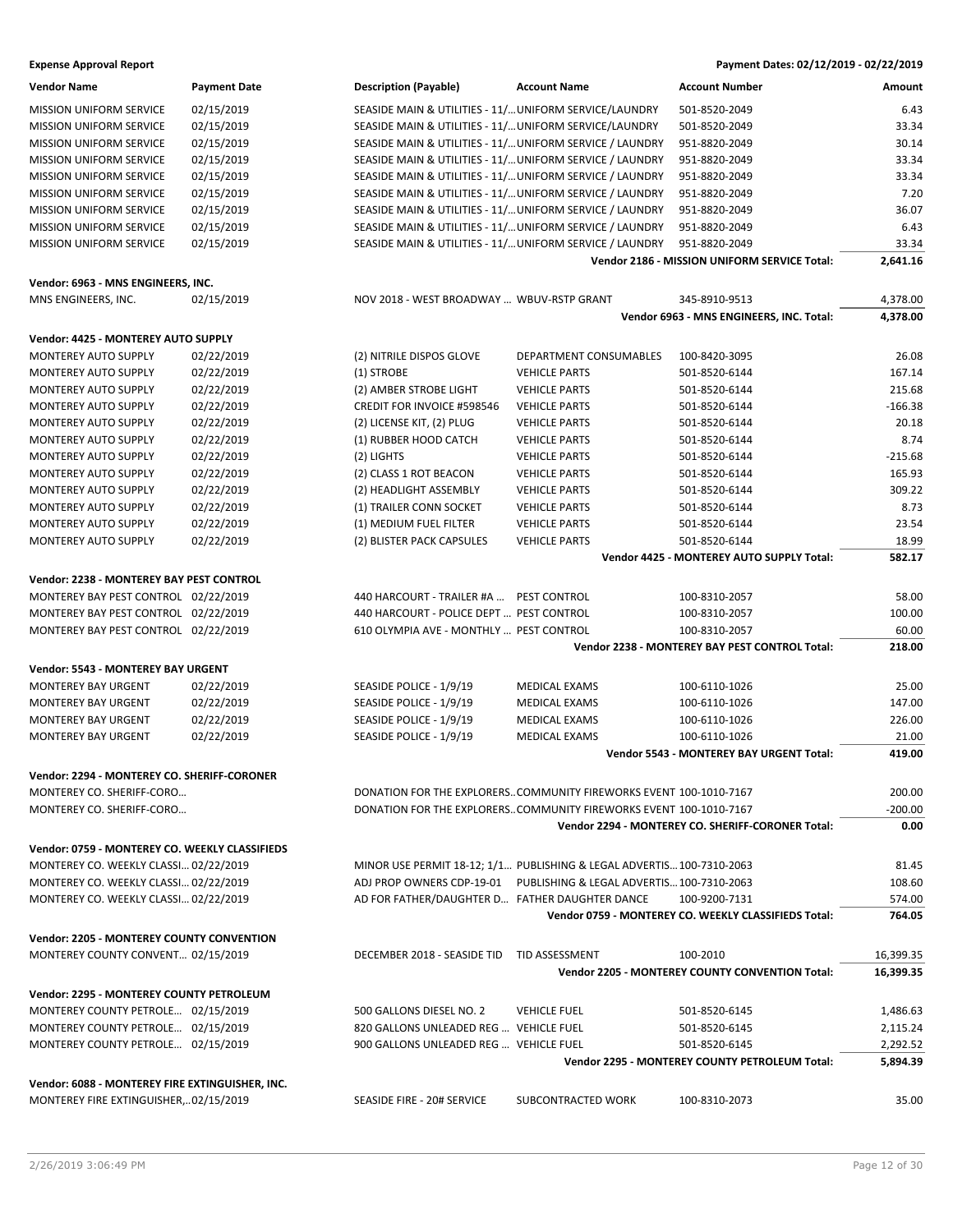**Expense Approval Report** — Payment Dates: 02/12/2019 - 02/22/2019

| Vendor Name | Payment Date | Description (Payable) | Account Name | Account Number | Amount |
|---|---|---|---|---|---|
| MISSION UNIFORM SERVICE | 02/15/2019 | SEASIDE MAIN & UTILITIES - 11/... | UNIFORM SERVICE/LAUNDRY | 501-8520-2049 | 6.43 |
| MISSION UNIFORM SERVICE | 02/15/2019 | SEASIDE MAIN & UTILITIES - 11/... | UNIFORM SERVICE/LAUNDRY | 501-8520-2049 | 33.34 |
| MISSION UNIFORM SERVICE | 02/15/2019 | SEASIDE MAIN & UTILITIES - 11/... | UNIFORM SERVICE / LAUNDRY | 951-8820-2049 | 30.14 |
| MISSION UNIFORM SERVICE | 02/15/2019 | SEASIDE MAIN & UTILITIES - 11/... | UNIFORM SERVICE / LAUNDRY | 951-8820-2049 | 33.34 |
| MISSION UNIFORM SERVICE | 02/15/2019 | SEASIDE MAIN & UTILITIES - 11/... | UNIFORM SERVICE / LAUNDRY | 951-8820-2049 | 33.34 |
| MISSION UNIFORM SERVICE | 02/15/2019 | SEASIDE MAIN & UTILITIES - 11/... | UNIFORM SERVICE / LAUNDRY | 951-8820-2049 | 7.20 |
| MISSION UNIFORM SERVICE | 02/15/2019 | SEASIDE MAIN & UTILITIES - 11/... | UNIFORM SERVICE / LAUNDRY | 951-8820-2049 | 36.07 |
| MISSION UNIFORM SERVICE | 02/15/2019 | SEASIDE MAIN & UTILITIES - 11/... | UNIFORM SERVICE / LAUNDRY | 951-8820-2049 | 6.43 |
| MISSION UNIFORM SERVICE | 02/15/2019 | SEASIDE MAIN & UTILITIES - 11/... | UNIFORM SERVICE / LAUNDRY | 951-8820-2049 | 33.34 |
| | | | | **Vendor 2186 - MISSION UNIFORM SERVICE Total:** | **2,641.16** |
| **Vendor: 6963 - MNS ENGINEERS, INC.** | | | | | |
| MNS ENGINEERS, INC. | 02/15/2019 | NOV 2018 - WEST BROADWAY ... | WBUV-RSTP GRANT | 345-8910-9513 | 4,378.00 |
| | | | | **Vendor 6963 - MNS ENGINEERS, INC. Total:** | **4,378.00** |
| **Vendor: 4425 - MONTEREY AUTO SUPPLY** | | | | | |
| MONTEREY AUTO SUPPLY | 02/22/2019 | (2) NITRILE DISPOS GLOVE | DEPARTMENT CONSUMABLES | 100-8420-3095 | 26.08 |
| MONTEREY AUTO SUPPLY | 02/22/2019 | (1) STROBE | VEHICLE PARTS | 501-8520-6144 | 167.14 |
| MONTEREY AUTO SUPPLY | 02/22/2019 | (2) AMBER STROBE LIGHT | VEHICLE PARTS | 501-8520-6144 | 215.68 |
| MONTEREY AUTO SUPPLY | 02/22/2019 | CREDIT FOR INVOICE #598546 | VEHICLE PARTS | 501-8520-6144 | -166.38 |
| MONTEREY AUTO SUPPLY | 02/22/2019 | (2) LICENSE KIT, (2) PLUG | VEHICLE PARTS | 501-8520-6144 | 20.18 |
| MONTEREY AUTO SUPPLY | 02/22/2019 | (1) RUBBER HOOD CATCH | VEHICLE PARTS | 501-8520-6144 | 8.74 |
| MONTEREY AUTO SUPPLY | 02/22/2019 | (2) LIGHTS | VEHICLE PARTS | 501-8520-6144 | -215.68 |
| MONTEREY AUTO SUPPLY | 02/22/2019 | (2) CLASS 1 ROT BEACON | VEHICLE PARTS | 501-8520-6144 | 165.93 |
| MONTEREY AUTO SUPPLY | 02/22/2019 | (2) HEADLIGHT ASSEMBLY | VEHICLE PARTS | 501-8520-6144 | 309.22 |
| MONTEREY AUTO SUPPLY | 02/22/2019 | (1) TRAILER CONN SOCKET | VEHICLE PARTS | 501-8520-6144 | 8.73 |
| MONTEREY AUTO SUPPLY | 02/22/2019 | (1) MEDIUM FUEL FILTER | VEHICLE PARTS | 501-8520-6144 | 23.54 |
| MONTEREY AUTO SUPPLY | 02/22/2019 | (2) BLISTER PACK CAPSULES | VEHICLE PARTS | 501-8520-6144 | 18.99 |
| | | | | **Vendor 4425 - MONTEREY AUTO SUPPLY Total:** | **582.17** |
| **Vendor: 2238 - MONTEREY BAY PEST CONTROL** | | | | | |
| MONTEREY BAY PEST CONTROL | 02/22/2019 | 440 HARCOURT - TRAILER #A ... | PEST CONTROL | 100-8310-2057 | 58.00 |
| MONTEREY BAY PEST CONTROL | 02/22/2019 | 440 HARCOURT - POLICE DEPT ... | PEST CONTROL | 100-8310-2057 | 100.00 |
| MONTEREY BAY PEST CONTROL | 02/22/2019 | 610 OLYMPIA AVE - MONTHLY ... | PEST CONTROL | 100-8310-2057 | 60.00 |
| | | | | **Vendor 2238 - MONTEREY BAY PEST CONTROL Total:** | **218.00** |
| **Vendor: 5543 - MONTEREY BAY URGENT** | | | | | |
| MONTEREY BAY URGENT | 02/22/2019 | SEASIDE POLICE - 1/9/19 | MEDICAL EXAMS | 100-6110-1026 | 25.00 |
| MONTEREY BAY URGENT | 02/22/2019 | SEASIDE POLICE - 1/9/19 | MEDICAL EXAMS | 100-6110-1026 | 147.00 |
| MONTEREY BAY URGENT | 02/22/2019 | SEASIDE POLICE - 1/9/19 | MEDICAL EXAMS | 100-6110-1026 | 226.00 |
| MONTEREY BAY URGENT | 02/22/2019 | SEASIDE POLICE - 1/9/19 | MEDICAL EXAMS | 100-6110-1026 | 21.00 |
| | | | | **Vendor 5543 - MONTEREY BAY URGENT Total:** | **419.00** |
| **Vendor: 2294 - MONTEREY CO. SHERIFF-CORONER** | | | | | |
| MONTEREY CO. SHERIFF-CORO... | | DONATION FOR THE EXPLORERS... | COMMUNITY FIREWORKS EVENT | 100-1010-7167 | 200.00 |
| MONTEREY CO. SHERIFF-CORO... | | DONATION FOR THE EXPLORERS... | COMMUNITY FIREWORKS EVENT | 100-1010-7167 | -200.00 |
| | | | | **Vendor 2294 - MONTEREY CO. SHERIFF-CORONER Total:** | **0.00** |
| **Vendor: 0759 - MONTEREY CO. WEEKLY CLASSIFIEDS** | | | | | |
| MONTEREY CO. WEEKLY CLASSI... | 02/22/2019 | MINOR USE PERMIT 18-12; 1/1... | PUBLISHING & LEGAL ADVERTIS... | 100-7310-2063 | 81.45 |
| MONTEREY CO. WEEKLY CLASSI... | 02/22/2019 | ADJ PROP OWNERS CDP-19-01 | PUBLISHING & LEGAL ADVERTIS... | 100-7310-2063 | 108.60 |
| MONTEREY CO. WEEKLY CLASSI... | 02/22/2019 | AD FOR FATHER/DAUGHTER D... | FATHER DAUGHTER DANCE | 100-9200-7131 | 574.00 |
| | | | | **Vendor 0759 - MONTEREY CO. WEEKLY CLASSIFIEDS Total:** | **764.05** |
| **Vendor: 2205 - MONTEREY COUNTY CONVENTION** | | | | | |
| MONTEREY COUNTY CONVENT... | 02/15/2019 | DECEMBER 2018 - SEASIDE TID | TID ASSESSMENT | 100-2010 | 16,399.35 |
| | | | | **Vendor 2205 - MONTEREY COUNTY CONVENTION Total:** | **16,399.35** |
| **Vendor: 2295 - MONTEREY COUNTY PETROLEUM** | | | | | |
| MONTEREY COUNTY PETROLE... | 02/15/2019 | 500 GALLONS DIESEL NO. 2 | VEHICLE FUEL | 501-8520-6145 | 1,486.63 |
| MONTEREY COUNTY PETROLE... | 02/15/2019 | 820 GALLONS UNLEADED REG ... | VEHICLE FUEL | 501-8520-6145 | 2,115.24 |
| MONTEREY COUNTY PETROLE... | 02/15/2019 | 900 GALLONS UNLEADED REG ... | VEHICLE FUEL | 501-8520-6145 | 2,292.52 |
| | | | | **Vendor 2295 - MONTEREY COUNTY PETROLEUM Total:** | **5,894.39** |
| **Vendor: 6088 - MONTEREY FIRE EXTINGUISHER, INC.** | | | | | |
| MONTEREY FIRE EXTINGUISHER,... | 02/15/2019 | SEASIDE FIRE - 20# SERVICE | SUBCONTRACTED WORK | 100-8310-2073 | 35.00 |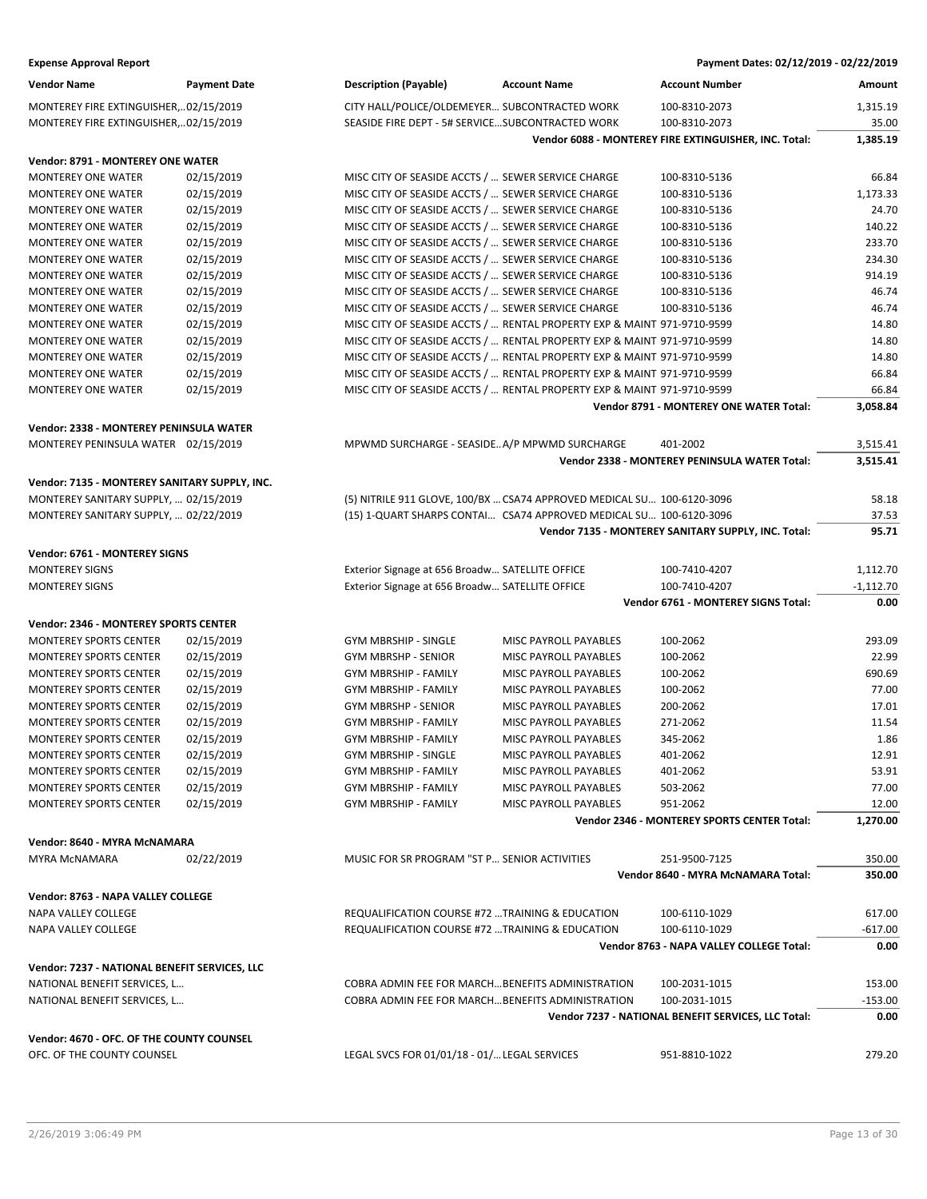**Expense Approval Report** — Payment Dates: 02/12/2019 - 02/22/2019

| Vendor Name | Payment Date | Description (Payable) | Account Name | Account Number | Amount |
|---|---|---|---|---|---|
| MONTEREY FIRE EXTINGUISHER,... | 02/15/2019 | CITY HALL/POLICE/OLDEMEYER... | SUBCONTRACTED WORK | 100-8310-2073 | 1,315.19 |
| MONTEREY FIRE EXTINGUISHER,... | 02/15/2019 | SEASIDE FIRE DEPT - 5# SERVICE... | SUBCONTRACTED WORK | 100-8310-2073 | 35.00 |
| | | | | **Vendor 6088 - MONTEREY FIRE EXTINGUISHER, INC. Total:** | **1,385.19** |
| **Vendor: 8791 - MONTEREY ONE WATER** | | | | | |
| MONTEREY ONE WATER | 02/15/2019 | MISC CITY OF SEASIDE ACCTS / ... | SEWER SERVICE CHARGE | 100-8310-5136 | 66.84 |
| MONTEREY ONE WATER | 02/15/2019 | MISC CITY OF SEASIDE ACCTS / ... | SEWER SERVICE CHARGE | 100-8310-5136 | 1,173.33 |
| MONTEREY ONE WATER | 02/15/2019 | MISC CITY OF SEASIDE ACCTS / ... | SEWER SERVICE CHARGE | 100-8310-5136 | 24.70 |
| MONTEREY ONE WATER | 02/15/2019 | MISC CITY OF SEASIDE ACCTS / ... | SEWER SERVICE CHARGE | 100-8310-5136 | 140.22 |
| MONTEREY ONE WATER | 02/15/2019 | MISC CITY OF SEASIDE ACCTS / ... | SEWER SERVICE CHARGE | 100-8310-5136 | 233.70 |
| MONTEREY ONE WATER | 02/15/2019 | MISC CITY OF SEASIDE ACCTS / ... | SEWER SERVICE CHARGE | 100-8310-5136 | 234.30 |
| MONTEREY ONE WATER | 02/15/2019 | MISC CITY OF SEASIDE ACCTS / ... | SEWER SERVICE CHARGE | 100-8310-5136 | 914.19 |
| MONTEREY ONE WATER | 02/15/2019 | MISC CITY OF SEASIDE ACCTS / ... | SEWER SERVICE CHARGE | 100-8310-5136 | 46.74 |
| MONTEREY ONE WATER | 02/15/2019 | MISC CITY OF SEASIDE ACCTS / ... | SEWER SERVICE CHARGE | 100-8310-5136 | 46.74 |
| MONTEREY ONE WATER | 02/15/2019 | MISC CITY OF SEASIDE ACCTS / ... | RENTAL PROPERTY EXP & MAINT | 971-9710-9599 | 14.80 |
| MONTEREY ONE WATER | 02/15/2019 | MISC CITY OF SEASIDE ACCTS / ... | RENTAL PROPERTY EXP & MAINT | 971-9710-9599 | 14.80 |
| MONTEREY ONE WATER | 02/15/2019 | MISC CITY OF SEASIDE ACCTS / ... | RENTAL PROPERTY EXP & MAINT | 971-9710-9599 | 14.80 |
| MONTEREY ONE WATER | 02/15/2019 | MISC CITY OF SEASIDE ACCTS / ... | RENTAL PROPERTY EXP & MAINT | 971-9710-9599 | 66.84 |
| MONTEREY ONE WATER | 02/15/2019 | MISC CITY OF SEASIDE ACCTS / ... | RENTAL PROPERTY EXP & MAINT | 971-9710-9599 | 66.84 |
| | | | | **Vendor 8791 - MONTEREY ONE WATER Total:** | **3,058.84** |
| **Vendor: 2338 - MONTEREY PENINSULA WATER** | | | | | |
| MONTEREY PENINSULA WATER | 02/15/2019 | MPWMD SURCHARGE - SEASIDE... | A/P MPWMD SURCHARGE | 401-2002 | 3,515.41 |
| | | | | **Vendor 2338 - MONTEREY PENINSULA WATER Total:** | **3,515.41** |
| **Vendor: 7135 - MONTEREY SANITARY SUPPLY, INC.** | | | | | |
| MONTEREY SANITARY SUPPLY, ... | 02/15/2019 | (5) NITRILE 911 GLOVE, 100/BX ... | CSA74 APPROVED MEDICAL SU... | 100-6120-3096 | 58.18 |
| MONTEREY SANITARY SUPPLY, ... | 02/22/2019 | (15) 1-QUART SHARPS CONTAI... | CSA74 APPROVED MEDICAL SU... | 100-6120-3096 | 37.53 |
| | | | | **Vendor 7135 - MONTEREY SANITARY SUPPLY, INC. Total:** | **95.71** |
| **Vendor: 6761 - MONTEREY SIGNS** | | | | | |
| MONTEREY SIGNS | | Exterior Signage at 656 Broadw... | SATELLITE OFFICE | 100-7410-4207 | 1,112.70 |
| MONTEREY SIGNS | | Exterior Signage at 656 Broadw... | SATELLITE OFFICE | 100-7410-4207 | -1,112.70 |
| | | | | **Vendor 6761 - MONTEREY SIGNS Total:** | **0.00** |
| **Vendor: 2346 - MONTEREY SPORTS CENTER** | | | | | |
| MONTEREY SPORTS CENTER | 02/15/2019 | GYM MBRSHIP - SINGLE | MISC PAYROLL PAYABLES | 100-2062 | 293.09 |
| MONTEREY SPORTS CENTER | 02/15/2019 | GYM MBRSHP - SENIOR | MISC PAYROLL PAYABLES | 100-2062 | 22.99 |
| MONTEREY SPORTS CENTER | 02/15/2019 | GYM MBRSHIP - FAMILY | MISC PAYROLL PAYABLES | 100-2062 | 690.69 |
| MONTEREY SPORTS CENTER | 02/15/2019 | GYM MBRSHIP - FAMILY | MISC PAYROLL PAYABLES | 100-2062 | 77.00 |
| MONTEREY SPORTS CENTER | 02/15/2019 | GYM MBRSHP - SENIOR | MISC PAYROLL PAYABLES | 200-2062 | 17.01 |
| MONTEREY SPORTS CENTER | 02/15/2019 | GYM MBRSHIP - FAMILY | MISC PAYROLL PAYABLES | 271-2062 | 11.54 |
| MONTEREY SPORTS CENTER | 02/15/2019 | GYM MBRSHIP - FAMILY | MISC PAYROLL PAYABLES | 345-2062 | 1.86 |
| MONTEREY SPORTS CENTER | 02/15/2019 | GYM MBRSHIP - SINGLE | MISC PAYROLL PAYABLES | 401-2062 | 12.91 |
| MONTEREY SPORTS CENTER | 02/15/2019 | GYM MBRSHIP - FAMILY | MISC PAYROLL PAYABLES | 401-2062 | 53.91 |
| MONTEREY SPORTS CENTER | 02/15/2019 | GYM MBRSHIP - FAMILY | MISC PAYROLL PAYABLES | 503-2062 | 77.00 |
| MONTEREY SPORTS CENTER | 02/15/2019 | GYM MBRSHIP - FAMILY | MISC PAYROLL PAYABLES | 951-2062 | 12.00 |
| | | | | **Vendor 2346 - MONTEREY SPORTS CENTER Total:** | **1,270.00** |
| **Vendor: 8640 - MYRA McNAMARA** | | | | | |
| MYRA McNAMARA | 02/22/2019 | MUSIC FOR SR PROGRAM "ST P... | SENIOR ACTIVITIES | 251-9500-7125 | 350.00 |
| | | | | **Vendor 8640 - MYRA McNAMARA Total:** | **350.00** |
| **Vendor: 8763 - NAPA VALLEY COLLEGE** | | | | | |
| NAPA VALLEY COLLEGE | | REQUALIFICATION COURSE #72 ... | TRAINING & EDUCATION | 100-6110-1029 | 617.00 |
| NAPA VALLEY COLLEGE | | REQUALIFICATION COURSE #72 ... | TRAINING & EDUCATION | 100-6110-1029 | -617.00 |
| | | | | **Vendor 8763 - NAPA VALLEY COLLEGE Total:** | **0.00** |
| **Vendor: 7237 - NATIONAL BENEFIT SERVICES, LLC** | | | | | |
| NATIONAL BENEFIT SERVICES, L... | | COBRA ADMIN FEE FOR MARCH... | BENEFITS ADMINISTRATION | 100-2031-1015 | 153.00 |
| NATIONAL BENEFIT SERVICES, L... | | COBRA ADMIN FEE FOR MARCH... | BENEFITS ADMINISTRATION | 100-2031-1015 | -153.00 |
| | | | | **Vendor 7237 - NATIONAL BENEFIT SERVICES, LLC Total:** | **0.00** |
| **Vendor: 4670 - OFC. OF THE COUNTY COUNSEL** | | | | | |
| OFC. OF THE COUNTY COUNSEL | | LEGAL SVCS FOR 01/01/18 - 01/... | LEGAL SERVICES | 951-8810-1022 | 279.20 |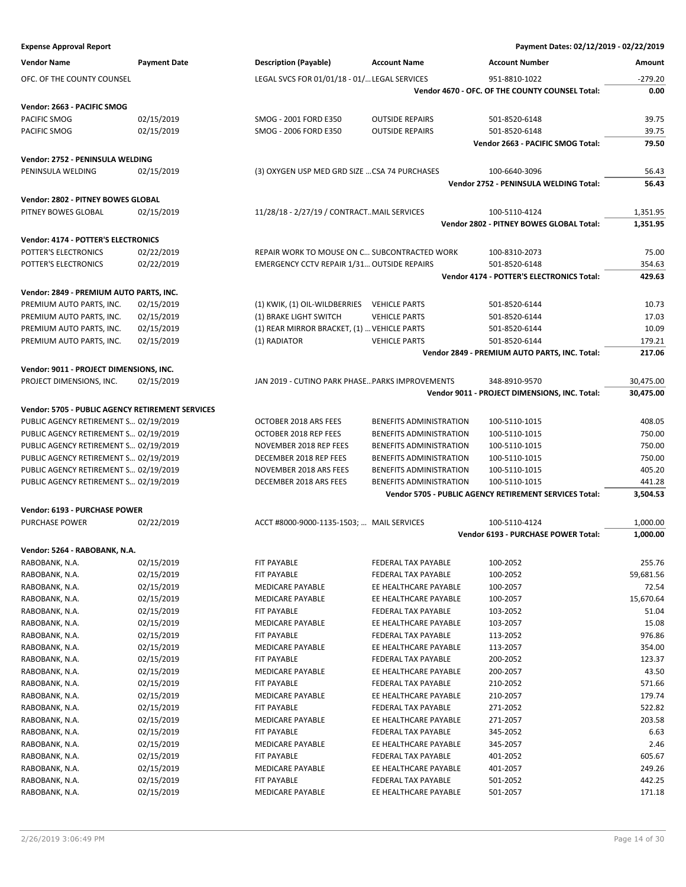**Expense Approval Report** — Payment Dates: 02/12/2019 - 02/22/2019

| Vendor Name | Payment Date | Description (Payable) | Account Name | Account Number | Amount |
|---|---|---|---|---|---|
| OFC. OF THE COUNTY COUNSEL | | LEGAL SVCS FOR 01/01/18 - 01/... | LEGAL SERVICES | 951-8810-1022 | -279.20 |
| | | | | **Vendor 4670 - OFC. OF THE COUNTY COUNSEL Total:** | **0.00** |
| **Vendor: 2663 - PACIFIC SMOG** | | | | | |
| PACIFIC SMOG | 02/15/2019 | SMOG - 2001 FORD E350 | OUTSIDE REPAIRS | 501-8520-6148 | 39.75 |
| PACIFIC SMOG | 02/15/2019 | SMOG - 2006 FORD E350 | OUTSIDE REPAIRS | 501-8520-6148 | 39.75 |
| | | | | **Vendor 2663 - PACIFIC SMOG Total:** | **79.50** |
| **Vendor: 2752 - PENINSULA WELDING** | | | | | |
| PENINSULA WELDING | 02/15/2019 | (3) OXYGEN USP MED GRD SIZE ... | CSA 74 PURCHASES | 100-6640-3096 | 56.43 |
| | | | | **Vendor 2752 - PENINSULA WELDING Total:** | **56.43** |
| **Vendor: 2802 - PITNEY BOWES GLOBAL** | | | | | |
| PITNEY BOWES GLOBAL | 02/15/2019 | 11/28/18 - 2/27/19 / CONTRACT.. | MAIL SERVICES | 100-5110-4124 | 1,351.95 |
| | | | | **Vendor 2802 - PITNEY BOWES GLOBAL Total:** | **1,351.95** |
| **Vendor: 4174 - POTTER'S ELECTRONICS** | | | | | |
| POTTER'S ELECTRONICS | 02/22/2019 | REPAIR WORK TO MOUSE ON C... | SUBCONTRACTED WORK | 100-8310-2073 | 75.00 |
| POTTER'S ELECTRONICS | 02/22/2019 | EMERGENCY CCTV REPAIR 1/31... | OUTSIDE REPAIRS | 501-8520-6148 | 354.63 |
| | | | | **Vendor 4174 - POTTER'S ELECTRONICS Total:** | **429.63** |
| **Vendor: 2849 - PREMIUM AUTO PARTS, INC.** | | | | | |
| PREMIUM AUTO PARTS, INC. | 02/15/2019 | (1) KWIK, (1) OIL-WILDBERRIES | VEHICLE PARTS | 501-8520-6144 | 10.73 |
| PREMIUM AUTO PARTS, INC. | 02/15/2019 | (1) BRAKE LIGHT SWITCH | VEHICLE PARTS | 501-8520-6144 | 17.03 |
| PREMIUM AUTO PARTS, INC. | 02/15/2019 | (1) REAR MIRROR BRACKET, (1) ... | VEHICLE PARTS | 501-8520-6144 | 10.09 |
| PREMIUM AUTO PARTS, INC. | 02/15/2019 | (1) RADIATOR | VEHICLE PARTS | 501-8520-6144 | 179.21 |
| | | | | **Vendor 2849 - PREMIUM AUTO PARTS, INC. Total:** | **217.06** |
| **Vendor: 9011 - PROJECT DIMENSIONS, INC.** | | | | | |
| PROJECT DIMENSIONS, INC. | 02/15/2019 | JAN 2019 - CUTINO PARK PHASE... | PARKS IMPROVEMENTS | 348-8910-9570 | 30,475.00 |
| | | | | **Vendor 9011 - PROJECT DIMENSIONS, INC. Total:** | **30,475.00** |
| **Vendor: 5705 - PUBLIC AGENCY RETIREMENT SERVICES** | | | | | |
| PUBLIC AGENCY RETIREMENT S... | 02/19/2019 | OCTOBER 2018 ARS FEES | BENEFITS ADMINISTRATION | 100-5110-1015 | 408.05 |
| PUBLIC AGENCY RETIREMENT S... | 02/19/2019 | OCTOBER 2018 REP FEES | BENEFITS ADMINISTRATION | 100-5110-1015 | 750.00 |
| PUBLIC AGENCY RETIREMENT S... | 02/19/2019 | NOVEMBER 2018 REP FEES | BENEFITS ADMINISTRATION | 100-5110-1015 | 750.00 |
| PUBLIC AGENCY RETIREMENT S... | 02/19/2019 | DECEMBER 2018 REP FEES | BENEFITS ADMINISTRATION | 100-5110-1015 | 750.00 |
| PUBLIC AGENCY RETIREMENT S... | 02/19/2019 | NOVEMBER 2018 ARS FEES | BENEFITS ADMINISTRATION | 100-5110-1015 | 405.20 |
| PUBLIC AGENCY RETIREMENT S... | 02/19/2019 | DECEMBER 2018 ARS FEES | BENEFITS ADMINISTRATION | 100-5110-1015 | 441.28 |
| | | | | **Vendor 5705 - PUBLIC AGENCY RETIREMENT SERVICES Total:** | **3,504.53** |
| **Vendor: 6193 - PURCHASE POWER** | | | | | |
| PURCHASE POWER | 02/22/2019 | ACCT #8000-9000-1135-1503; ... | MAIL SERVICES | 100-5110-4124 | 1,000.00 |
| | | | | **Vendor 6193 - PURCHASE POWER Total:** | **1,000.00** |
| **Vendor: 5264 - RABOBANK, N.A.** | | | | | |
| RABOBANK, N.A. | 02/15/2019 | FIT PAYABLE | FEDERAL TAX PAYABLE | 100-2052 | 255.76 |
| RABOBANK, N.A. | 02/15/2019 | FIT PAYABLE | FEDERAL TAX PAYABLE | 100-2052 | 59,681.56 |
| RABOBANK, N.A. | 02/15/2019 | MEDICARE PAYABLE | EE HEALTHCARE PAYABLE | 100-2057 | 72.54 |
| RABOBANK, N.A. | 02/15/2019 | MEDICARE PAYABLE | EE HEALTHCARE PAYABLE | 100-2057 | 15,670.64 |
| RABOBANK, N.A. | 02/15/2019 | FIT PAYABLE | FEDERAL TAX PAYABLE | 103-2052 | 51.04 |
| RABOBANK, N.A. | 02/15/2019 | MEDICARE PAYABLE | EE HEALTHCARE PAYABLE | 103-2057 | 15.08 |
| RABOBANK, N.A. | 02/15/2019 | FIT PAYABLE | FEDERAL TAX PAYABLE | 113-2052 | 976.86 |
| RABOBANK, N.A. | 02/15/2019 | MEDICARE PAYABLE | EE HEALTHCARE PAYABLE | 113-2057 | 354.00 |
| RABOBANK, N.A. | 02/15/2019 | FIT PAYABLE | FEDERAL TAX PAYABLE | 200-2052 | 123.37 |
| RABOBANK, N.A. | 02/15/2019 | MEDICARE PAYABLE | EE HEALTHCARE PAYABLE | 200-2057 | 43.50 |
| RABOBANK, N.A. | 02/15/2019 | FIT PAYABLE | FEDERAL TAX PAYABLE | 210-2052 | 571.66 |
| RABOBANK, N.A. | 02/15/2019 | MEDICARE PAYABLE | EE HEALTHCARE PAYABLE | 210-2057 | 179.74 |
| RABOBANK, N.A. | 02/15/2019 | FIT PAYABLE | FEDERAL TAX PAYABLE | 271-2052 | 522.82 |
| RABOBANK, N.A. | 02/15/2019 | MEDICARE PAYABLE | EE HEALTHCARE PAYABLE | 271-2057 | 203.58 |
| RABOBANK, N.A. | 02/15/2019 | FIT PAYABLE | FEDERAL TAX PAYABLE | 345-2052 | 6.63 |
| RABOBANK, N.A. | 02/15/2019 | MEDICARE PAYABLE | EE HEALTHCARE PAYABLE | 345-2057 | 2.46 |
| RABOBANK, N.A. | 02/15/2019 | FIT PAYABLE | FEDERAL TAX PAYABLE | 401-2052 | 605.67 |
| RABOBANK, N.A. | 02/15/2019 | MEDICARE PAYABLE | EE HEALTHCARE PAYABLE | 401-2057 | 249.26 |
| RABOBANK, N.A. | 02/15/2019 | FIT PAYABLE | FEDERAL TAX PAYABLE | 501-2052 | 442.25 |
| RABOBANK, N.A. | 02/15/2019 | MEDICARE PAYABLE | EE HEALTHCARE PAYABLE | 501-2057 | 171.18 |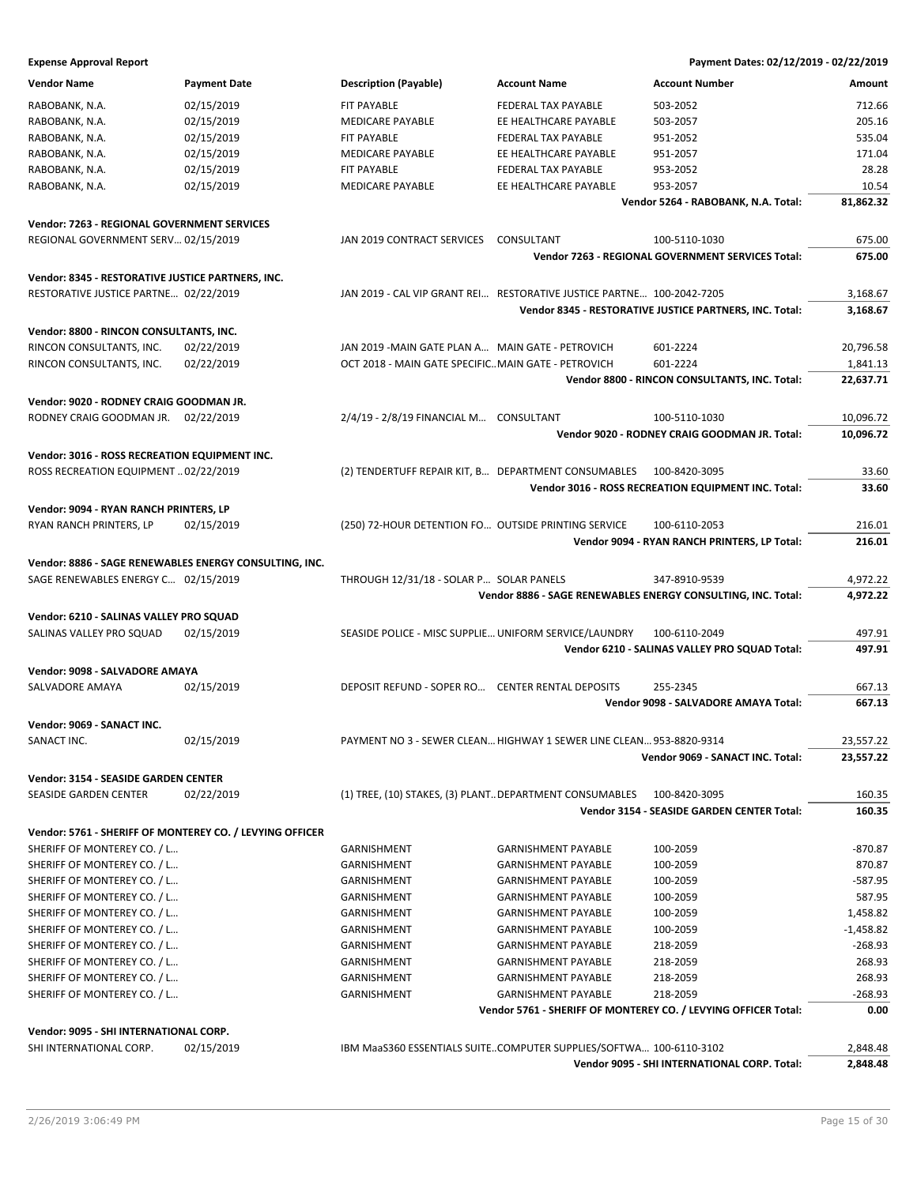**Expense Approval Report** — Payment Dates: 02/12/2019 - 02/22/2019

| Vendor Name | Payment Date | Description (Payable) | Account Name | Account Number | Amount |
|---|---|---|---|---|---|
| RABOBANK, N.A. | 02/15/2019 | FIT PAYABLE | FEDERAL TAX PAYABLE | 503-2052 | 712.66 |
| RABOBANK, N.A. | 02/15/2019 | MEDICARE PAYABLE | EE HEALTHCARE PAYABLE | 503-2057 | 205.16 |
| RABOBANK, N.A. | 02/15/2019 | FIT PAYABLE | FEDERAL TAX PAYABLE | 951-2052 | 535.04 |
| RABOBANK, N.A. | 02/15/2019 | MEDICARE PAYABLE | EE HEALTHCARE PAYABLE | 951-2057 | 171.04 |
| RABOBANK, N.A. | 02/15/2019 | FIT PAYABLE | FEDERAL TAX PAYABLE | 953-2052 | 28.28 |
| RABOBANK, N.A. | 02/15/2019 | MEDICARE PAYABLE | EE HEALTHCARE PAYABLE | 953-2057 | 10.54 |
| | | | | **Vendor 5264 - RABOBANK, N.A. Total:** | **81,862.32** |
| **Vendor: 7263 - REGIONAL GOVERNMENT SERVICES** | | | | | |
| REGIONAL GOVERNMENT SERV… | 02/15/2019 | JAN 2019 CONTRACT SERVICES | CONSULTANT | 100-5110-1030 | 675.00 |
| | | | | **Vendor 7263 - REGIONAL GOVERNMENT SERVICES Total:** | **675.00** |
| **Vendor: 8345 - RESTORATIVE JUSTICE PARTNERS, INC.** | | | | | |
| RESTORATIVE JUSTICE PARTNE… | 02/22/2019 | JAN 2019 - CAL VIP GRANT REI… | RESTORATIVE JUSTICE PARTNE… | 100-2042-7205 | 3,168.67 |
| | | | | **Vendor 8345 - RESTORATIVE JUSTICE PARTNERS, INC. Total:** | **3,168.67** |
| **Vendor: 8800 - RINCON CONSULTANTS, INC.** | | | | | |
| RINCON CONSULTANTS, INC. | 02/22/2019 | JAN 2019 -MAIN GATE PLAN A… | MAIN GATE - PETROVICH | 601-2224 | 20,796.58 |
| RINCON CONSULTANTS, INC. | 02/22/2019 | OCT 2018 - MAIN GATE SPECIFIC… | MAIN GATE - PETROVICH | 601-2224 | 1,841.13 |
| | | | | **Vendor 8800 - RINCON CONSULTANTS, INC. Total:** | **22,637.71** |
| **Vendor: 9020 - RODNEY CRAIG GOODMAN JR.** | | | | | |
| RODNEY CRAIG GOODMAN JR. | 02/22/2019 | 2/4/19 - 2/8/19 FINANCIAL M… | CONSULTANT | 100-5110-1030 | 10,096.72 |
| | | | | **Vendor 9020 - RODNEY CRAIG GOODMAN JR. Total:** | **10,096.72** |
| **Vendor: 3016 - ROSS RECREATION EQUIPMENT INC.** | | | | | |
| ROSS RECREATION EQUIPMENT … | 02/22/2019 | (2) TENDERTUFF REPAIR KIT, B… | DEPARTMENT CONSUMABLES | 100-8420-3095 | 33.60 |
| | | | | **Vendor 3016 - ROSS RECREATION EQUIPMENT INC. Total:** | **33.60** |
| **Vendor: 9094 - RYAN RANCH PRINTERS, LP** | | | | | |
| RYAN RANCH PRINTERS, LP | 02/15/2019 | (250) 72-HOUR DETENTION FO… | OUTSIDE PRINTING SERVICE | 100-6110-2053 | 216.01 |
| | | | | **Vendor 9094 - RYAN RANCH PRINTERS, LP Total:** | **216.01** |
| **Vendor: 8886 - SAGE RENEWABLES ENERGY CONSULTING, INC.** | | | | | |
| SAGE RENEWABLES ENERGY C… | 02/15/2019 | THROUGH 12/31/18 - SOLAR P… | SOLAR PANELS | 347-8910-9539 | 4,972.22 |
| | | | | **Vendor 8886 - SAGE RENEWABLES ENERGY CONSULTING, INC. Total:** | **4,972.22** |
| **Vendor: 6210 - SALINAS VALLEY PRO SQUAD** | | | | | |
| SALINAS VALLEY PRO SQUAD | 02/15/2019 | SEASIDE POLICE - MISC SUPPLIE… | UNIFORM SERVICE/LAUNDRY | 100-6110-2049 | 497.91 |
| | | | | **Vendor 6210 - SALINAS VALLEY PRO SQUAD Total:** | **497.91** |
| **Vendor: 9098 - SALVADORE AMAYA** | | | | | |
| SALVADORE AMAYA | 02/15/2019 | DEPOSIT REFUND - SOPER RO… | CENTER RENTAL DEPOSITS | 255-2345 | 667.13 |
| | | | | **Vendor 9098 - SALVADORE AMAYA Total:** | **667.13** |
| **Vendor: 9069 - SANACT INC.** | | | | | |
| SANACT INC. | 02/15/2019 | PAYMENT NO 3 - SEWER CLEAN… | HIGHWAY 1 SEWER LINE CLEAN… | 953-8820-9314 | 23,557.22 |
| | | | | **Vendor 9069 - SANACT INC. Total:** | **23,557.22** |
| **Vendor: 3154 - SEASIDE GARDEN CENTER** | | | | | |
| SEASIDE GARDEN CENTER | 02/22/2019 | (1) TREE, (10) STAKES, (3) PLANT… | DEPARTMENT CONSUMABLES | 100-8420-3095 | 160.35 |
| | | | | **Vendor 3154 - SEASIDE GARDEN CENTER Total:** | **160.35** |
| **Vendor: 5761 - SHERIFF OF MONTEREY CO. / LEVYING OFFICER** | | | | | |
| SHERIFF OF MONTEREY CO. / L… | | GARNISHMENT | GARNISHMENT PAYABLE | 100-2059 | -870.87 |
| SHERIFF OF MONTEREY CO. / L… | | GARNISHMENT | GARNISHMENT PAYABLE | 100-2059 | 870.87 |
| SHERIFF OF MONTEREY CO. / L… | | GARNISHMENT | GARNISHMENT PAYABLE | 100-2059 | -587.95 |
| SHERIFF OF MONTEREY CO. / L… | | GARNISHMENT | GARNISHMENT PAYABLE | 100-2059 | 587.95 |
| SHERIFF OF MONTEREY CO. / L… | | GARNISHMENT | GARNISHMENT PAYABLE | 100-2059 | 1,458.82 |
| SHERIFF OF MONTEREY CO. / L… | | GARNISHMENT | GARNISHMENT PAYABLE | 100-2059 | -1,458.82 |
| SHERIFF OF MONTEREY CO. / L… | | GARNISHMENT | GARNISHMENT PAYABLE | 218-2059 | -268.93 |
| SHERIFF OF MONTEREY CO. / L… | | GARNISHMENT | GARNISHMENT PAYABLE | 218-2059 | 268.93 |
| SHERIFF OF MONTEREY CO. / L… | | GARNISHMENT | GARNISHMENT PAYABLE | 218-2059 | 268.93 |
| SHERIFF OF MONTEREY CO. / L… | | GARNISHMENT | GARNISHMENT PAYABLE | 218-2059 | -268.93 |
| | | | | **Vendor 5761 - SHERIFF OF MONTEREY CO. / LEVYING OFFICER Total:** | **0.00** |
| **Vendor: 9095 - SHI INTERNATIONAL CORP.** | | | | | |
| SHI INTERNATIONAL CORP. | 02/15/2019 | IBM MaaS360 ESSENTIALS SUITE… | COMPUTER SUPPLIES/SOFTWA… | 100-6110-3102 | 2,848.48 |
| | | | | **Vendor 9095 - SHI INTERNATIONAL CORP. Total:** | **2,848.48** |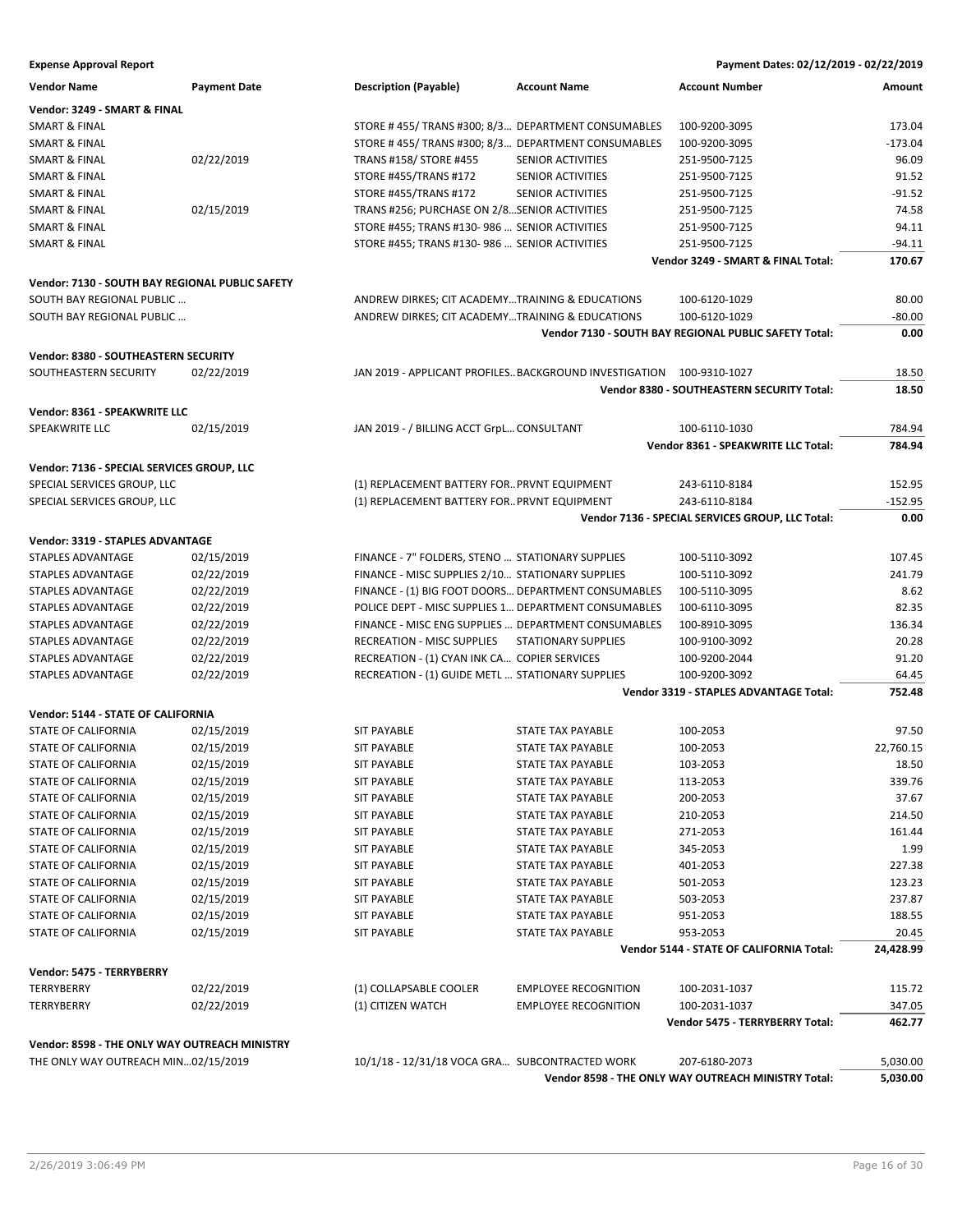**Expense Approval Report** — Payment Dates: 02/12/2019 - 02/22/2019

| Vendor Name | Payment Date | Description (Payable) | Account Name | Account Number | Amount |
|---|---|---|---|---|---|
| **Vendor: 3249 - SMART & FINAL** | | | | | |
| SMART & FINAL | | STORE # 455/ TRANS #300; 8/3… | DEPARTMENT CONSUMABLES | 100-9200-3095 | 173.04 |
| SMART & FINAL | | STORE # 455/ TRANS #300; 8/3… | DEPARTMENT CONSUMABLES | 100-9200-3095 | -173.04 |
| SMART & FINAL | 02/22/2019 | TRANS #158/ STORE #455 | SENIOR ACTIVITIES | 251-9500-7125 | 96.09 |
| SMART & FINAL | | STORE #455/TRANS #172 | SENIOR ACTIVITIES | 251-9500-7125 | 91.52 |
| SMART & FINAL | | STORE #455/TRANS #172 | SENIOR ACTIVITIES | 251-9500-7125 | -91.52 |
| SMART & FINAL | 02/15/2019 | TRANS #256; PURCHASE ON 2/8… | SENIOR ACTIVITIES | 251-9500-7125 | 74.58 |
| SMART & FINAL | | STORE #455; TRANS #130- 986 … | SENIOR ACTIVITIES | 251-9500-7125 | 94.11 |
| SMART & FINAL | | STORE #455; TRANS #130- 986 … | SENIOR ACTIVITIES | 251-9500-7125 | -94.11 |
| | | | | **Vendor 3249 - SMART & FINAL Total:** | **170.67** |
| **Vendor: 7130 - SOUTH BAY REGIONAL PUBLIC SAFETY** | | | | | |
| SOUTH BAY REGIONAL PUBLIC … | | ANDREW DIRKES; CIT ACADEMY… | TRAINING & EDUCATIONS | 100-6120-1029 | 80.00 |
| SOUTH BAY REGIONAL PUBLIC … | | ANDREW DIRKES; CIT ACADEMY… | TRAINING & EDUCATIONS | 100-6120-1029 | -80.00 |
| | | | | **Vendor 7130 - SOUTH BAY REGIONAL PUBLIC SAFETY Total:** | **0.00** |
| **Vendor: 8380 - SOUTHEASTERN SECURITY** | | | | | |
| SOUTHEASTERN SECURITY | 02/22/2019 | JAN 2019 - APPLICANT PROFILES… | BACKGROUND INVESTIGATION | 100-9310-1027 | 18.50 |
| | | | | **Vendor 8380 - SOUTHEASTERN SECURITY Total:** | **18.50** |
| **Vendor: 8361 - SPEAKWRITE LLC** | | | | | |
| SPEAKWRITE LLC | 02/15/2019 | JAN 2019 - / BILLING ACCT GrpL… | CONSULTANT | 100-6110-1030 | 784.94 |
| | | | | **Vendor 8361 - SPEAKWRITE LLC Total:** | **784.94** |
| **Vendor: 7136 - SPECIAL SERVICES GROUP, LLC** | | | | | |
| SPECIAL SERVICES GROUP, LLC | | (1) REPLACEMENT BATTERY FOR… | PRVNT EQUIPMENT | 243-6110-8184 | 152.95 |
| SPECIAL SERVICES GROUP, LLC | | (1) REPLACEMENT BATTERY FOR… | PRVNT EQUIPMENT | 243-6110-8184 | -152.95 |
| | | | | **Vendor 7136 - SPECIAL SERVICES GROUP, LLC Total:** | **0.00** |
| **Vendor: 3319 - STAPLES ADVANTAGE** | | | | | |
| STAPLES ADVANTAGE | 02/15/2019 | FINANCE - 7" FOLDERS, STENO … | STATIONARY SUPPLIES | 100-5110-3092 | 107.45 |
| STAPLES ADVANTAGE | 02/22/2019 | FINANCE - MISC SUPPLIES 2/10… | STATIONARY SUPPLIES | 100-5110-3092 | 241.79 |
| STAPLES ADVANTAGE | 02/22/2019 | FINANCE - (1) BIG FOOT DOORS… | DEPARTMENT CONSUMABLES | 100-5110-3095 | 8.62 |
| STAPLES ADVANTAGE | 02/22/2019 | POLICE DEPT - MISC SUPPLIES 1… | DEPARTMENT CONSUMABLES | 100-6110-3095 | 82.35 |
| STAPLES ADVANTAGE | 02/22/2019 | FINANCE - MISC ENG SUPPLIES … | DEPARTMENT CONSUMABLES | 100-8910-3095 | 136.34 |
| STAPLES ADVANTAGE | 02/22/2019 | RECREATION - MISC SUPPLIES | STATIONARY SUPPLIES | 100-9100-3092 | 20.28 |
| STAPLES ADVANTAGE | 02/22/2019 | RECREATION - (1) CYAN INK CA… | COPIER SERVICES | 100-9200-2044 | 91.20 |
| STAPLES ADVANTAGE | 02/22/2019 | RECREATION - (1) GUIDE METL … | STATIONARY SUPPLIES | 100-9200-3092 | 64.45 |
| | | | | **Vendor 3319 - STAPLES ADVANTAGE Total:** | **752.48** |
| **Vendor: 5144 - STATE OF CALIFORNIA** | | | | | |
| STATE OF CALIFORNIA | 02/15/2019 | SIT PAYABLE | STATE TAX PAYABLE | 100-2053 | 97.50 |
| STATE OF CALIFORNIA | 02/15/2019 | SIT PAYABLE | STATE TAX PAYABLE | 100-2053 | 22,760.15 |
| STATE OF CALIFORNIA | 02/15/2019 | SIT PAYABLE | STATE TAX PAYABLE | 103-2053 | 18.50 |
| STATE OF CALIFORNIA | 02/15/2019 | SIT PAYABLE | STATE TAX PAYABLE | 113-2053 | 339.76 |
| STATE OF CALIFORNIA | 02/15/2019 | SIT PAYABLE | STATE TAX PAYABLE | 200-2053 | 37.67 |
| STATE OF CALIFORNIA | 02/15/2019 | SIT PAYABLE | STATE TAX PAYABLE | 210-2053 | 214.50 |
| STATE OF CALIFORNIA | 02/15/2019 | SIT PAYABLE | STATE TAX PAYABLE | 271-2053 | 161.44 |
| STATE OF CALIFORNIA | 02/15/2019 | SIT PAYABLE | STATE TAX PAYABLE | 345-2053 | 1.99 |
| STATE OF CALIFORNIA | 02/15/2019 | SIT PAYABLE | STATE TAX PAYABLE | 401-2053 | 227.38 |
| STATE OF CALIFORNIA | 02/15/2019 | SIT PAYABLE | STATE TAX PAYABLE | 501-2053 | 123.23 |
| STATE OF CALIFORNIA | 02/15/2019 | SIT PAYABLE | STATE TAX PAYABLE | 503-2053 | 237.87 |
| STATE OF CALIFORNIA | 02/15/2019 | SIT PAYABLE | STATE TAX PAYABLE | 951-2053 | 188.55 |
| STATE OF CALIFORNIA | 02/15/2019 | SIT PAYABLE | STATE TAX PAYABLE | 953-2053 | 20.45 |
| | | | | **Vendor 5144 - STATE OF CALIFORNIA Total:** | **24,428.99** |
| **Vendor: 5475 - TERRYBERRY** | | | | | |
| TERRYBERRY | 02/22/2019 | (1) COLLAPSABLE COOLER | EMPLOYEE RECOGNITION | 100-2031-1037 | 115.72 |
| TERRYBERRY | 02/22/2019 | (1) CITIZEN WATCH | EMPLOYEE RECOGNITION | 100-2031-1037 | 347.05 |
| | | | | **Vendor 5475 - TERRYBERRY Total:** | **462.77** |
| **Vendor: 8598 - THE ONLY WAY OUTREACH MINISTRY** | | | | | |
| THE ONLY WAY OUTREACH MIN… | 02/15/2019 | 10/1/18 - 12/31/18 VOCA GRA… | SUBCONTRACTED WORK | 207-6180-2073 | 5,030.00 |
| | | | | **Vendor 8598 - THE ONLY WAY OUTREACH MINISTRY Total:** | **5,030.00** |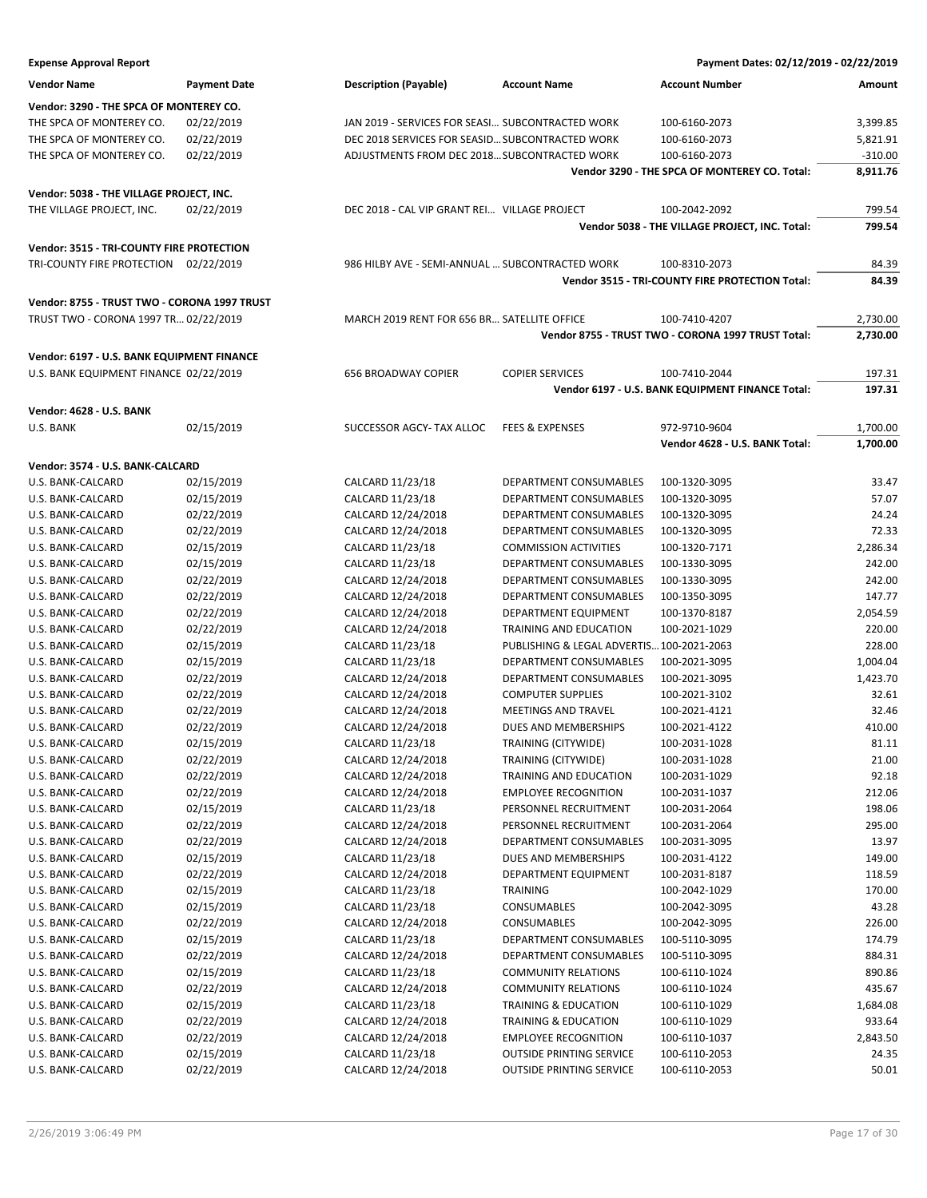**Expense Approval Report** — Payment Dates: 02/12/2019 - 02/22/2019

| Vendor Name | Payment Date | Description (Payable) | Account Name | Account Number | Amount |
|---|---|---|---|---|---|
| **Vendor: 3290 - THE SPCA OF MONTEREY CO.** | | | | | |
| THE SPCA OF MONTEREY CO. | 02/22/2019 | JAN 2019 - SERVICES FOR SEASI... | SUBCONTRACTED WORK | 100-6160-2073 | 3,399.85 |
| THE SPCA OF MONTEREY CO. | 02/22/2019 | DEC 2018 SERVICES FOR SEASID... | SUBCONTRACTED WORK | 100-6160-2073 | 5,821.91 |
| THE SPCA OF MONTEREY CO. | 02/22/2019 | ADJUSTMENTS FROM DEC 2018... | SUBCONTRACTED WORK | 100-6160-2073 | -310.00 |
| | | | | **Vendor 3290 - THE SPCA OF MONTEREY CO. Total:** | **8,911.76** |
| **Vendor: 5038 - THE VILLAGE PROJECT, INC.** | | | | | |
| THE VILLAGE PROJECT, INC. | 02/22/2019 | DEC 2018 - CAL VIP GRANT REI... | VILLAGE PROJECT | 100-2042-2092 | 799.54 |
| | | | | **Vendor 5038 - THE VILLAGE PROJECT, INC. Total:** | **799.54** |
| **Vendor: 3515 - TRI-COUNTY FIRE PROTECTION** | | | | | |
| TRI-COUNTY FIRE PROTECTION | 02/22/2019 | 986 HILBY AVE - SEMI-ANNUAL ... | SUBCONTRACTED WORK | 100-8310-2073 | 84.39 |
| | | | | **Vendor 3515 - TRI-COUNTY FIRE PROTECTION Total:** | **84.39** |
| **Vendor: 8755 - TRUST TWO - CORONA 1997 TRUST** | | | | | |
| TRUST TWO - CORONA 1997 TR... | 02/22/2019 | MARCH 2019 RENT FOR 656 BR... | SATELLITE OFFICE | 100-7410-4207 | 2,730.00 |
| | | | | **Vendor 8755 - TRUST TWO - CORONA 1997 TRUST Total:** | **2,730.00** |
| **Vendor: 6197 - U.S. BANK EQUIPMENT FINANCE** | | | | | |
| U.S. BANK EQUIPMENT FINANCE | 02/22/2019 | 656 BROADWAY COPIER | COPIER SERVICES | 100-7410-2044 | 197.31 |
| | | | | **Vendor 6197 - U.S. BANK EQUIPMENT FINANCE Total:** | **197.31** |
| **Vendor: 4628 - U.S. BANK** | | | | | |
| U.S. BANK | 02/15/2019 | SUCCESSOR AGCY- TAX ALLOC | FEES & EXPENSES | 972-9710-9604 | 1,700.00 |
| | | | | **Vendor 4628 - U.S. BANK Total:** | **1,700.00** |
| **Vendor: 3574 - U.S. BANK-CALCARD** | | | | | |
| U.S. BANK-CALCARD | 02/15/2019 | CALCARD 11/23/18 | DEPARTMENT CONSUMABLES | 100-1320-3095 | 33.47 |
| U.S. BANK-CALCARD | 02/15/2019 | CALCARD 11/23/18 | DEPARTMENT CONSUMABLES | 100-1320-3095 | 57.07 |
| U.S. BANK-CALCARD | 02/22/2019 | CALCARD 12/24/2018 | DEPARTMENT CONSUMABLES | 100-1320-3095 | 24.24 |
| U.S. BANK-CALCARD | 02/22/2019 | CALCARD 12/24/2018 | DEPARTMENT CONSUMABLES | 100-1320-3095 | 72.33 |
| U.S. BANK-CALCARD | 02/15/2019 | CALCARD 11/23/18 | COMMISSION ACTIVITIES | 100-1320-7171 | 2,286.34 |
| U.S. BANK-CALCARD | 02/15/2019 | CALCARD 11/23/18 | DEPARTMENT CONSUMABLES | 100-1330-3095 | 242.00 |
| U.S. BANK-CALCARD | 02/22/2019 | CALCARD 12/24/2018 | DEPARTMENT CONSUMABLES | 100-1330-3095 | 242.00 |
| U.S. BANK-CALCARD | 02/22/2019 | CALCARD 12/24/2018 | DEPARTMENT CONSUMABLES | 100-1350-3095 | 147.77 |
| U.S. BANK-CALCARD | 02/22/2019 | CALCARD 12/24/2018 | DEPARTMENT EQUIPMENT | 100-1370-8187 | 2,054.59 |
| U.S. BANK-CALCARD | 02/22/2019 | CALCARD 12/24/2018 | TRAINING AND EDUCATION | 100-2021-1029 | 220.00 |
| U.S. BANK-CALCARD | 02/15/2019 | CALCARD 11/23/18 | PUBLISHING & LEGAL ADVERTIS... | 100-2021-2063 | 228.00 |
| U.S. BANK-CALCARD | 02/15/2019 | CALCARD 11/23/18 | DEPARTMENT CONSUMABLES | 100-2021-3095 | 1,004.04 |
| U.S. BANK-CALCARD | 02/22/2019 | CALCARD 12/24/2018 | DEPARTMENT CONSUMABLES | 100-2021-3095 | 1,423.70 |
| U.S. BANK-CALCARD | 02/22/2019 | CALCARD 12/24/2018 | COMPUTER SUPPLIES | 100-2021-3102 | 32.61 |
| U.S. BANK-CALCARD | 02/22/2019 | CALCARD 12/24/2018 | MEETINGS AND TRAVEL | 100-2021-4121 | 32.46 |
| U.S. BANK-CALCARD | 02/22/2019 | CALCARD 12/24/2018 | DUES AND MEMBERSHIPS | 100-2021-4122 | 410.00 |
| U.S. BANK-CALCARD | 02/15/2019 | CALCARD 11/23/18 | TRAINING (CITYWIDE) | 100-2031-1028 | 81.11 |
| U.S. BANK-CALCARD | 02/22/2019 | CALCARD 12/24/2018 | TRAINING (CITYWIDE) | 100-2031-1028 | 21.00 |
| U.S. BANK-CALCARD | 02/22/2019 | CALCARD 12/24/2018 | TRAINING AND EDUCATION | 100-2031-1029 | 92.18 |
| U.S. BANK-CALCARD | 02/22/2019 | CALCARD 12/24/2018 | EMPLOYEE RECOGNITION | 100-2031-1037 | 212.06 |
| U.S. BANK-CALCARD | 02/15/2019 | CALCARD 11/23/18 | PERSONNEL RECRUITMENT | 100-2031-2064 | 198.06 |
| U.S. BANK-CALCARD | 02/22/2019 | CALCARD 12/24/2018 | PERSONNEL RECRUITMENT | 100-2031-2064 | 295.00 |
| U.S. BANK-CALCARD | 02/22/2019 | CALCARD 12/24/2018 | DEPARTMENT CONSUMABLES | 100-2031-3095 | 13.97 |
| U.S. BANK-CALCARD | 02/15/2019 | CALCARD 11/23/18 | DUES AND MEMBERSHIPS | 100-2031-4122 | 149.00 |
| U.S. BANK-CALCARD | 02/22/2019 | CALCARD 12/24/2018 | DEPARTMENT EQUIPMENT | 100-2031-8187 | 118.59 |
| U.S. BANK-CALCARD | 02/15/2019 | CALCARD 11/23/18 | TRAINING | 100-2042-1029 | 170.00 |
| U.S. BANK-CALCARD | 02/15/2019 | CALCARD 11/23/18 | CONSUMABLES | 100-2042-3095 | 43.28 |
| U.S. BANK-CALCARD | 02/22/2019 | CALCARD 12/24/2018 | CONSUMABLES | 100-2042-3095 | 226.00 |
| U.S. BANK-CALCARD | 02/15/2019 | CALCARD 11/23/18 | DEPARTMENT CONSUMABLES | 100-5110-3095 | 174.79 |
| U.S. BANK-CALCARD | 02/22/2019 | CALCARD 12/24/2018 | DEPARTMENT CONSUMABLES | 100-5110-3095 | 884.31 |
| U.S. BANK-CALCARD | 02/15/2019 | CALCARD 11/23/18 | COMMUNITY RELATIONS | 100-6110-1024 | 890.86 |
| U.S. BANK-CALCARD | 02/22/2019 | CALCARD 12/24/2018 | COMMUNITY RELATIONS | 100-6110-1024 | 435.67 |
| U.S. BANK-CALCARD | 02/15/2019 | CALCARD 11/23/18 | TRAINING & EDUCATION | 100-6110-1029 | 1,684.08 |
| U.S. BANK-CALCARD | 02/22/2019 | CALCARD 12/24/2018 | TRAINING & EDUCATION | 100-6110-1029 | 933.64 |
| U.S. BANK-CALCARD | 02/22/2019 | CALCARD 12/24/2018 | EMPLOYEE RECOGNITION | 100-6110-1037 | 2,843.50 |
| U.S. BANK-CALCARD | 02/15/2019 | CALCARD 11/23/18 | OUTSIDE PRINTING SERVICE | 100-6110-2053 | 24.35 |
| U.S. BANK-CALCARD | 02/22/2019 | CALCARD 12/24/2018 | OUTSIDE PRINTING SERVICE | 100-6110-2053 | 50.01 |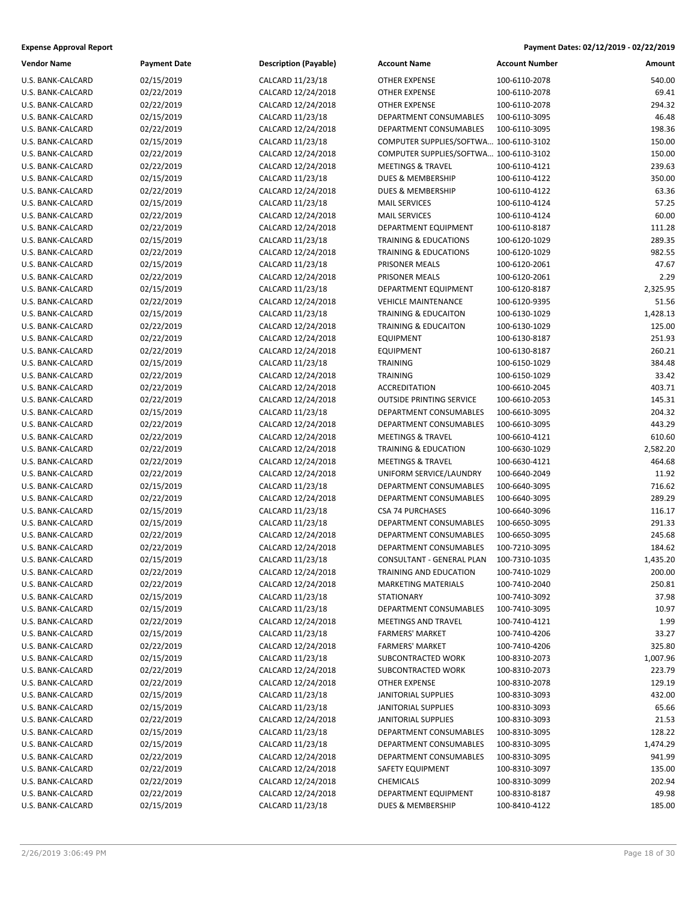**Expense Approval Report** — Payment Dates: 02/12/2019 - 02/22/2019

| Vendor Name | Payment Date | Description (Payable) | Account Name | Account Number | Amount |
|---|---|---|---|---|---|
| U.S. BANK-CALCARD | 02/15/2019 | CALCARD 11/23/18 | OTHER EXPENSE | 100-6110-2078 | 540.00 |
| U.S. BANK-CALCARD | 02/22/2019 | CALCARD 12/24/2018 | OTHER EXPENSE | 100-6110-2078 | 69.41 |
| U.S. BANK-CALCARD | 02/22/2019 | CALCARD 12/24/2018 | OTHER EXPENSE | 100-6110-2078 | 294.32 |
| U.S. BANK-CALCARD | 02/15/2019 | CALCARD 11/23/18 | DEPARTMENT CONSUMABLES | 100-6110-3095 | 46.48 |
| U.S. BANK-CALCARD | 02/22/2019 | CALCARD 12/24/2018 | DEPARTMENT CONSUMABLES | 100-6110-3095 | 198.36 |
| U.S. BANK-CALCARD | 02/15/2019 | CALCARD 11/23/18 | COMPUTER SUPPLIES/SOFTWA... | 100-6110-3102 | 150.00 |
| U.S. BANK-CALCARD | 02/22/2019 | CALCARD 12/24/2018 | COMPUTER SUPPLIES/SOFTWA... | 100-6110-3102 | 150.00 |
| U.S. BANK-CALCARD | 02/22/2019 | CALCARD 12/24/2018 | MEETINGS & TRAVEL | 100-6110-4121 | 239.63 |
| U.S. BANK-CALCARD | 02/15/2019 | CALCARD 11/23/18 | DUES & MEMBERSHIP | 100-6110-4122 | 350.00 |
| U.S. BANK-CALCARD | 02/22/2019 | CALCARD 12/24/2018 | DUES & MEMBERSHIP | 100-6110-4122 | 63.36 |
| U.S. BANK-CALCARD | 02/15/2019 | CALCARD 11/23/18 | MAIL SERVICES | 100-6110-4124 | 57.25 |
| U.S. BANK-CALCARD | 02/22/2019 | CALCARD 12/24/2018 | MAIL SERVICES | 100-6110-4124 | 60.00 |
| U.S. BANK-CALCARD | 02/22/2019 | CALCARD 12/24/2018 | DEPARTMENT EQUIPMENT | 100-6110-8187 | 111.28 |
| U.S. BANK-CALCARD | 02/15/2019 | CALCARD 11/23/18 | TRAINING & EDUCATIONS | 100-6120-1029 | 289.35 |
| U.S. BANK-CALCARD | 02/22/2019 | CALCARD 12/24/2018 | TRAINING & EDUCATIONS | 100-6120-1029 | 982.55 |
| U.S. BANK-CALCARD | 02/15/2019 | CALCARD 11/23/18 | PRISONER MEALS | 100-6120-2061 | 47.67 |
| U.S. BANK-CALCARD | 02/22/2019 | CALCARD 12/24/2018 | PRISONER MEALS | 100-6120-2061 | 2.29 |
| U.S. BANK-CALCARD | 02/15/2019 | CALCARD 11/23/18 | DEPARTMENT EQUIPMENT | 100-6120-8187 | 2,325.95 |
| U.S. BANK-CALCARD | 02/22/2019 | CALCARD 12/24/2018 | VEHICLE MAINTENANCE | 100-6120-9395 | 51.56 |
| U.S. BANK-CALCARD | 02/15/2019 | CALCARD 11/23/18 | TRAINING & EDUCAITON | 100-6130-1029 | 1,428.13 |
| U.S. BANK-CALCARD | 02/22/2019 | CALCARD 12/24/2018 | TRAINING & EDUCAITON | 100-6130-1029 | 125.00 |
| U.S. BANK-CALCARD | 02/22/2019 | CALCARD 12/24/2018 | EQUIPMENT | 100-6130-8187 | 251.93 |
| U.S. BANK-CALCARD | 02/22/2019 | CALCARD 12/24/2018 | EQUIPMENT | 100-6130-8187 | 260.21 |
| U.S. BANK-CALCARD | 02/15/2019 | CALCARD 11/23/18 | TRAINING | 100-6150-1029 | 384.48 |
| U.S. BANK-CALCARD | 02/22/2019 | CALCARD 12/24/2018 | TRAINING | 100-6150-1029 | 33.42 |
| U.S. BANK-CALCARD | 02/22/2019 | CALCARD 12/24/2018 | ACCREDITATION | 100-6610-2045 | 403.71 |
| U.S. BANK-CALCARD | 02/22/2019 | CALCARD 12/24/2018 | OUTSIDE PRINTING SERVICE | 100-6610-2053 | 145.31 |
| U.S. BANK-CALCARD | 02/15/2019 | CALCARD 11/23/18 | DEPARTMENT CONSUMABLES | 100-6610-3095 | 204.32 |
| U.S. BANK-CALCARD | 02/22/2019 | CALCARD 12/24/2018 | DEPARTMENT CONSUMABLES | 100-6610-3095 | 443.29 |
| U.S. BANK-CALCARD | 02/22/2019 | CALCARD 12/24/2018 | MEETINGS & TRAVEL | 100-6610-4121 | 610.60 |
| U.S. BANK-CALCARD | 02/22/2019 | CALCARD 12/24/2018 | TRAINING & EDUCATION | 100-6630-1029 | 2,582.20 |
| U.S. BANK-CALCARD | 02/22/2019 | CALCARD 12/24/2018 | MEETINGS & TRAVEL | 100-6630-4121 | 464.68 |
| U.S. BANK-CALCARD | 02/22/2019 | CALCARD 12/24/2018 | UNIFORM SERVICE/LAUNDRY | 100-6640-2049 | 11.92 |
| U.S. BANK-CALCARD | 02/15/2019 | CALCARD 11/23/18 | DEPARTMENT CONSUMABLES | 100-6640-3095 | 716.62 |
| U.S. BANK-CALCARD | 02/22/2019 | CALCARD 12/24/2018 | DEPARTMENT CONSUMABLES | 100-6640-3095 | 289.29 |
| U.S. BANK-CALCARD | 02/15/2019 | CALCARD 11/23/18 | CSA 74 PURCHASES | 100-6640-3096 | 116.17 |
| U.S. BANK-CALCARD | 02/15/2019 | CALCARD 11/23/18 | DEPARTMENT CONSUMABLES | 100-6650-3095 | 291.33 |
| U.S. BANK-CALCARD | 02/22/2019 | CALCARD 12/24/2018 | DEPARTMENT CONSUMABLES | 100-6650-3095 | 245.68 |
| U.S. BANK-CALCARD | 02/22/2019 | CALCARD 12/24/2018 | DEPARTMENT CONSUMABLES | 100-7210-3095 | 184.62 |
| U.S. BANK-CALCARD | 02/15/2019 | CALCARD 11/23/18 | CONSULTANT - GENERAL PLAN | 100-7310-1035 | 1,435.20 |
| U.S. BANK-CALCARD | 02/22/2019 | CALCARD 12/24/2018 | TRAINING AND EDUCATION | 100-7410-1029 | 200.00 |
| U.S. BANK-CALCARD | 02/22/2019 | CALCARD 12/24/2018 | MARKETING MATERIALS | 100-7410-2040 | 250.81 |
| U.S. BANK-CALCARD | 02/15/2019 | CALCARD 11/23/18 | STATIONARY | 100-7410-3092 | 37.98 |
| U.S. BANK-CALCARD | 02/15/2019 | CALCARD 11/23/18 | DEPARTMENT CONSUMABLES | 100-7410-3095 | 10.97 |
| U.S. BANK-CALCARD | 02/22/2019 | CALCARD 12/24/2018 | MEETINGS AND TRAVEL | 100-7410-4121 | 1.99 |
| U.S. BANK-CALCARD | 02/15/2019 | CALCARD 11/23/18 | FARMERS' MARKET | 100-7410-4206 | 33.27 |
| U.S. BANK-CALCARD | 02/22/2019 | CALCARD 12/24/2018 | FARMERS' MARKET | 100-7410-4206 | 325.80 |
| U.S. BANK-CALCARD | 02/15/2019 | CALCARD 11/23/18 | SUBCONTRACTED WORK | 100-8310-2073 | 1,007.96 |
| U.S. BANK-CALCARD | 02/22/2019 | CALCARD 12/24/2018 | SUBCONTRACTED WORK | 100-8310-2073 | 223.79 |
| U.S. BANK-CALCARD | 02/22/2019 | CALCARD 12/24/2018 | OTHER EXPENSE | 100-8310-2078 | 129.19 |
| U.S. BANK-CALCARD | 02/15/2019 | CALCARD 11/23/18 | JANITORIAL SUPPLIES | 100-8310-3093 | 432.00 |
| U.S. BANK-CALCARD | 02/15/2019 | CALCARD 11/23/18 | JANITORIAL SUPPLIES | 100-8310-3093 | 65.66 |
| U.S. BANK-CALCARD | 02/22/2019 | CALCARD 12/24/2018 | JANITORIAL SUPPLIES | 100-8310-3093 | 21.53 |
| U.S. BANK-CALCARD | 02/15/2019 | CALCARD 11/23/18 | DEPARTMENT CONSUMABLES | 100-8310-3095 | 128.22 |
| U.S. BANK-CALCARD | 02/15/2019 | CALCARD 11/23/18 | DEPARTMENT CONSUMABLES | 100-8310-3095 | 1,474.29 |
| U.S. BANK-CALCARD | 02/22/2019 | CALCARD 12/24/2018 | DEPARTMENT CONSUMABLES | 100-8310-3095 | 941.99 |
| U.S. BANK-CALCARD | 02/22/2019 | CALCARD 12/24/2018 | SAFETY EQUIPMENT | 100-8310-3097 | 135.00 |
| U.S. BANK-CALCARD | 02/22/2019 | CALCARD 12/24/2018 | CHEMICALS | 100-8310-3099 | 202.94 |
| U.S. BANK-CALCARD | 02/22/2019 | CALCARD 12/24/2018 | DEPARTMENT EQUIPMENT | 100-8310-8187 | 49.98 |
| U.S. BANK-CALCARD | 02/15/2019 | CALCARD 11/23/18 | DUES & MEMBERSHIP | 100-8410-4122 | 185.00 |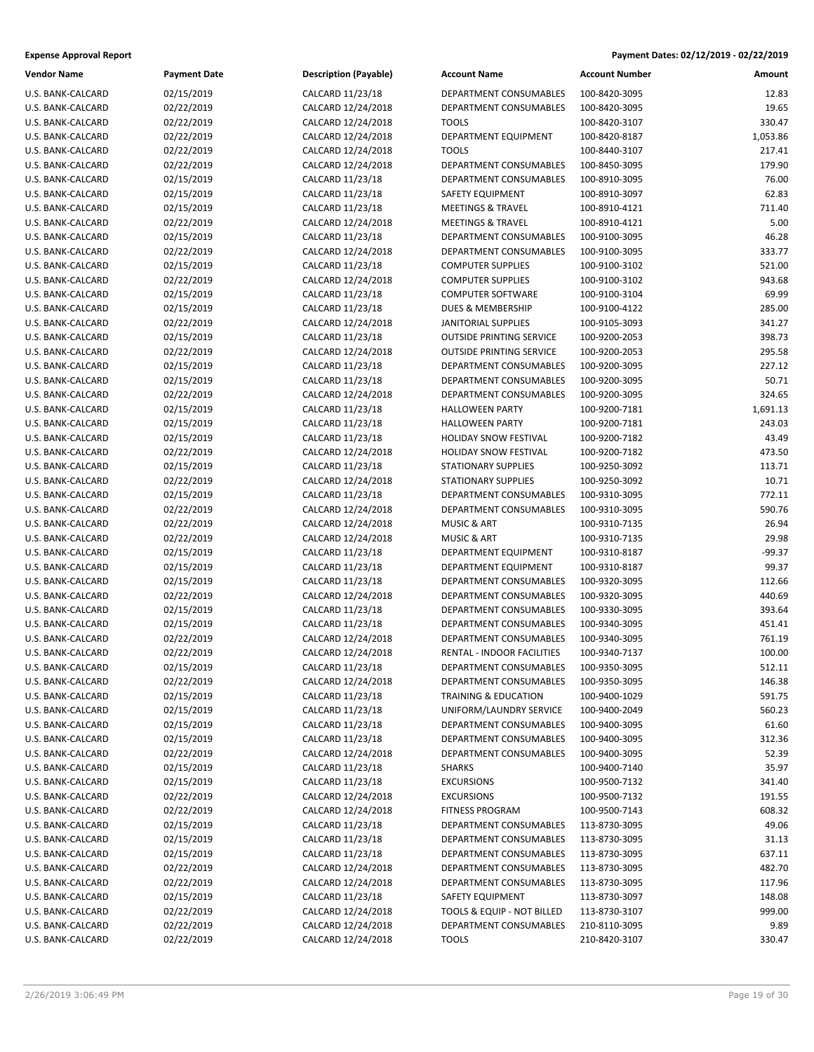**Expense Approval Report** | **Payment Dates: 02/12/2019 - 02/22/2019**

| Vendor Name | Payment Date | Description (Payable) | Account Name | Account Number | Amount |
|---|---|---|---|---|---|
| U.S. BANK-CALCARD | 02/15/2019 | CALCARD 11/23/18 | DEPARTMENT CONSUMABLES | 100-8420-3095 | 12.83 |
| U.S. BANK-CALCARD | 02/22/2019 | CALCARD 12/24/2018 | DEPARTMENT CONSUMABLES | 100-8420-3095 | 19.65 |
| U.S. BANK-CALCARD | 02/22/2019 | CALCARD 12/24/2018 | TOOLS | 100-8420-3107 | 330.47 |
| U.S. BANK-CALCARD | 02/22/2019 | CALCARD 12/24/2018 | DEPARTMENT EQUIPMENT | 100-8420-8187 | 1,053.86 |
| U.S. BANK-CALCARD | 02/22/2019 | CALCARD 12/24/2018 | TOOLS | 100-8440-3107 | 217.41 |
| U.S. BANK-CALCARD | 02/22/2019 | CALCARD 12/24/2018 | DEPARTMENT CONSUMABLES | 100-8450-3095 | 179.90 |
| U.S. BANK-CALCARD | 02/15/2019 | CALCARD 11/23/18 | DEPARTMENT CONSUMABLES | 100-8910-3095 | 76.00 |
| U.S. BANK-CALCARD | 02/15/2019 | CALCARD 11/23/18 | SAFETY EQUIPMENT | 100-8910-3097 | 62.83 |
| U.S. BANK-CALCARD | 02/15/2019 | CALCARD 11/23/18 | MEETINGS & TRAVEL | 100-8910-4121 | 711.40 |
| U.S. BANK-CALCARD | 02/22/2019 | CALCARD 12/24/2018 | MEETINGS & TRAVEL | 100-8910-4121 | 5.00 |
| U.S. BANK-CALCARD | 02/15/2019 | CALCARD 11/23/18 | DEPARTMENT CONSUMABLES | 100-9100-3095 | 46.28 |
| U.S. BANK-CALCARD | 02/22/2019 | CALCARD 12/24/2018 | DEPARTMENT CONSUMABLES | 100-9100-3095 | 333.77 |
| U.S. BANK-CALCARD | 02/15/2019 | CALCARD 11/23/18 | COMPUTER SUPPLIES | 100-9100-3102 | 521.00 |
| U.S. BANK-CALCARD | 02/22/2019 | CALCARD 12/24/2018 | COMPUTER SUPPLIES | 100-9100-3102 | 943.68 |
| U.S. BANK-CALCARD | 02/15/2019 | CALCARD 11/23/18 | COMPUTER SOFTWARE | 100-9100-3104 | 69.99 |
| U.S. BANK-CALCARD | 02/15/2019 | CALCARD 11/23/18 | DUES & MEMBERSHIP | 100-9100-4122 | 285.00 |
| U.S. BANK-CALCARD | 02/22/2019 | CALCARD 12/24/2018 | JANITORIAL SUPPLIES | 100-9105-3093 | 341.27 |
| U.S. BANK-CALCARD | 02/15/2019 | CALCARD 11/23/18 | OUTSIDE PRINTING SERVICE | 100-9200-2053 | 398.73 |
| U.S. BANK-CALCARD | 02/22/2019 | CALCARD 12/24/2018 | OUTSIDE PRINTING SERVICE | 100-9200-2053 | 295.58 |
| U.S. BANK-CALCARD | 02/15/2019 | CALCARD 11/23/18 | DEPARTMENT CONSUMABLES | 100-9200-3095 | 227.12 |
| U.S. BANK-CALCARD | 02/15/2019 | CALCARD 11/23/18 | DEPARTMENT CONSUMABLES | 100-9200-3095 | 50.71 |
| U.S. BANK-CALCARD | 02/22/2019 | CALCARD 12/24/2018 | DEPARTMENT CONSUMABLES | 100-9200-3095 | 324.65 |
| U.S. BANK-CALCARD | 02/15/2019 | CALCARD 11/23/18 | HALLOWEEN PARTY | 100-9200-7181 | 1,691.13 |
| U.S. BANK-CALCARD | 02/15/2019 | CALCARD 11/23/18 | HALLOWEEN PARTY | 100-9200-7181 | 243.03 |
| U.S. BANK-CALCARD | 02/15/2019 | CALCARD 11/23/18 | HOLIDAY SNOW FESTIVAL | 100-9200-7182 | 43.49 |
| U.S. BANK-CALCARD | 02/22/2019 | CALCARD 12/24/2018 | HOLIDAY SNOW FESTIVAL | 100-9200-7182 | 473.50 |
| U.S. BANK-CALCARD | 02/15/2019 | CALCARD 11/23/18 | STATIONARY SUPPLIES | 100-9250-3092 | 113.71 |
| U.S. BANK-CALCARD | 02/22/2019 | CALCARD 12/24/2018 | STATIONARY SUPPLIES | 100-9250-3092 | 10.71 |
| U.S. BANK-CALCARD | 02/15/2019 | CALCARD 11/23/18 | DEPARTMENT CONSUMABLES | 100-9310-3095 | 772.11 |
| U.S. BANK-CALCARD | 02/22/2019 | CALCARD 12/24/2018 | DEPARTMENT CONSUMABLES | 100-9310-3095 | 590.76 |
| U.S. BANK-CALCARD | 02/22/2019 | CALCARD 12/24/2018 | MUSIC & ART | 100-9310-7135 | 26.94 |
| U.S. BANK-CALCARD | 02/22/2019 | CALCARD 12/24/2018 | MUSIC & ART | 100-9310-7135 | 29.98 |
| U.S. BANK-CALCARD | 02/15/2019 | CALCARD 11/23/18 | DEPARTMENT EQUIPMENT | 100-9310-8187 | -99.37 |
| U.S. BANK-CALCARD | 02/15/2019 | CALCARD 11/23/18 | DEPARTMENT EQUIPMENT | 100-9310-8187 | 99.37 |
| U.S. BANK-CALCARD | 02/15/2019 | CALCARD 11/23/18 | DEPARTMENT CONSUMABLES | 100-9320-3095 | 112.66 |
| U.S. BANK-CALCARD | 02/22/2019 | CALCARD 12/24/2018 | DEPARTMENT CONSUMABLES | 100-9320-3095 | 440.69 |
| U.S. BANK-CALCARD | 02/15/2019 | CALCARD 11/23/18 | DEPARTMENT CONSUMABLES | 100-9330-3095 | 393.64 |
| U.S. BANK-CALCARD | 02/15/2019 | CALCARD 11/23/18 | DEPARTMENT CONSUMABLES | 100-9340-3095 | 451.41 |
| U.S. BANK-CALCARD | 02/22/2019 | CALCARD 12/24/2018 | DEPARTMENT CONSUMABLES | 100-9340-3095 | 761.19 |
| U.S. BANK-CALCARD | 02/22/2019 | CALCARD 12/24/2018 | RENTAL - INDOOR FACILITIES | 100-9340-7137 | 100.00 |
| U.S. BANK-CALCARD | 02/15/2019 | CALCARD 11/23/18 | DEPARTMENT CONSUMABLES | 100-9350-3095 | 512.11 |
| U.S. BANK-CALCARD | 02/22/2019 | CALCARD 12/24/2018 | DEPARTMENT CONSUMABLES | 100-9350-3095 | 146.38 |
| U.S. BANK-CALCARD | 02/15/2019 | CALCARD 11/23/18 | TRAINING & EDUCATION | 100-9400-1029 | 591.75 |
| U.S. BANK-CALCARD | 02/15/2019 | CALCARD 11/23/18 | UNIFORM/LAUNDRY SERVICE | 100-9400-2049 | 560.23 |
| U.S. BANK-CALCARD | 02/15/2019 | CALCARD 11/23/18 | DEPARTMENT CONSUMABLES | 100-9400-3095 | 61.60 |
| U.S. BANK-CALCARD | 02/15/2019 | CALCARD 11/23/18 | DEPARTMENT CONSUMABLES | 100-9400-3095 | 312.36 |
| U.S. BANK-CALCARD | 02/22/2019 | CALCARD 12/24/2018 | DEPARTMENT CONSUMABLES | 100-9400-3095 | 52.39 |
| U.S. BANK-CALCARD | 02/15/2019 | CALCARD 11/23/18 | SHARKS | 100-9400-7140 | 35.97 |
| U.S. BANK-CALCARD | 02/15/2019 | CALCARD 11/23/18 | EXCURSIONS | 100-9500-7132 | 341.40 |
| U.S. BANK-CALCARD | 02/22/2019 | CALCARD 12/24/2018 | EXCURSIONS | 100-9500-7132 | 191.55 |
| U.S. BANK-CALCARD | 02/22/2019 | CALCARD 12/24/2018 | FITNESS PROGRAM | 100-9500-7143 | 608.32 |
| U.S. BANK-CALCARD | 02/15/2019 | CALCARD 11/23/18 | DEPARTMENT CONSUMABLES | 113-8730-3095 | 49.06 |
| U.S. BANK-CALCARD | 02/15/2019 | CALCARD 11/23/18 | DEPARTMENT CONSUMABLES | 113-8730-3095 | 31.13 |
| U.S. BANK-CALCARD | 02/15/2019 | CALCARD 11/23/18 | DEPARTMENT CONSUMABLES | 113-8730-3095 | 637.11 |
| U.S. BANK-CALCARD | 02/22/2019 | CALCARD 12/24/2018 | DEPARTMENT CONSUMABLES | 113-8730-3095 | 482.70 |
| U.S. BANK-CALCARD | 02/22/2019 | CALCARD 12/24/2018 | DEPARTMENT CONSUMABLES | 113-8730-3095 | 117.96 |
| U.S. BANK-CALCARD | 02/15/2019 | CALCARD 11/23/18 | SAFETY EQUIPMENT | 113-8730-3097 | 148.08 |
| U.S. BANK-CALCARD | 02/22/2019 | CALCARD 12/24/2018 | TOOLS & EQUIP - NOT BILLED | 113-8730-3107 | 999.00 |
| U.S. BANK-CALCARD | 02/22/2019 | CALCARD 12/24/2018 | DEPARTMENT CONSUMABLES | 210-8110-3095 | 9.89 |
| U.S. BANK-CALCARD | 02/22/2019 | CALCARD 12/24/2018 | TOOLS | 210-8420-3107 | 330.47 |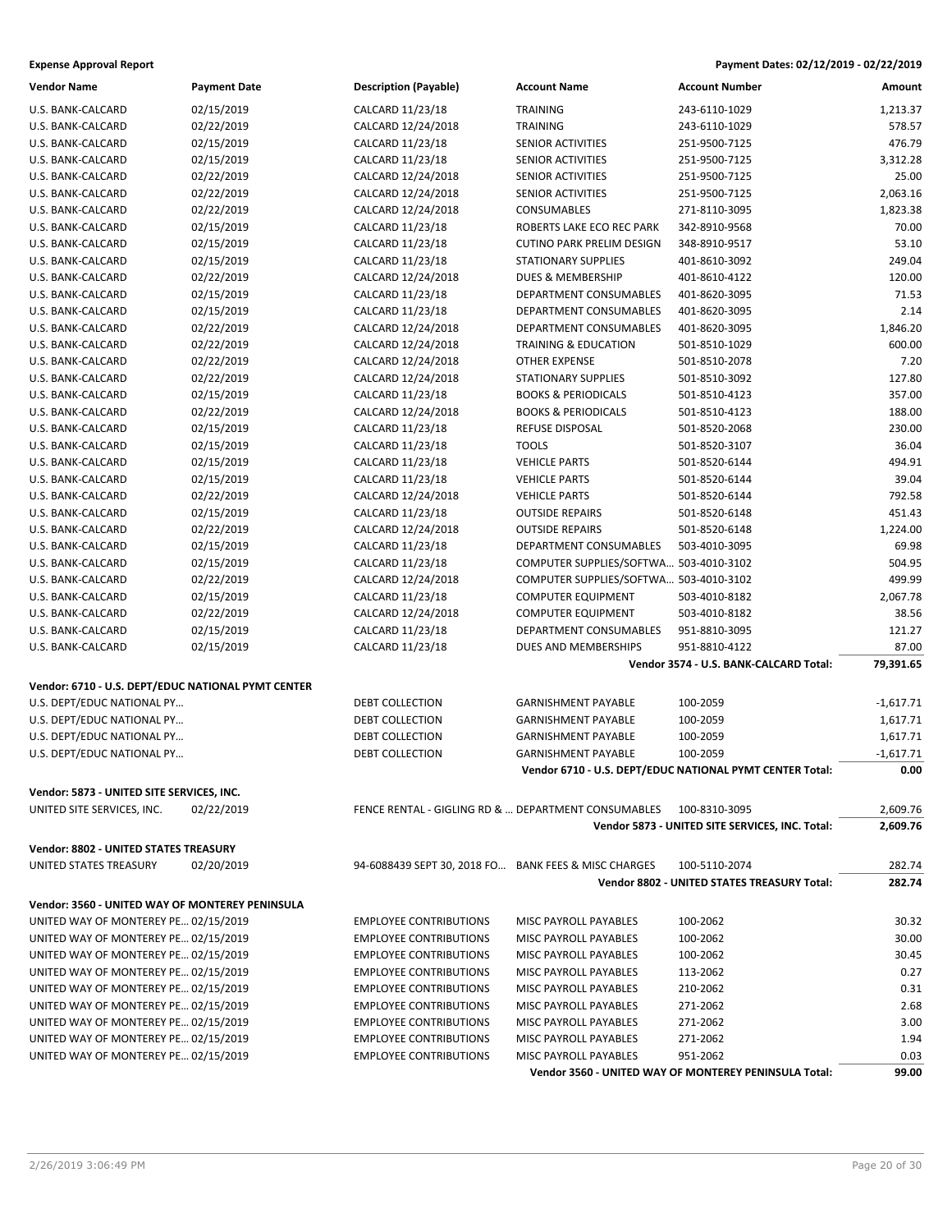**Expense Approval Report** — Payment Dates: 02/12/2019 - 02/22/2019

| Vendor Name | Payment Date | Description (Payable) | Account Name | Account Number | Amount |
|---|---|---|---|---|---|
| U.S. BANK-CALCARD | 02/15/2019 | CALCARD 11/23/18 | TRAINING | 243-6110-1029 | 1,213.37 |
| U.S. BANK-CALCARD | 02/22/2019 | CALCARD 12/24/2018 | TRAINING | 243-6110-1029 | 578.57 |
| U.S. BANK-CALCARD | 02/15/2019 | CALCARD 11/23/18 | SENIOR ACTIVITIES | 251-9500-7125 | 476.79 |
| U.S. BANK-CALCARD | 02/15/2019 | CALCARD 11/23/18 | SENIOR ACTIVITIES | 251-9500-7125 | 3,312.28 |
| U.S. BANK-CALCARD | 02/22/2019 | CALCARD 12/24/2018 | SENIOR ACTIVITIES | 251-9500-7125 | 25.00 |
| U.S. BANK-CALCARD | 02/22/2019 | CALCARD 12/24/2018 | SENIOR ACTIVITIES | 251-9500-7125 | 2,063.16 |
| U.S. BANK-CALCARD | 02/22/2019 | CALCARD 12/24/2018 | CONSUMABLES | 271-8110-3095 | 1,823.38 |
| U.S. BANK-CALCARD | 02/15/2019 | CALCARD 11/23/18 | ROBERTS LAKE ECO REC PARK | 342-8910-9568 | 70.00 |
| U.S. BANK-CALCARD | 02/15/2019 | CALCARD 11/23/18 | CUTINO PARK PRELIM DESIGN | 348-8910-9517 | 53.10 |
| U.S. BANK-CALCARD | 02/15/2019 | CALCARD 11/23/18 | STATIONARY SUPPLIES | 401-8610-3092 | 249.04 |
| U.S. BANK-CALCARD | 02/22/2019 | CALCARD 12/24/2018 | DUES & MEMBERSHIP | 401-8610-4122 | 120.00 |
| U.S. BANK-CALCARD | 02/15/2019 | CALCARD 11/23/18 | DEPARTMENT CONSUMABLES | 401-8620-3095 | 71.53 |
| U.S. BANK-CALCARD | 02/15/2019 | CALCARD 11/23/18 | DEPARTMENT CONSUMABLES | 401-8620-3095 | 2.14 |
| U.S. BANK-CALCARD | 02/22/2019 | CALCARD 12/24/2018 | DEPARTMENT CONSUMABLES | 401-8620-3095 | 1,846.20 |
| U.S. BANK-CALCARD | 02/22/2019 | CALCARD 12/24/2018 | TRAINING & EDUCATION | 501-8510-1029 | 600.00 |
| U.S. BANK-CALCARD | 02/22/2019 | CALCARD 12/24/2018 | OTHER EXPENSE | 501-8510-2078 | 7.20 |
| U.S. BANK-CALCARD | 02/22/2019 | CALCARD 12/24/2018 | STATIONARY SUPPLIES | 501-8510-3092 | 127.80 |
| U.S. BANK-CALCARD | 02/15/2019 | CALCARD 11/23/18 | BOOKS & PERIODICALS | 501-8510-4123 | 357.00 |
| U.S. BANK-CALCARD | 02/22/2019 | CALCARD 12/24/2018 | BOOKS & PERIODICALS | 501-8510-4123 | 188.00 |
| U.S. BANK-CALCARD | 02/15/2019 | CALCARD 11/23/18 | REFUSE DISPOSAL | 501-8520-2068 | 230.00 |
| U.S. BANK-CALCARD | 02/15/2019 | CALCARD 11/23/18 | TOOLS | 501-8520-3107 | 36.04 |
| U.S. BANK-CALCARD | 02/15/2019 | CALCARD 11/23/18 | VEHICLE PARTS | 501-8520-6144 | 494.91 |
| U.S. BANK-CALCARD | 02/15/2019 | CALCARD 11/23/18 | VEHICLE PARTS | 501-8520-6144 | 39.04 |
| U.S. BANK-CALCARD | 02/22/2019 | CALCARD 12/24/2018 | VEHICLE PARTS | 501-8520-6144 | 792.58 |
| U.S. BANK-CALCARD | 02/15/2019 | CALCARD 11/23/18 | OUTSIDE REPAIRS | 501-8520-6148 | 451.43 |
| U.S. BANK-CALCARD | 02/22/2019 | CALCARD 12/24/2018 | OUTSIDE REPAIRS | 501-8520-6148 | 1,224.00 |
| U.S. BANK-CALCARD | 02/15/2019 | CALCARD 11/23/18 | DEPARTMENT CONSUMABLES | 503-4010-3095 | 69.98 |
| U.S. BANK-CALCARD | 02/15/2019 | CALCARD 11/23/18 | COMPUTER SUPPLIES/SOFTWA... | 503-4010-3102 | 504.95 |
| U.S. BANK-CALCARD | 02/22/2019 | CALCARD 12/24/2018 | COMPUTER SUPPLIES/SOFTWA... | 503-4010-3102 | 499.99 |
| U.S. BANK-CALCARD | 02/15/2019 | CALCARD 11/23/18 | COMPUTER EQUIPMENT | 503-4010-8182 | 2,067.78 |
| U.S. BANK-CALCARD | 02/22/2019 | CALCARD 12/24/2018 | COMPUTER EQUIPMENT | 503-4010-8182 | 38.56 |
| U.S. BANK-CALCARD | 02/15/2019 | CALCARD 11/23/18 | DEPARTMENT CONSUMABLES | 951-8810-3095 | 121.27 |
| U.S. BANK-CALCARD | 02/15/2019 | CALCARD 11/23/18 | DUES AND MEMBERSHIPS | 951-8810-4122 | 87.00 |
| | | | | **Vendor 3574 - U.S. BANK-CALCARD Total:** | **79,391.65** |
| **Vendor: 6710 - U.S. DEPT/EDUC NATIONAL PYMT CENTER** | | | | | |
| U.S. DEPT/EDUC NATIONAL PY... | | DEBT COLLECTION | GARNISHMENT PAYABLE | 100-2059 | -1,617.71 |
| U.S. DEPT/EDUC NATIONAL PY... | | DEBT COLLECTION | GARNISHMENT PAYABLE | 100-2059 | 1,617.71 |
| U.S. DEPT/EDUC NATIONAL PY... | | DEBT COLLECTION | GARNISHMENT PAYABLE | 100-2059 | 1,617.71 |
| U.S. DEPT/EDUC NATIONAL PY... | | DEBT COLLECTION | GARNISHMENT PAYABLE | 100-2059 | -1,617.71 |
| | | | | **Vendor 6710 - U.S. DEPT/EDUC NATIONAL PYMT CENTER Total:** | **0.00** |
| **Vendor: 5873 - UNITED SITE SERVICES, INC.** | | | | | |
| UNITED SITE SERVICES, INC. | 02/22/2019 | FENCE RENTAL - GIGLING RD & ... | DEPARTMENT CONSUMABLES | 100-8310-3095 | 2,609.76 |
| | | | | **Vendor 5873 - UNITED SITE SERVICES, INC. Total:** | **2,609.76** |
| **Vendor: 8802 - UNITED STATES TREASURY** | | | | | |
| UNITED STATES TREASURY | 02/20/2019 | 94-6088439 SEPT 30, 2018 FO... | BANK FEES & MISC CHARGES | 100-5110-2074 | 282.74 |
| | | | | **Vendor 8802 - UNITED STATES TREASURY Total:** | **282.74** |
| **Vendor: 3560 - UNITED WAY OF MONTEREY PENINSULA** | | | | | |
| UNITED WAY OF MONTEREY PE... | 02/15/2019 | EMPLOYEE CONTRIBUTIONS | MISC PAYROLL PAYABLES | 100-2062 | 30.32 |
| UNITED WAY OF MONTEREY PE... | 02/15/2019 | EMPLOYEE CONTRIBUTIONS | MISC PAYROLL PAYABLES | 100-2062 | 30.00 |
| UNITED WAY OF MONTEREY PE... | 02/15/2019 | EMPLOYEE CONTRIBUTIONS | MISC PAYROLL PAYABLES | 100-2062 | 30.45 |
| UNITED WAY OF MONTEREY PE... | 02/15/2019 | EMPLOYEE CONTRIBUTIONS | MISC PAYROLL PAYABLES | 113-2062 | 0.27 |
| UNITED WAY OF MONTEREY PE... | 02/15/2019 | EMPLOYEE CONTRIBUTIONS | MISC PAYROLL PAYABLES | 210-2062 | 0.31 |
| UNITED WAY OF MONTEREY PE... | 02/15/2019 | EMPLOYEE CONTRIBUTIONS | MISC PAYROLL PAYABLES | 271-2062 | 2.68 |
| UNITED WAY OF MONTEREY PE... | 02/15/2019 | EMPLOYEE CONTRIBUTIONS | MISC PAYROLL PAYABLES | 271-2062 | 3.00 |
| UNITED WAY OF MONTEREY PE... | 02/15/2019 | EMPLOYEE CONTRIBUTIONS | MISC PAYROLL PAYABLES | 271-2062 | 1.94 |
| UNITED WAY OF MONTEREY PE... | 02/15/2019 | EMPLOYEE CONTRIBUTIONS | MISC PAYROLL PAYABLES | 951-2062 | 0.03 |
| | | | | **Vendor 3560 - UNITED WAY OF MONTEREY PENINSULA Total:** | **99.00** |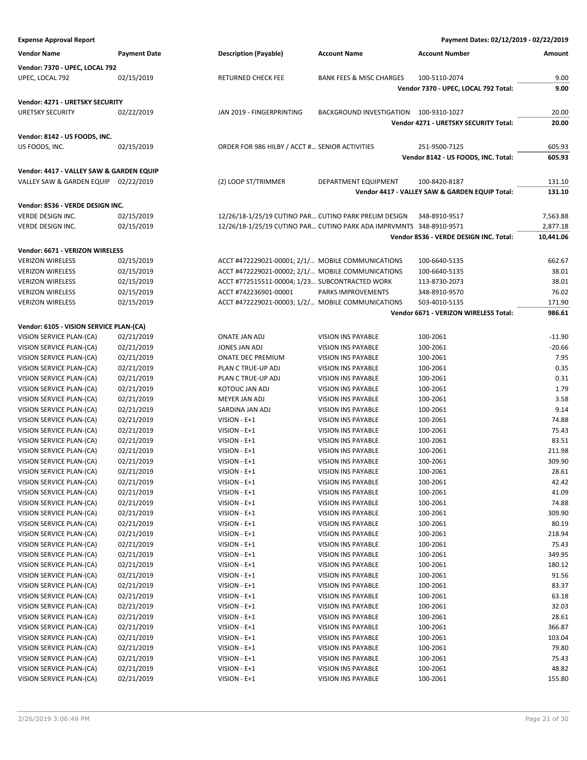**Expense Approval Report** — Payment Dates: 02/12/2019 - 02/22/2019

| Vendor Name | Payment Date | Description (Payable) | Account Name | Account Number | Amount |
|---|---|---|---|---|---|
| **Vendor: 7370 - UPEC, LOCAL 792** | | | | | |
| UPEC, LOCAL 792 | 02/15/2019 | RETURNED CHECK FEE | BANK FEES & MISC CHARGES | 100-5110-2074 | 9.00 |
| | | | | **Vendor 7370 - UPEC, LOCAL 792 Total:** | **9.00** |
| **Vendor: 4271 - URETSKY SECURITY** | | | | | |
| URETSKY SECURITY | 02/22/2019 | JAN 2019 - FINGERPRINTING | BACKGROUND INVESTIGATION | 100-9310-1027 | 20.00 |
| | | | | **Vendor 4271 - URETSKY SECURITY Total:** | **20.00** |
| **Vendor: 8142 - US FOODS, INC.** | | | | | |
| US FOODS, INC. | 02/15/2019 | ORDER FOR 986 HILBY / ACCT #... | SENIOR ACTIVITIES | 251-9500-7125 | 605.93 |
| | | | | **Vendor 8142 - US FOODS, INC. Total:** | **605.93** |
| **Vendor: 4417 - VALLEY SAW & GARDEN EQUIP** | | | | | |
| VALLEY SAW & GARDEN EQUIP | 02/22/2019 | (2) LOOP ST/TRIMMER | DEPARTMENT EQUIPMENT | 100-8420-8187 | 131.10 |
| | | | | **Vendor 4417 - VALLEY SAW & GARDEN EQUIP Total:** | **131.10** |
| **Vendor: 8536 - VERDE DESIGN INC.** | | | | | |
| VERDE DESIGN INC. | 02/15/2019 | 12/26/18-1/25/19 CUTINO PAR... | CUTINO PARK PRELIM DESIGN | 348-8910-9517 | 7,563.88 |
| VERDE DESIGN INC. | 02/15/2019 | 12/26/18-1/25/19 CUTINO PAR... | CUTINO PARK ADA IMPRVMNTS | 348-8910-9571 | 2,877.18 |
| | | | | **Vendor 8536 - VERDE DESIGN INC. Total:** | **10,441.06** |
| **Vendor: 6671 - VERIZON WIRELESS** | | | | | |
| VERIZON WIRELESS | 02/15/2019 | ACCT #472229021-00001; 2/1/... | MOBILE COMMUNICATIONS | 100-6640-5135 | 662.67 |
| VERIZON WIRELESS | 02/15/2019 | ACCT #472229021-00002; 2/1/... | MOBILE COMMUNICATIONS | 100-6640-5135 | 38.01 |
| VERIZON WIRELESS | 02/15/2019 | ACCT #772515511-00004; 1/23... | SUBCONTRACTED WORK | 113-8730-2073 | 38.01 |
| VERIZON WIRELESS | 02/15/2019 | ACCT #742236901-00001 | PARKS IMPROVEMENTS | 348-8910-9570 | 76.02 |
| VERIZON WIRELESS | 02/15/2019 | ACCT #472229021-00003; 1/2/... | MOBILE COMMUNICATIONS | 503-4010-5135 | 171.90 |
| | | | | **Vendor 6671 - VERIZON WIRELESS Total:** | **986.61** |
| **Vendor: 6105 - VISION SERVICE PLAN-(CA)** | | | | | |
| VISION SERVICE PLAN-(CA) | 02/21/2019 | ONATE JAN ADJ | VISION INS PAYABLE | 100-2061 | -11.90 |
| VISION SERVICE PLAN-(CA) | 02/21/2019 | JONES JAN ADJ | VISION INS PAYABLE | 100-2061 | -20.66 |
| VISION SERVICE PLAN-(CA) | 02/21/2019 | ONATE DEC PREMIUM | VISION INS PAYABLE | 100-2061 | 7.95 |
| VISION SERVICE PLAN-(CA) | 02/21/2019 | PLAN C TRUE-UP ADJ | VISION INS PAYABLE | 100-2061 | 0.35 |
| VISION SERVICE PLAN-(CA) | 02/21/2019 | PLAN C TRUE-UP ADJ | VISION INS PAYABLE | 100-2061 | 0.31 |
| VISION SERVICE PLAN-(CA) | 02/21/2019 | KOTOUC JAN ADJ | VISION INS PAYABLE | 100-2061 | 1.79 |
| VISION SERVICE PLAN-(CA) | 02/21/2019 | MEYER JAN ADJ | VISION INS PAYABLE | 100-2061 | 3.58 |
| VISION SERVICE PLAN-(CA) | 02/21/2019 | SARDINA JAN ADJ | VISION INS PAYABLE | 100-2061 | 9.14 |
| VISION SERVICE PLAN-(CA) | 02/21/2019 | VISION - E+1 | VISION INS PAYABLE | 100-2061 | 74.88 |
| VISION SERVICE PLAN-(CA) | 02/21/2019 | VISION - E+1 | VISION INS PAYABLE | 100-2061 | 75.43 |
| VISION SERVICE PLAN-(CA) | 02/21/2019 | VISION - E+1 | VISION INS PAYABLE | 100-2061 | 83.51 |
| VISION SERVICE PLAN-(CA) | 02/21/2019 | VISION - E+1 | VISION INS PAYABLE | 100-2061 | 211.98 |
| VISION SERVICE PLAN-(CA) | 02/21/2019 | VISION - E+1 | VISION INS PAYABLE | 100-2061 | 309.90 |
| VISION SERVICE PLAN-(CA) | 02/21/2019 | VISION - E+1 | VISION INS PAYABLE | 100-2061 | 28.61 |
| VISION SERVICE PLAN-(CA) | 02/21/2019 | VISION - E+1 | VISION INS PAYABLE | 100-2061 | 42.42 |
| VISION SERVICE PLAN-(CA) | 02/21/2019 | VISION - E+1 | VISION INS PAYABLE | 100-2061 | 41.09 |
| VISION SERVICE PLAN-(CA) | 02/21/2019 | VISION - E+1 | VISION INS PAYABLE | 100-2061 | 74.88 |
| VISION SERVICE PLAN-(CA) | 02/21/2019 | VISION - E+1 | VISION INS PAYABLE | 100-2061 | 309.90 |
| VISION SERVICE PLAN-(CA) | 02/21/2019 | VISION - E+1 | VISION INS PAYABLE | 100-2061 | 80.19 |
| VISION SERVICE PLAN-(CA) | 02/21/2019 | VISION - E+1 | VISION INS PAYABLE | 100-2061 | 218.94 |
| VISION SERVICE PLAN-(CA) | 02/21/2019 | VISION - E+1 | VISION INS PAYABLE | 100-2061 | 75.43 |
| VISION SERVICE PLAN-(CA) | 02/21/2019 | VISION - E+1 | VISION INS PAYABLE | 100-2061 | 349.95 |
| VISION SERVICE PLAN-(CA) | 02/21/2019 | VISION - E+1 | VISION INS PAYABLE | 100-2061 | 180.12 |
| VISION SERVICE PLAN-(CA) | 02/21/2019 | VISION - E+1 | VISION INS PAYABLE | 100-2061 | 91.56 |
| VISION SERVICE PLAN-(CA) | 02/21/2019 | VISION - E+1 | VISION INS PAYABLE | 100-2061 | 83.37 |
| VISION SERVICE PLAN-(CA) | 02/21/2019 | VISION - E+1 | VISION INS PAYABLE | 100-2061 | 63.18 |
| VISION SERVICE PLAN-(CA) | 02/21/2019 | VISION - E+1 | VISION INS PAYABLE | 100-2061 | 32.03 |
| VISION SERVICE PLAN-(CA) | 02/21/2019 | VISION - E+1 | VISION INS PAYABLE | 100-2061 | 28.61 |
| VISION SERVICE PLAN-(CA) | 02/21/2019 | VISION - E+1 | VISION INS PAYABLE | 100-2061 | 366.87 |
| VISION SERVICE PLAN-(CA) | 02/21/2019 | VISION - E+1 | VISION INS PAYABLE | 100-2061 | 103.04 |
| VISION SERVICE PLAN-(CA) | 02/21/2019 | VISION - E+1 | VISION INS PAYABLE | 100-2061 | 79.80 |
| VISION SERVICE PLAN-(CA) | 02/21/2019 | VISION - E+1 | VISION INS PAYABLE | 100-2061 | 75.43 |
| VISION SERVICE PLAN-(CA) | 02/21/2019 | VISION - E+1 | VISION INS PAYABLE | 100-2061 | 48.82 |
| VISION SERVICE PLAN-(CA) | 02/21/2019 | VISION - E+1 | VISION INS PAYABLE | 100-2061 | 155.80 |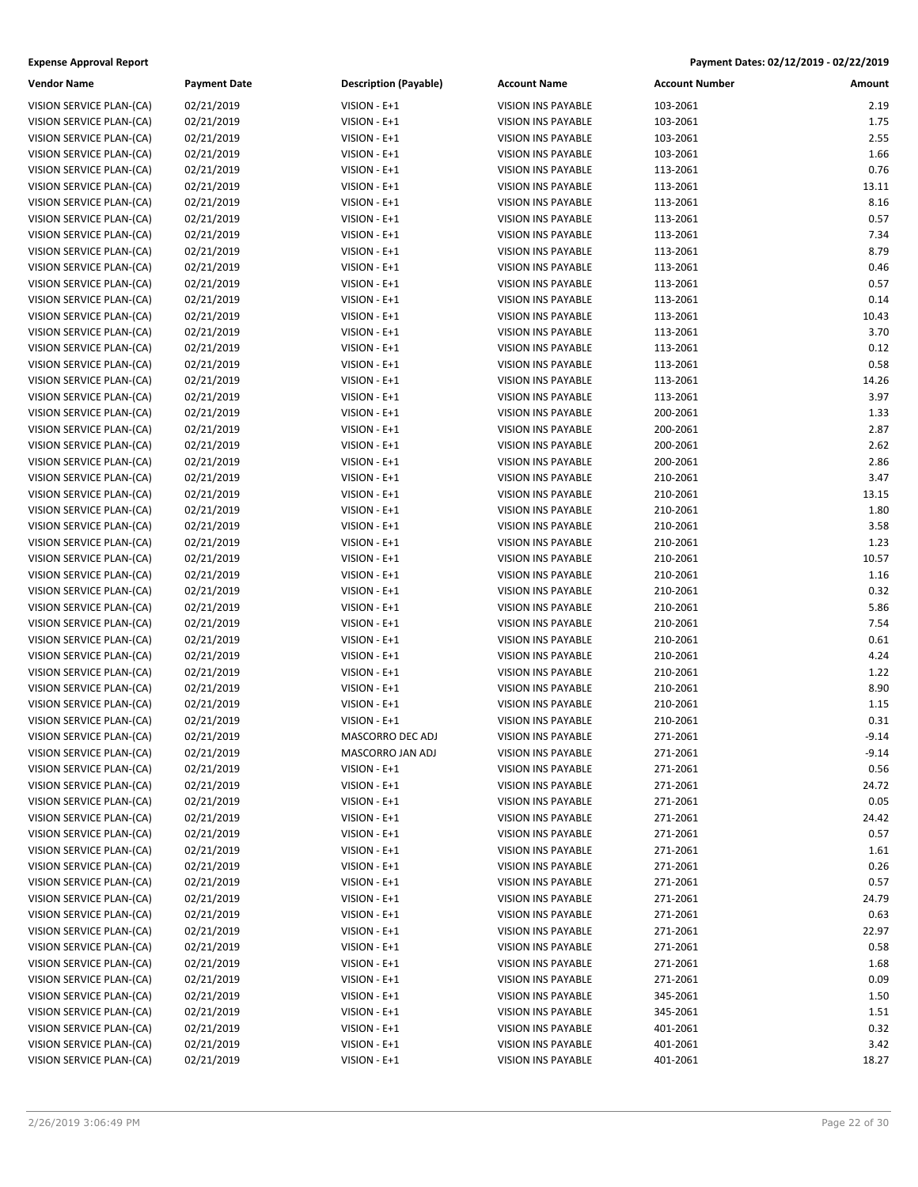**Expense Approval Report** **Payment Dates: 02/12/2019 - 02/22/2019**

| Vendor Name | Payment Date | Description (Payable) | Account Name | Account Number | Amount |
|---|---|---|---|---|---|
| VISION SERVICE PLAN-(CA) | 02/21/2019 | VISION - E+1 | VISION INS PAYABLE | 103-2061 | 2.19 |
| VISION SERVICE PLAN-(CA) | 02/21/2019 | VISION - E+1 | VISION INS PAYABLE | 103-2061 | 1.75 |
| VISION SERVICE PLAN-(CA) | 02/21/2019 | VISION - E+1 | VISION INS PAYABLE | 103-2061 | 2.55 |
| VISION SERVICE PLAN-(CA) | 02/21/2019 | VISION - E+1 | VISION INS PAYABLE | 103-2061 | 1.66 |
| VISION SERVICE PLAN-(CA) | 02/21/2019 | VISION - E+1 | VISION INS PAYABLE | 113-2061 | 0.76 |
| VISION SERVICE PLAN-(CA) | 02/21/2019 | VISION - E+1 | VISION INS PAYABLE | 113-2061 | 13.11 |
| VISION SERVICE PLAN-(CA) | 02/21/2019 | VISION - E+1 | VISION INS PAYABLE | 113-2061 | 8.16 |
| VISION SERVICE PLAN-(CA) | 02/21/2019 | VISION - E+1 | VISION INS PAYABLE | 113-2061 | 0.57 |
| VISION SERVICE PLAN-(CA) | 02/21/2019 | VISION - E+1 | VISION INS PAYABLE | 113-2061 | 7.34 |
| VISION SERVICE PLAN-(CA) | 02/21/2019 | VISION - E+1 | VISION INS PAYABLE | 113-2061 | 8.79 |
| VISION SERVICE PLAN-(CA) | 02/21/2019 | VISION - E+1 | VISION INS PAYABLE | 113-2061 | 0.46 |
| VISION SERVICE PLAN-(CA) | 02/21/2019 | VISION - E+1 | VISION INS PAYABLE | 113-2061 | 0.57 |
| VISION SERVICE PLAN-(CA) | 02/21/2019 | VISION - E+1 | VISION INS PAYABLE | 113-2061 | 0.14 |
| VISION SERVICE PLAN-(CA) | 02/21/2019 | VISION - E+1 | VISION INS PAYABLE | 113-2061 | 10.43 |
| VISION SERVICE PLAN-(CA) | 02/21/2019 | VISION - E+1 | VISION INS PAYABLE | 113-2061 | 3.70 |
| VISION SERVICE PLAN-(CA) | 02/21/2019 | VISION - E+1 | VISION INS PAYABLE | 113-2061 | 0.12 |
| VISION SERVICE PLAN-(CA) | 02/21/2019 | VISION - E+1 | VISION INS PAYABLE | 113-2061 | 0.58 |
| VISION SERVICE PLAN-(CA) | 02/21/2019 | VISION - E+1 | VISION INS PAYABLE | 113-2061 | 14.26 |
| VISION SERVICE PLAN-(CA) | 02/21/2019 | VISION - E+1 | VISION INS PAYABLE | 113-2061 | 3.97 |
| VISION SERVICE PLAN-(CA) | 02/21/2019 | VISION - E+1 | VISION INS PAYABLE | 200-2061 | 1.33 |
| VISION SERVICE PLAN-(CA) | 02/21/2019 | VISION - E+1 | VISION INS PAYABLE | 200-2061 | 2.87 |
| VISION SERVICE PLAN-(CA) | 02/21/2019 | VISION - E+1 | VISION INS PAYABLE | 200-2061 | 2.62 |
| VISION SERVICE PLAN-(CA) | 02/21/2019 | VISION - E+1 | VISION INS PAYABLE | 200-2061 | 2.86 |
| VISION SERVICE PLAN-(CA) | 02/21/2019 | VISION - E+1 | VISION INS PAYABLE | 210-2061 | 3.47 |
| VISION SERVICE PLAN-(CA) | 02/21/2019 | VISION - E+1 | VISION INS PAYABLE | 210-2061 | 13.15 |
| VISION SERVICE PLAN-(CA) | 02/21/2019 | VISION - E+1 | VISION INS PAYABLE | 210-2061 | 1.80 |
| VISION SERVICE PLAN-(CA) | 02/21/2019 | VISION - E+1 | VISION INS PAYABLE | 210-2061 | 3.58 |
| VISION SERVICE PLAN-(CA) | 02/21/2019 | VISION - E+1 | VISION INS PAYABLE | 210-2061 | 1.23 |
| VISION SERVICE PLAN-(CA) | 02/21/2019 | VISION - E+1 | VISION INS PAYABLE | 210-2061 | 10.57 |
| VISION SERVICE PLAN-(CA) | 02/21/2019 | VISION - E+1 | VISION INS PAYABLE | 210-2061 | 1.16 |
| VISION SERVICE PLAN-(CA) | 02/21/2019 | VISION - E+1 | VISION INS PAYABLE | 210-2061 | 0.32 |
| VISION SERVICE PLAN-(CA) | 02/21/2019 | VISION - E+1 | VISION INS PAYABLE | 210-2061 | 5.86 |
| VISION SERVICE PLAN-(CA) | 02/21/2019 | VISION - E+1 | VISION INS PAYABLE | 210-2061 | 7.54 |
| VISION SERVICE PLAN-(CA) | 02/21/2019 | VISION - E+1 | VISION INS PAYABLE | 210-2061 | 0.61 |
| VISION SERVICE PLAN-(CA) | 02/21/2019 | VISION - E+1 | VISION INS PAYABLE | 210-2061 | 4.24 |
| VISION SERVICE PLAN-(CA) | 02/21/2019 | VISION - E+1 | VISION INS PAYABLE | 210-2061 | 1.22 |
| VISION SERVICE PLAN-(CA) | 02/21/2019 | VISION - E+1 | VISION INS PAYABLE | 210-2061 | 8.90 |
| VISION SERVICE PLAN-(CA) | 02/21/2019 | VISION - E+1 | VISION INS PAYABLE | 210-2061 | 1.15 |
| VISION SERVICE PLAN-(CA) | 02/21/2019 | VISION - E+1 | VISION INS PAYABLE | 210-2061 | 0.31 |
| VISION SERVICE PLAN-(CA) | 02/21/2019 | MASCORRO DEC ADJ | VISION INS PAYABLE | 271-2061 | -9.14 |
| VISION SERVICE PLAN-(CA) | 02/21/2019 | MASCORRO JAN ADJ | VISION INS PAYABLE | 271-2061 | -9.14 |
| VISION SERVICE PLAN-(CA) | 02/21/2019 | VISION - E+1 | VISION INS PAYABLE | 271-2061 | 0.56 |
| VISION SERVICE PLAN-(CA) | 02/21/2019 | VISION - E+1 | VISION INS PAYABLE | 271-2061 | 24.72 |
| VISION SERVICE PLAN-(CA) | 02/21/2019 | VISION - E+1 | VISION INS PAYABLE | 271-2061 | 0.05 |
| VISION SERVICE PLAN-(CA) | 02/21/2019 | VISION - E+1 | VISION INS PAYABLE | 271-2061 | 24.42 |
| VISION SERVICE PLAN-(CA) | 02/21/2019 | VISION - E+1 | VISION INS PAYABLE | 271-2061 | 0.57 |
| VISION SERVICE PLAN-(CA) | 02/21/2019 | VISION - E+1 | VISION INS PAYABLE | 271-2061 | 1.61 |
| VISION SERVICE PLAN-(CA) | 02/21/2019 | VISION - E+1 | VISION INS PAYABLE | 271-2061 | 0.26 |
| VISION SERVICE PLAN-(CA) | 02/21/2019 | VISION - E+1 | VISION INS PAYABLE | 271-2061 | 0.57 |
| VISION SERVICE PLAN-(CA) | 02/21/2019 | VISION - E+1 | VISION INS PAYABLE | 271-2061 | 24.79 |
| VISION SERVICE PLAN-(CA) | 02/21/2019 | VISION - E+1 | VISION INS PAYABLE | 271-2061 | 0.63 |
| VISION SERVICE PLAN-(CA) | 02/21/2019 | VISION - E+1 | VISION INS PAYABLE | 271-2061 | 22.97 |
| VISION SERVICE PLAN-(CA) | 02/21/2019 | VISION - E+1 | VISION INS PAYABLE | 271-2061 | 0.58 |
| VISION SERVICE PLAN-(CA) | 02/21/2019 | VISION - E+1 | VISION INS PAYABLE | 271-2061 | 1.68 |
| VISION SERVICE PLAN-(CA) | 02/21/2019 | VISION - E+1 | VISION INS PAYABLE | 271-2061 | 0.09 |
| VISION SERVICE PLAN-(CA) | 02/21/2019 | VISION - E+1 | VISION INS PAYABLE | 345-2061 | 1.50 |
| VISION SERVICE PLAN-(CA) | 02/21/2019 | VISION - E+1 | VISION INS PAYABLE | 345-2061 | 1.51 |
| VISION SERVICE PLAN-(CA) | 02/21/2019 | VISION - E+1 | VISION INS PAYABLE | 401-2061 | 0.32 |
| VISION SERVICE PLAN-(CA) | 02/21/2019 | VISION - E+1 | VISION INS PAYABLE | 401-2061 | 3.42 |
| VISION SERVICE PLAN-(CA) | 02/21/2019 | VISION - E+1 | VISION INS PAYABLE | 401-2061 | 18.27 |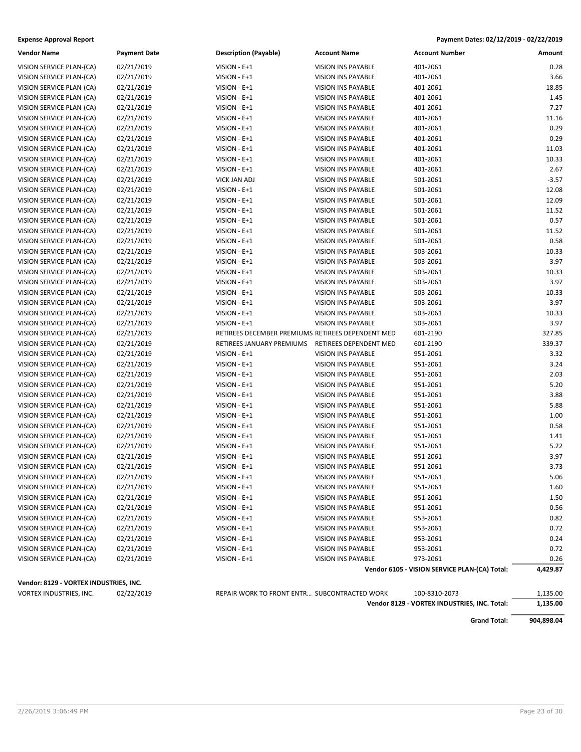**Expense Approval Report** — Payment Dates: 02/12/2019 - 02/22/2019

| Vendor Name | Payment Date | Description (Payable) | Account Name | Account Number | Amount |
|---|---|---|---|---|---|
| VISION SERVICE PLAN-(CA) | 02/21/2019 | VISION - E+1 | VISION INS PAYABLE | 401-2061 | 0.28 |
| VISION SERVICE PLAN-(CA) | 02/21/2019 | VISION - E+1 | VISION INS PAYABLE | 401-2061 | 3.66 |
| VISION SERVICE PLAN-(CA) | 02/21/2019 | VISION - E+1 | VISION INS PAYABLE | 401-2061 | 18.85 |
| VISION SERVICE PLAN-(CA) | 02/21/2019 | VISION - E+1 | VISION INS PAYABLE | 401-2061 | 1.45 |
| VISION SERVICE PLAN-(CA) | 02/21/2019 | VISION - E+1 | VISION INS PAYABLE | 401-2061 | 7.27 |
| VISION SERVICE PLAN-(CA) | 02/21/2019 | VISION - E+1 | VISION INS PAYABLE | 401-2061 | 11.16 |
| VISION SERVICE PLAN-(CA) | 02/21/2019 | VISION - E+1 | VISION INS PAYABLE | 401-2061 | 0.29 |
| VISION SERVICE PLAN-(CA) | 02/21/2019 | VISION - E+1 | VISION INS PAYABLE | 401-2061 | 0.29 |
| VISION SERVICE PLAN-(CA) | 02/21/2019 | VISION - E+1 | VISION INS PAYABLE | 401-2061 | 11.03 |
| VISION SERVICE PLAN-(CA) | 02/21/2019 | VISION - E+1 | VISION INS PAYABLE | 401-2061 | 10.33 |
| VISION SERVICE PLAN-(CA) | 02/21/2019 | VISION - E+1 | VISION INS PAYABLE | 401-2061 | 2.67 |
| VISION SERVICE PLAN-(CA) | 02/21/2019 | VICK JAN ADJ | VISION INS PAYABLE | 501-2061 | -3.57 |
| VISION SERVICE PLAN-(CA) | 02/21/2019 | VISION - E+1 | VISION INS PAYABLE | 501-2061 | 12.08 |
| VISION SERVICE PLAN-(CA) | 02/21/2019 | VISION - E+1 | VISION INS PAYABLE | 501-2061 | 12.09 |
| VISION SERVICE PLAN-(CA) | 02/21/2019 | VISION - E+1 | VISION INS PAYABLE | 501-2061 | 11.52 |
| VISION SERVICE PLAN-(CA) | 02/21/2019 | VISION - E+1 | VISION INS PAYABLE | 501-2061 | 0.57 |
| VISION SERVICE PLAN-(CA) | 02/21/2019 | VISION - E+1 | VISION INS PAYABLE | 501-2061 | 11.52 |
| VISION SERVICE PLAN-(CA) | 02/21/2019 | VISION - E+1 | VISION INS PAYABLE | 501-2061 | 0.58 |
| VISION SERVICE PLAN-(CA) | 02/21/2019 | VISION - E+1 | VISION INS PAYABLE | 503-2061 | 10.33 |
| VISION SERVICE PLAN-(CA) | 02/21/2019 | VISION - E+1 | VISION INS PAYABLE | 503-2061 | 3.97 |
| VISION SERVICE PLAN-(CA) | 02/21/2019 | VISION - E+1 | VISION INS PAYABLE | 503-2061 | 10.33 |
| VISION SERVICE PLAN-(CA) | 02/21/2019 | VISION - E+1 | VISION INS PAYABLE | 503-2061 | 3.97 |
| VISION SERVICE PLAN-(CA) | 02/21/2019 | VISION - E+1 | VISION INS PAYABLE | 503-2061 | 10.33 |
| VISION SERVICE PLAN-(CA) | 02/21/2019 | VISION - E+1 | VISION INS PAYABLE | 503-2061 | 3.97 |
| VISION SERVICE PLAN-(CA) | 02/21/2019 | VISION - E+1 | VISION INS PAYABLE | 503-2061 | 10.33 |
| VISION SERVICE PLAN-(CA) | 02/21/2019 | VISION - E+1 | VISION INS PAYABLE | 503-2061 | 3.97 |
| VISION SERVICE PLAN-(CA) | 02/21/2019 | RETIREES DECEMBER PREMIUMS | RETIREES DEPENDENT MED | 601-2190 | 327.85 |
| VISION SERVICE PLAN-(CA) | 02/21/2019 | RETIREES JANUARY PREMIUMS | RETIREES DEPENDENT MED | 601-2190 | 339.37 |
| VISION SERVICE PLAN-(CA) | 02/21/2019 | VISION - E+1 | VISION INS PAYABLE | 951-2061 | 3.32 |
| VISION SERVICE PLAN-(CA) | 02/21/2019 | VISION - E+1 | VISION INS PAYABLE | 951-2061 | 3.24 |
| VISION SERVICE PLAN-(CA) | 02/21/2019 | VISION - E+1 | VISION INS PAYABLE | 951-2061 | 2.03 |
| VISION SERVICE PLAN-(CA) | 02/21/2019 | VISION - E+1 | VISION INS PAYABLE | 951-2061 | 5.20 |
| VISION SERVICE PLAN-(CA) | 02/21/2019 | VISION - E+1 | VISION INS PAYABLE | 951-2061 | 3.88 |
| VISION SERVICE PLAN-(CA) | 02/21/2019 | VISION - E+1 | VISION INS PAYABLE | 951-2061 | 5.88 |
| VISION SERVICE PLAN-(CA) | 02/21/2019 | VISION - E+1 | VISION INS PAYABLE | 951-2061 | 1.00 |
| VISION SERVICE PLAN-(CA) | 02/21/2019 | VISION - E+1 | VISION INS PAYABLE | 951-2061 | 0.58 |
| VISION SERVICE PLAN-(CA) | 02/21/2019 | VISION - E+1 | VISION INS PAYABLE | 951-2061 | 1.41 |
| VISION SERVICE PLAN-(CA) | 02/21/2019 | VISION - E+1 | VISION INS PAYABLE | 951-2061 | 5.22 |
| VISION SERVICE PLAN-(CA) | 02/21/2019 | VISION - E+1 | VISION INS PAYABLE | 951-2061 | 3.97 |
| VISION SERVICE PLAN-(CA) | 02/21/2019 | VISION - E+1 | VISION INS PAYABLE | 951-2061 | 3.73 |
| VISION SERVICE PLAN-(CA) | 02/21/2019 | VISION - E+1 | VISION INS PAYABLE | 951-2061 | 5.06 |
| VISION SERVICE PLAN-(CA) | 02/21/2019 | VISION - E+1 | VISION INS PAYABLE | 951-2061 | 1.60 |
| VISION SERVICE PLAN-(CA) | 02/21/2019 | VISION - E+1 | VISION INS PAYABLE | 951-2061 | 1.50 |
| VISION SERVICE PLAN-(CA) | 02/21/2019 | VISION - E+1 | VISION INS PAYABLE | 951-2061 | 0.56 |
| VISION SERVICE PLAN-(CA) | 02/21/2019 | VISION - E+1 | VISION INS PAYABLE | 953-2061 | 0.82 |
| VISION SERVICE PLAN-(CA) | 02/21/2019 | VISION - E+1 | VISION INS PAYABLE | 953-2061 | 0.72 |
| VISION SERVICE PLAN-(CA) | 02/21/2019 | VISION - E+1 | VISION INS PAYABLE | 953-2061 | 0.24 |
| VISION SERVICE PLAN-(CA) | 02/21/2019 | VISION - E+1 | VISION INS PAYABLE | 953-2061 | 0.72 |
| VISION SERVICE PLAN-(CA) | 02/21/2019 | VISION - E+1 | VISION INS PAYABLE | 973-2061 | 0.26 |
| | | | | **Vendor 6105 - VISION SERVICE PLAN-(CA) Total:** | **4,429.87** |

**Vendor: 8129 - VORTEX INDUSTRIES, INC.**

| Vendor Name | Payment Date | Description (Payable) | Account Name | Account Number | Amount |
|---|---|---|---|---|---|
| VORTEX INDUSTRIES, INC. | 02/22/2019 | REPAIR WORK TO FRONT ENTR... | SUBCONTRACTED WORK | 100-8310-2073 | 1,135.00 |
| | | | | **Vendor 8129 - VORTEX INDUSTRIES, INC. Total:** | **1,135.00** |
| | | | | **Grand Total:** | **904,898.04** |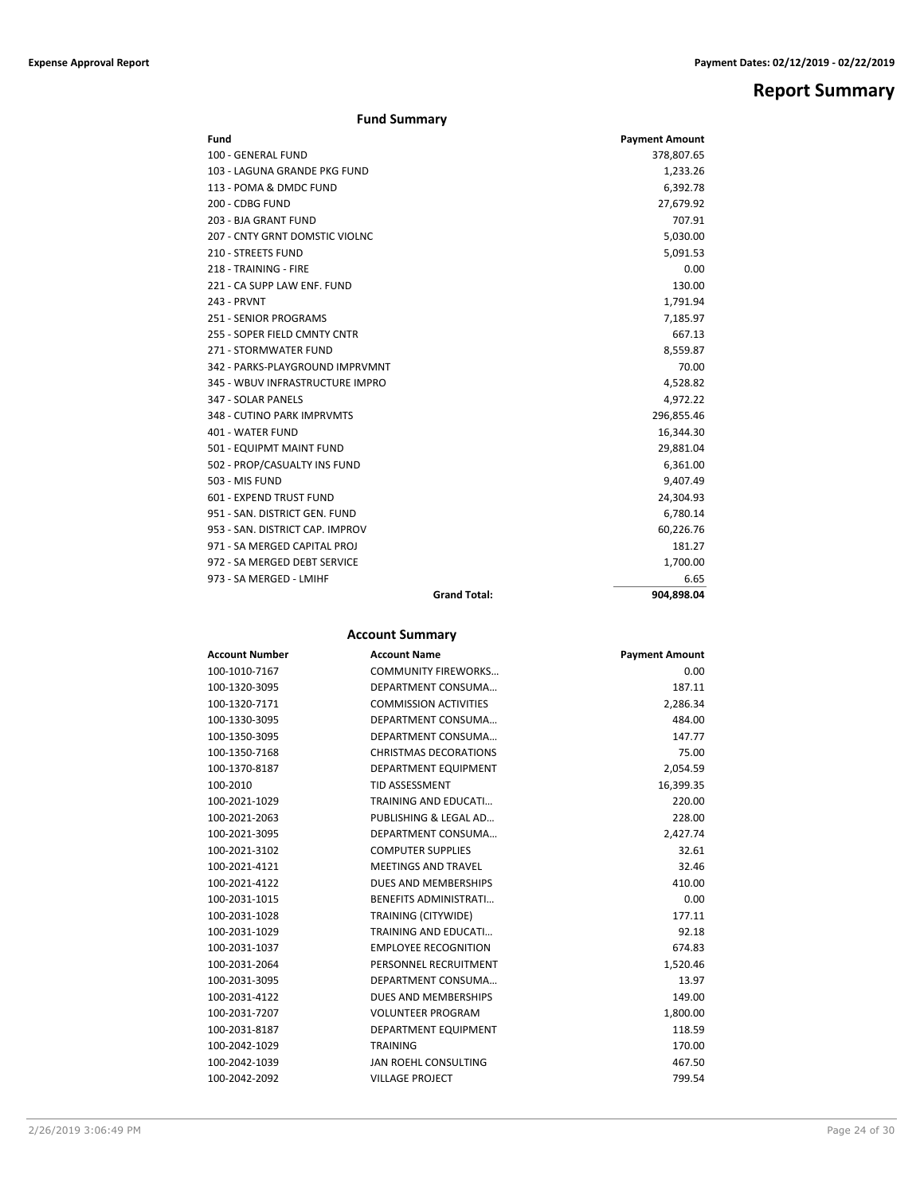# Report Summary

## Fund Summary

| Fund | Payment Amount |
|---|---|
| 100 - GENERAL FUND | 378,807.65 |
| 103 - LAGUNA GRANDE PKG FUND | 1,233.26 |
| 113 - POMA & DMDC FUND | 6,392.78 |
| 200 - CDBG FUND | 27,679.92 |
| 203 - BJA GRANT FUND | 707.91 |
| 207 - CNTY GRNT DOMSTIC VIOLNC | 5,030.00 |
| 210 - STREETS FUND | 5,091.53 |
| 218 - TRAINING - FIRE | 0.00 |
| 221 - CA SUPP LAW ENF. FUND | 130.00 |
| 243 - PRVNT | 1,791.94 |
| 251 - SENIOR PROGRAMS | 7,185.97 |
| 255 - SOPER FIELD CMNTY CNTR | 667.13 |
| 271 - STORMWATER FUND | 8,559.87 |
| 342 - PARKS-PLAYGROUND IMPRVMNT | 70.00 |
| 345 - WBUV INFRASTRUCTURE IMPRO | 4,528.82 |
| 347 - SOLAR PANELS | 4,972.22 |
| 348 - CUTINO PARK IMPRVMTS | 296,855.46 |
| 401 - WATER FUND | 16,344.30 |
| 501 - EQUIPMT MAINT FUND | 29,881.04 |
| 502 - PROP/CASUALTY INS FUND | 6,361.00 |
| 503 - MIS FUND | 9,407.49 |
| 601 - EXPEND TRUST FUND | 24,304.93 |
| 951 - SAN. DISTRICT GEN. FUND | 6,780.14 |
| 953 - SAN. DISTRICT CAP. IMPROV | 60,226.76 |
| 971 - SA MERGED CAPITAL PROJ | 181.27 |
| 972 - SA MERGED DEBT SERVICE | 1,700.00 |
| 973 - SA MERGED - LMIHF | 6.65 |
| **Grand Total:** | **904,898.04** |

## Account Summary

| Account Number | Account Name | Payment Amount |
|---|---|---|
| 100-1010-7167 | COMMUNITY FIREWORKS… | 0.00 |
| 100-1320-3095 | DEPARTMENT CONSUMA… | 187.11 |
| 100-1320-7171 | COMMISSION ACTIVITIES | 2,286.34 |
| 100-1330-3095 | DEPARTMENT CONSUMA… | 484.00 |
| 100-1350-3095 | DEPARTMENT CONSUMA… | 147.77 |
| 100-1350-7168 | CHRISTMAS DECORATIONS | 75.00 |
| 100-1370-8187 | DEPARTMENT EQUIPMENT | 2,054.59 |
| 100-2010 | TID ASSESSMENT | 16,399.35 |
| 100-2021-1029 | TRAINING AND EDUCATI… | 220.00 |
| 100-2021-2063 | PUBLISHING & LEGAL AD… | 228.00 |
| 100-2021-3095 | DEPARTMENT CONSUMA… | 2,427.74 |
| 100-2021-3102 | COMPUTER SUPPLIES | 32.61 |
| 100-2021-4121 | MEETINGS AND TRAVEL | 32.46 |
| 100-2021-4122 | DUES AND MEMBERSHIPS | 410.00 |
| 100-2031-1015 | BENEFITS ADMINISTRATI… | 0.00 |
| 100-2031-1028 | TRAINING (CITYWIDE) | 177.11 |
| 100-2031-1029 | TRAINING AND EDUCATI… | 92.18 |
| 100-2031-1037 | EMPLOYEE RECOGNITION | 674.83 |
| 100-2031-2064 | PERSONNEL RECRUITMENT | 1,520.46 |
| 100-2031-3095 | DEPARTMENT CONSUMA… | 13.97 |
| 100-2031-4122 | DUES AND MEMBERSHIPS | 149.00 |
| 100-2031-7207 | VOLUNTEER PROGRAM | 1,800.00 |
| 100-2031-8187 | DEPARTMENT EQUIPMENT | 118.59 |
| 100-2042-1029 | TRAINING | 170.00 |
| 100-2042-1039 | JAN ROEHL CONSULTING | 467.50 |
| 100-2042-2092 | VILLAGE PROJECT | 799.54 |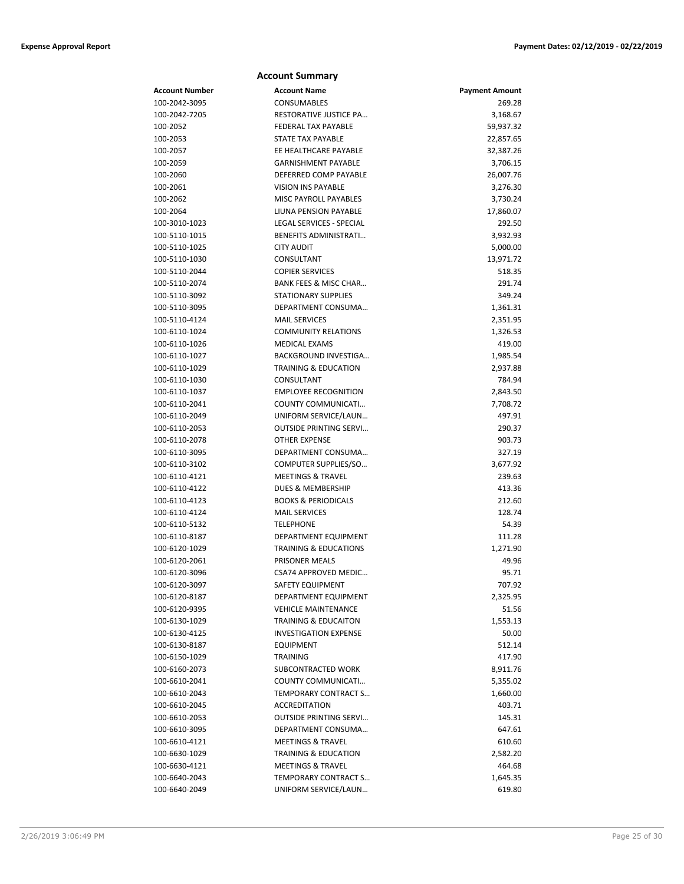## Account Summary

| Account Number | Account Name | Payment Amount |
|---|---|---|
| 100-2042-3095 | CONSUMABLES | 269.28 |
| 100-2042-7205 | RESTORATIVE JUSTICE PA… | 3,168.67 |
| 100-2052 | FEDERAL TAX PAYABLE | 59,937.32 |
| 100-2053 | STATE TAX PAYABLE | 22,857.65 |
| 100-2057 | EE HEALTHCARE PAYABLE | 32,387.26 |
| 100-2059 | GARNISHMENT PAYABLE | 3,706.15 |
| 100-2060 | DEFERRED COMP PAYABLE | 26,007.76 |
| 100-2061 | VISION INS PAYABLE | 3,276.30 |
| 100-2062 | MISC PAYROLL PAYABLES | 3,730.24 |
| 100-2064 | LIUNA PENSION PAYABLE | 17,860.07 |
| 100-3010-1023 | LEGAL SERVICES - SPECIAL | 292.50 |
| 100-5110-1015 | BENEFITS ADMINISTRATI… | 3,932.93 |
| 100-5110-1025 | CITY AUDIT | 5,000.00 |
| 100-5110-1030 | CONSULTANT | 13,971.72 |
| 100-5110-2044 | COPIER SERVICES | 518.35 |
| 100-5110-2074 | BANK FEES & MISC CHAR… | 291.74 |
| 100-5110-3092 | STATIONARY SUPPLIES | 349.24 |
| 100-5110-3095 | DEPARTMENT CONSUMA… | 1,361.31 |
| 100-5110-4124 | MAIL SERVICES | 2,351.95 |
| 100-6110-1024 | COMMUNITY RELATIONS | 1,326.53 |
| 100-6110-1026 | MEDICAL EXAMS | 419.00 |
| 100-6110-1027 | BACKGROUND INVESTIGA… | 1,985.54 |
| 100-6110-1029 | TRAINING & EDUCATION | 2,937.88 |
| 100-6110-1030 | CONSULTANT | 784.94 |
| 100-6110-1037 | EMPLOYEE RECOGNITION | 2,843.50 |
| 100-6110-2041 | COUNTY COMMUNICATI… | 7,708.72 |
| 100-6110-2049 | UNIFORM SERVICE/LAUN… | 497.91 |
| 100-6110-2053 | OUTSIDE PRINTING SERVI… | 290.37 |
| 100-6110-2078 | OTHER EXPENSE | 903.73 |
| 100-6110-3095 | DEPARTMENT CONSUMA… | 327.19 |
| 100-6110-3102 | COMPUTER SUPPLIES/SO… | 3,677.92 |
| 100-6110-4121 | MEETINGS & TRAVEL | 239.63 |
| 100-6110-4122 | DUES & MEMBERSHIP | 413.36 |
| 100-6110-4123 | BOOKS & PERIODICALS | 212.60 |
| 100-6110-4124 | MAIL SERVICES | 128.74 |
| 100-6110-5132 | TELEPHONE | 54.39 |
| 100-6110-8187 | DEPARTMENT EQUIPMENT | 111.28 |
| 100-6120-1029 | TRAINING & EDUCATIONS | 1,271.90 |
| 100-6120-2061 | PRISONER MEALS | 49.96 |
| 100-6120-3096 | CSA74 APPROVED MEDIC… | 95.71 |
| 100-6120-3097 | SAFETY EQUIPMENT | 707.92 |
| 100-6120-8187 | DEPARTMENT EQUIPMENT | 2,325.95 |
| 100-6120-9395 | VEHICLE MAINTENANCE | 51.56 |
| 100-6130-1029 | TRAINING & EDUCAITON | 1,553.13 |
| 100-6130-4125 | INVESTIGATION EXPENSE | 50.00 |
| 100-6130-8187 | EQUIPMENT | 512.14 |
| 100-6150-1029 | TRAINING | 417.90 |
| 100-6160-2073 | SUBCONTRACTED WORK | 8,911.76 |
| 100-6610-2041 | COUNTY COMMUNICATI… | 5,355.02 |
| 100-6610-2043 | TEMPORARY CONTRACT S… | 1,660.00 |
| 100-6610-2045 | ACCREDITATION | 403.71 |
| 100-6610-2053 | OUTSIDE PRINTING SERVI… | 145.31 |
| 100-6610-3095 | DEPARTMENT CONSUMA… | 647.61 |
| 100-6610-4121 | MEETINGS & TRAVEL | 610.60 |
| 100-6630-1029 | TRAINING & EDUCATION | 2,582.20 |
| 100-6630-4121 | MEETINGS & TRAVEL | 464.68 |
| 100-6640-2043 | TEMPORARY CONTRACT S… | 1,645.35 |
| 100-6640-2049 | UNIFORM SERVICE/LAUN… | 619.80 |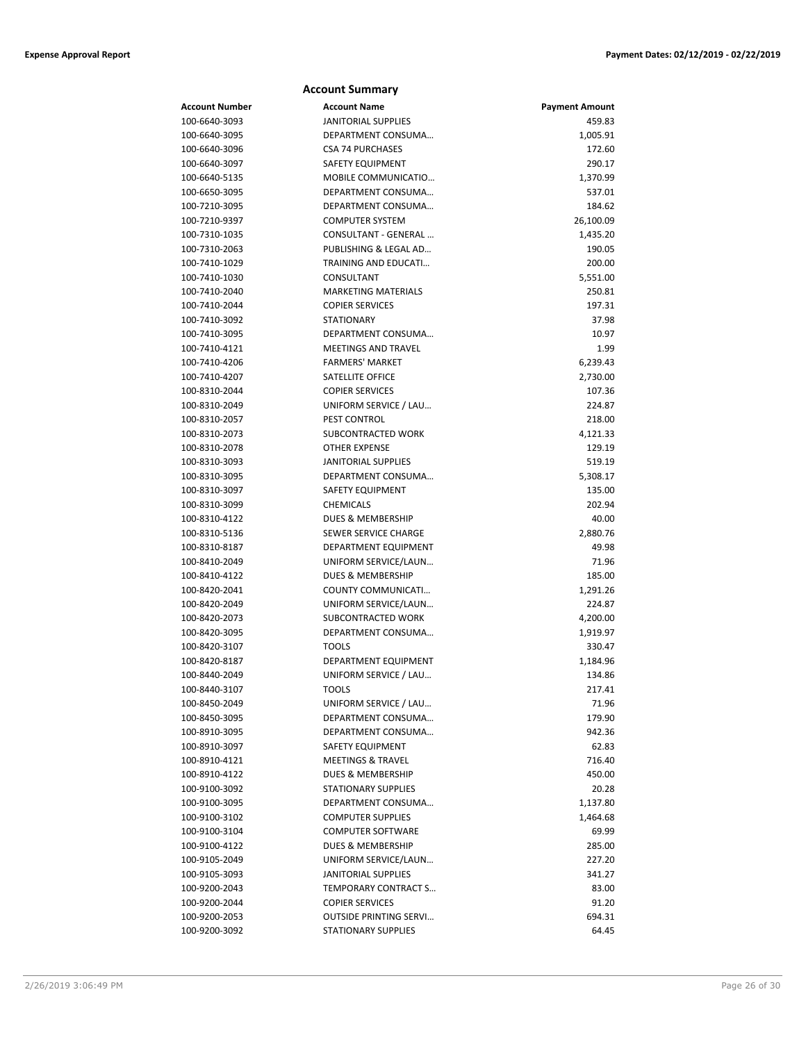## Account Summary

| Account Number | Account Name | Payment Amount |
|---|---|---|
| 100-6640-3093 | JANITORIAL SUPPLIES | 459.83 |
| 100-6640-3095 | DEPARTMENT CONSUMA… | 1,005.91 |
| 100-6640-3096 | CSA 74 PURCHASES | 172.60 |
| 100-6640-3097 | SAFETY EQUIPMENT | 290.17 |
| 100-6640-5135 | MOBILE COMMUNICATIO… | 1,370.99 |
| 100-6650-3095 | DEPARTMENT CONSUMA… | 537.01 |
| 100-7210-3095 | DEPARTMENT CONSUMA… | 184.62 |
| 100-7210-9397 | COMPUTER SYSTEM | 26,100.09 |
| 100-7310-1035 | CONSULTANT - GENERAL … | 1,435.20 |
| 100-7310-2063 | PUBLISHING & LEGAL AD… | 190.05 |
| 100-7410-1029 | TRAINING AND EDUCATI… | 200.00 |
| 100-7410-1030 | CONSULTANT | 5,551.00 |
| 100-7410-2040 | MARKETING MATERIALS | 250.81 |
| 100-7410-2044 | COPIER SERVICES | 197.31 |
| 100-7410-3092 | STATIONARY | 37.98 |
| 100-7410-3095 | DEPARTMENT CONSUMA… | 10.97 |
| 100-7410-4121 | MEETINGS AND TRAVEL | 1.99 |
| 100-7410-4206 | FARMERS' MARKET | 6,239.43 |
| 100-7410-4207 | SATELLITE OFFICE | 2,730.00 |
| 100-8310-2044 | COPIER SERVICES | 107.36 |
| 100-8310-2049 | UNIFORM SERVICE / LAU… | 224.87 |
| 100-8310-2057 | PEST CONTROL | 218.00 |
| 100-8310-2073 | SUBCONTRACTED WORK | 4,121.33 |
| 100-8310-2078 | OTHER EXPENSE | 129.19 |
| 100-8310-3093 | JANITORIAL SUPPLIES | 519.19 |
| 100-8310-3095 | DEPARTMENT CONSUMA… | 5,308.17 |
| 100-8310-3097 | SAFETY EQUIPMENT | 135.00 |
| 100-8310-3099 | CHEMICALS | 202.94 |
| 100-8310-4122 | DUES & MEMBERSHIP | 40.00 |
| 100-8310-5136 | SEWER SERVICE CHARGE | 2,880.76 |
| 100-8310-8187 | DEPARTMENT EQUIPMENT | 49.98 |
| 100-8410-2049 | UNIFORM SERVICE/LAUN… | 71.96 |
| 100-8410-4122 | DUES & MEMBERSHIP | 185.00 |
| 100-8420-2041 | COUNTY COMMUNICATI… | 1,291.26 |
| 100-8420-2049 | UNIFORM SERVICE/LAUN… | 224.87 |
| 100-8420-2073 | SUBCONTRACTED WORK | 4,200.00 |
| 100-8420-3095 | DEPARTMENT CONSUMA… | 1,919.97 |
| 100-8420-3107 | TOOLS | 330.47 |
| 100-8420-8187 | DEPARTMENT EQUIPMENT | 1,184.96 |
| 100-8440-2049 | UNIFORM SERVICE / LAU… | 134.86 |
| 100-8440-3107 | TOOLS | 217.41 |
| 100-8450-2049 | UNIFORM SERVICE / LAU… | 71.96 |
| 100-8450-3095 | DEPARTMENT CONSUMA… | 179.90 |
| 100-8910-3095 | DEPARTMENT CONSUMA… | 942.36 |
| 100-8910-3097 | SAFETY EQUIPMENT | 62.83 |
| 100-8910-4121 | MEETINGS & TRAVEL | 716.40 |
| 100-8910-4122 | DUES & MEMBERSHIP | 450.00 |
| 100-9100-3092 | STATIONARY SUPPLIES | 20.28 |
| 100-9100-3095 | DEPARTMENT CONSUMA… | 1,137.80 |
| 100-9100-3102 | COMPUTER SUPPLIES | 1,464.68 |
| 100-9100-3104 | COMPUTER SOFTWARE | 69.99 |
| 100-9100-4122 | DUES & MEMBERSHIP | 285.00 |
| 100-9105-2049 | UNIFORM SERVICE/LAUN… | 227.20 |
| 100-9105-3093 | JANITORIAL SUPPLIES | 341.27 |
| 100-9200-2043 | TEMPORARY CONTRACT S… | 83.00 |
| 100-9200-2044 | COPIER SERVICES | 91.20 |
| 100-9200-2053 | OUTSIDE PRINTING SERVI… | 694.31 |
| 100-9200-3092 | STATIONARY SUPPLIES | 64.45 |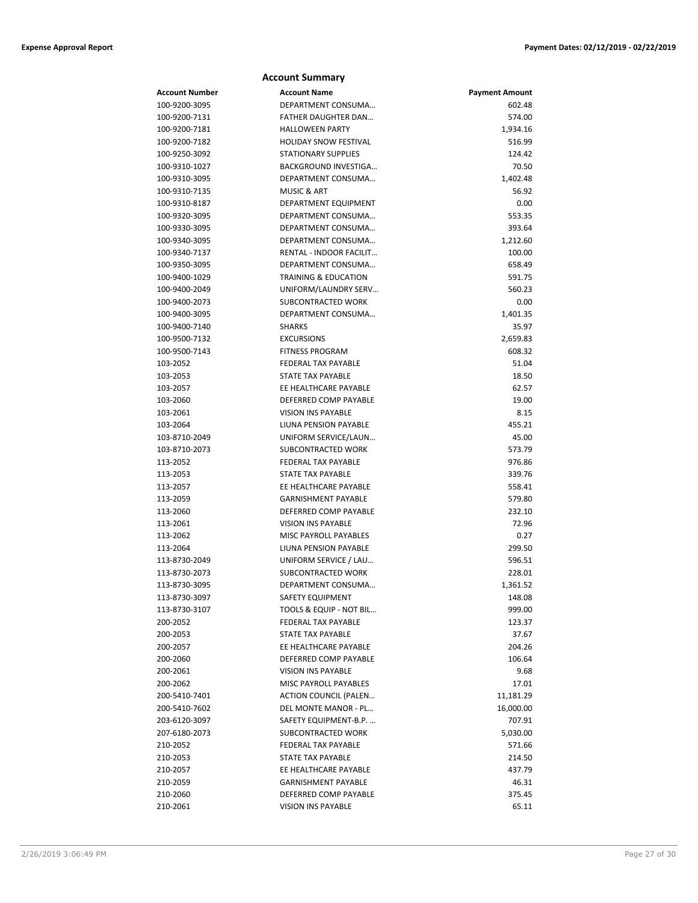## Account Summary

| Account Number | Account Name | Payment Amount |
|---|---|---|
| 100-9200-3095 | DEPARTMENT CONSUMA… | 602.48 |
| 100-9200-7131 | FATHER DAUGHTER DAN… | 574.00 |
| 100-9200-7181 | HALLOWEEN PARTY | 1,934.16 |
| 100-9200-7182 | HOLIDAY SNOW FESTIVAL | 516.99 |
| 100-9250-3092 | STATIONARY SUPPLIES | 124.42 |
| 100-9310-1027 | BACKGROUND INVESTIGA… | 70.50 |
| 100-9310-3095 | DEPARTMENT CONSUMA… | 1,402.48 |
| 100-9310-7135 | MUSIC & ART | 56.92 |
| 100-9310-8187 | DEPARTMENT EQUIPMENT | 0.00 |
| 100-9320-3095 | DEPARTMENT CONSUMA… | 553.35 |
| 100-9330-3095 | DEPARTMENT CONSUMA… | 393.64 |
| 100-9340-3095 | DEPARTMENT CONSUMA… | 1,212.60 |
| 100-9340-7137 | RENTAL - INDOOR FACILIT… | 100.00 |
| 100-9350-3095 | DEPARTMENT CONSUMA… | 658.49 |
| 100-9400-1029 | TRAINING & EDUCATION | 591.75 |
| 100-9400-2049 | UNIFORM/LAUNDRY SERV… | 560.23 |
| 100-9400-2073 | SUBCONTRACTED WORK | 0.00 |
| 100-9400-3095 | DEPARTMENT CONSUMA… | 1,401.35 |
| 100-9400-7140 | SHARKS | 35.97 |
| 100-9500-7132 | EXCURSIONS | 2,659.83 |
| 100-9500-7143 | FITNESS PROGRAM | 608.32 |
| 103-2052 | FEDERAL TAX PAYABLE | 51.04 |
| 103-2053 | STATE TAX PAYABLE | 18.50 |
| 103-2057 | EE HEALTHCARE PAYABLE | 62.57 |
| 103-2060 | DEFERRED COMP PAYABLE | 19.00 |
| 103-2061 | VISION INS PAYABLE | 8.15 |
| 103-2064 | LIUNA PENSION PAYABLE | 455.21 |
| 103-8710-2049 | UNIFORM SERVICE/LAUN… | 45.00 |
| 103-8710-2073 | SUBCONTRACTED WORK | 573.79 |
| 113-2052 | FEDERAL TAX PAYABLE | 976.86 |
| 113-2053 | STATE TAX PAYABLE | 339.76 |
| 113-2057 | EE HEALTHCARE PAYABLE | 558.41 |
| 113-2059 | GARNISHMENT PAYABLE | 579.80 |
| 113-2060 | DEFERRED COMP PAYABLE | 232.10 |
| 113-2061 | VISION INS PAYABLE | 72.96 |
| 113-2062 | MISC PAYROLL PAYABLES | 0.27 |
| 113-2064 | LIUNA PENSION PAYABLE | 299.50 |
| 113-8730-2049 | UNIFORM SERVICE / LAU… | 596.51 |
| 113-8730-2073 | SUBCONTRACTED WORK | 228.01 |
| 113-8730-3095 | DEPARTMENT CONSUMA… | 1,361.52 |
| 113-8730-3097 | SAFETY EQUIPMENT | 148.08 |
| 113-8730-3107 | TOOLS & EQUIP - NOT BIL… | 999.00 |
| 200-2052 | FEDERAL TAX PAYABLE | 123.37 |
| 200-2053 | STATE TAX PAYABLE | 37.67 |
| 200-2057 | EE HEALTHCARE PAYABLE | 204.26 |
| 200-2060 | DEFERRED COMP PAYABLE | 106.64 |
| 200-2061 | VISION INS PAYABLE | 9.68 |
| 200-2062 | MISC PAYROLL PAYABLES | 17.01 |
| 200-5410-7401 | ACTION COUNCIL (PALEN… | 11,181.29 |
| 200-5410-7602 | DEL MONTE MANOR - PL… | 16,000.00 |
| 203-6120-3097 | SAFETY EQUIPMENT-B.P. … | 707.91 |
| 207-6180-2073 | SUBCONTRACTED WORK | 5,030.00 |
| 210-2052 | FEDERAL TAX PAYABLE | 571.66 |
| 210-2053 | STATE TAX PAYABLE | 214.50 |
| 210-2057 | EE HEALTHCARE PAYABLE | 437.79 |
| 210-2059 | GARNISHMENT PAYABLE | 46.31 |
| 210-2060 | DEFERRED COMP PAYABLE | 375.45 |
| 210-2061 | VISION INS PAYABLE | 65.11 |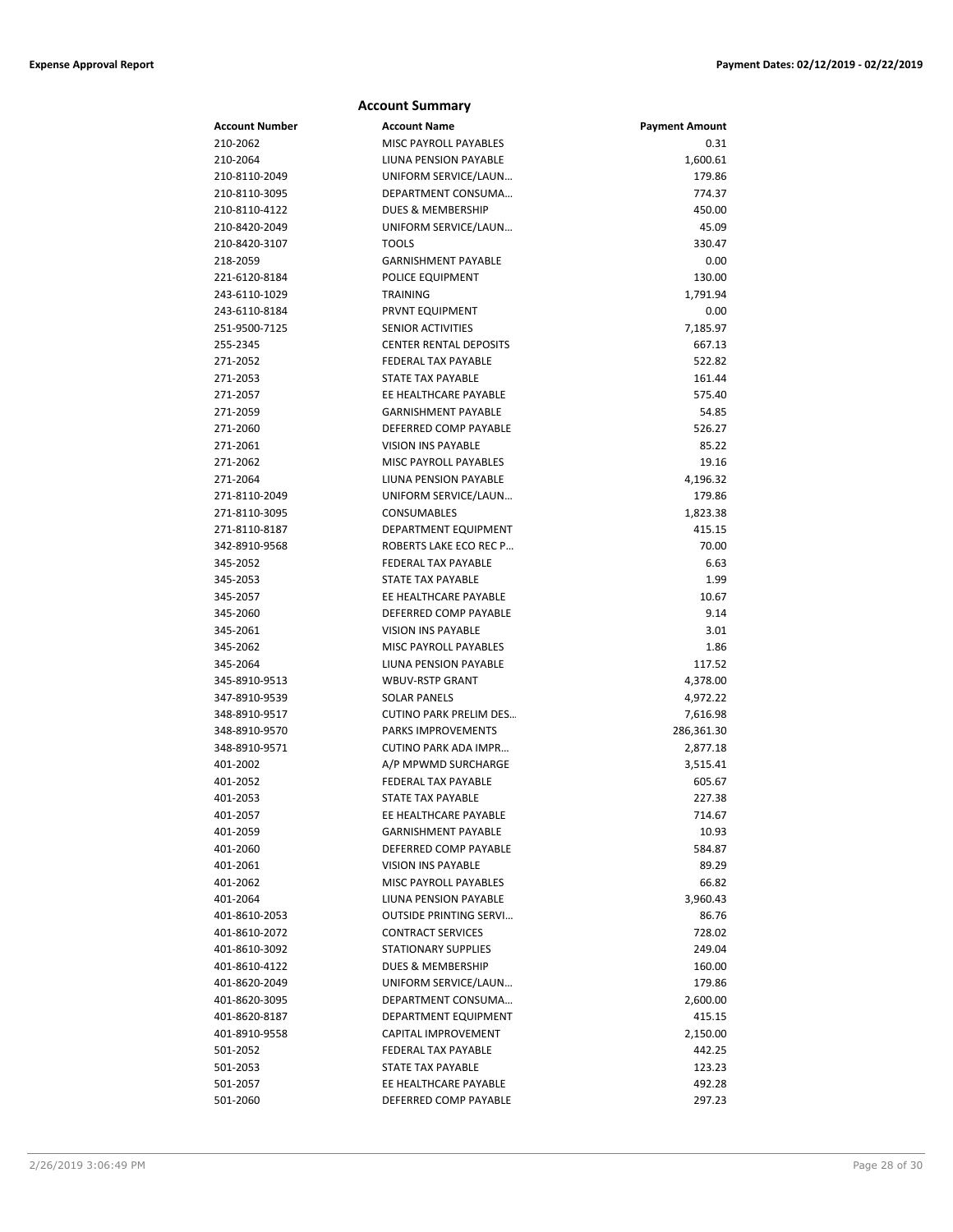## Account Summary

| Account Number | Account Name | Payment Amount |
|---|---|---|
| 210-2062 | MISC PAYROLL PAYABLES | 0.31 |
| 210-2064 | LIUNA PENSION PAYABLE | 1,600.61 |
| 210-8110-2049 | UNIFORM SERVICE/LAUN… | 179.86 |
| 210-8110-3095 | DEPARTMENT CONSUMA… | 774.37 |
| 210-8110-4122 | DUES & MEMBERSHIP | 450.00 |
| 210-8420-2049 | UNIFORM SERVICE/LAUN… | 45.09 |
| 210-8420-3107 | TOOLS | 330.47 |
| 218-2059 | GARNISHMENT PAYABLE | 0.00 |
| 221-6120-8184 | POLICE EQUIPMENT | 130.00 |
| 243-6110-1029 | TRAINING | 1,791.94 |
| 243-6110-8184 | PRVNT EQUIPMENT | 0.00 |
| 251-9500-7125 | SENIOR ACTIVITIES | 7,185.97 |
| 255-2345 | CENTER RENTAL DEPOSITS | 667.13 |
| 271-2052 | FEDERAL TAX PAYABLE | 522.82 |
| 271-2053 | STATE TAX PAYABLE | 161.44 |
| 271-2057 | EE HEALTHCARE PAYABLE | 575.40 |
| 271-2059 | GARNISHMENT PAYABLE | 54.85 |
| 271-2060 | DEFERRED COMP PAYABLE | 526.27 |
| 271-2061 | VISION INS PAYABLE | 85.22 |
| 271-2062 | MISC PAYROLL PAYABLES | 19.16 |
| 271-2064 | LIUNA PENSION PAYABLE | 4,196.32 |
| 271-8110-2049 | UNIFORM SERVICE/LAUN… | 179.86 |
| 271-8110-3095 | CONSUMABLES | 1,823.38 |
| 271-8110-8187 | DEPARTMENT EQUIPMENT | 415.15 |
| 342-8910-9568 | ROBERTS LAKE ECO REC P… | 70.00 |
| 345-2052 | FEDERAL TAX PAYABLE | 6.63 |
| 345-2053 | STATE TAX PAYABLE | 1.99 |
| 345-2057 | EE HEALTHCARE PAYABLE | 10.67 |
| 345-2060 | DEFERRED COMP PAYABLE | 9.14 |
| 345-2061 | VISION INS PAYABLE | 3.01 |
| 345-2062 | MISC PAYROLL PAYABLES | 1.86 |
| 345-2064 | LIUNA PENSION PAYABLE | 117.52 |
| 345-8910-9513 | WBUV-RSTP GRANT | 4,378.00 |
| 347-8910-9539 | SOLAR PANELS | 4,972.22 |
| 348-8910-9517 | CUTINO PARK PRELIM DES… | 7,616.98 |
| 348-8910-9570 | PARKS IMPROVEMENTS | 286,361.30 |
| 348-8910-9571 | CUTINO PARK ADA IMPR… | 2,877.18 |
| 401-2002 | A/P MPWMD SURCHARGE | 3,515.41 |
| 401-2052 | FEDERAL TAX PAYABLE | 605.67 |
| 401-2053 | STATE TAX PAYABLE | 227.38 |
| 401-2057 | EE HEALTHCARE PAYABLE | 714.67 |
| 401-2059 | GARNISHMENT PAYABLE | 10.93 |
| 401-2060 | DEFERRED COMP PAYABLE | 584.87 |
| 401-2061 | VISION INS PAYABLE | 89.29 |
| 401-2062 | MISC PAYROLL PAYABLES | 66.82 |
| 401-2064 | LIUNA PENSION PAYABLE | 3,960.43 |
| 401-8610-2053 | OUTSIDE PRINTING SERVI… | 86.76 |
| 401-8610-2072 | CONTRACT SERVICES | 728.02 |
| 401-8610-3092 | STATIONARY SUPPLIES | 249.04 |
| 401-8610-4122 | DUES & MEMBERSHIP | 160.00 |
| 401-8620-2049 | UNIFORM SERVICE/LAUN… | 179.86 |
| 401-8620-3095 | DEPARTMENT CONSUMA… | 2,600.00 |
| 401-8620-8187 | DEPARTMENT EQUIPMENT | 415.15 |
| 401-8910-9558 | CAPITAL IMPROVEMENT | 2,150.00 |
| 501-2052 | FEDERAL TAX PAYABLE | 442.25 |
| 501-2053 | STATE TAX PAYABLE | 123.23 |
| 501-2057 | EE HEALTHCARE PAYABLE | 492.28 |
| 501-2060 | DEFERRED COMP PAYABLE | 297.23 |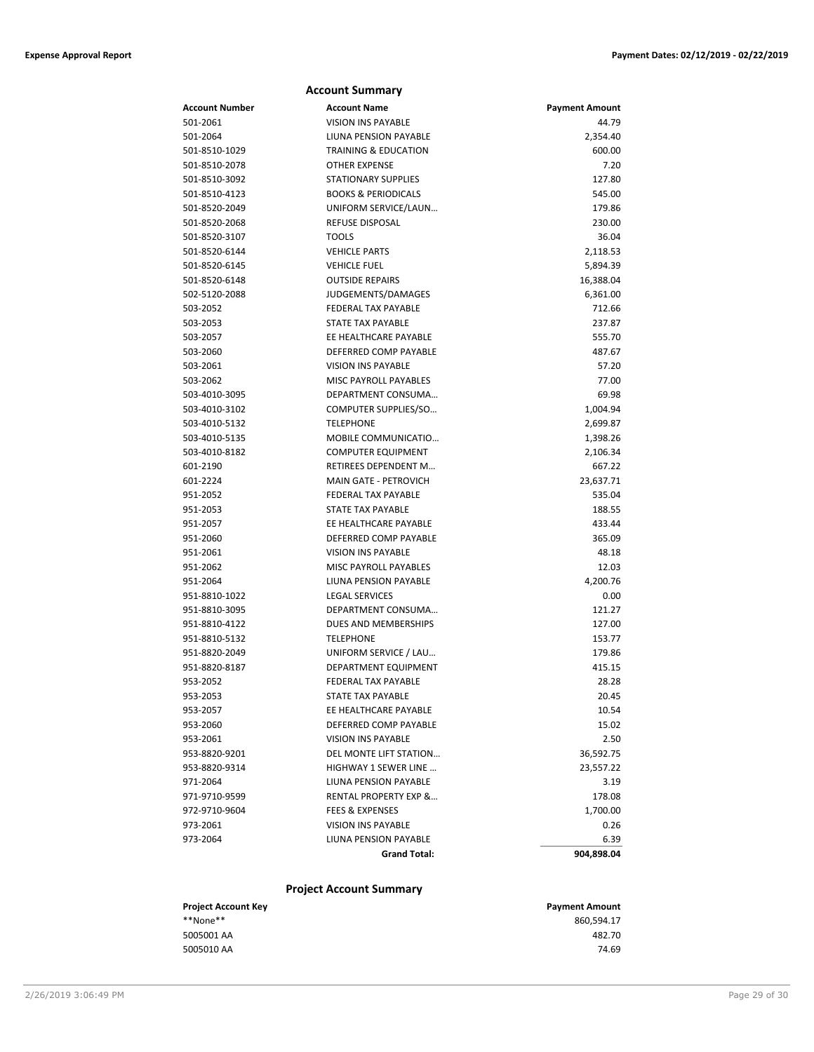## Account Summary

| Account Number | Account Name | Payment Amount |
|---|---|---|
| 501-2061 | VISION INS PAYABLE | 44.79 |
| 501-2064 | LIUNA PENSION PAYABLE | 2,354.40 |
| 501-8510-1029 | TRAINING & EDUCATION | 600.00 |
| 501-8510-2078 | OTHER EXPENSE | 7.20 |
| 501-8510-3092 | STATIONARY SUPPLIES | 127.80 |
| 501-8510-4123 | BOOKS & PERIODICALS | 545.00 |
| 501-8520-2049 | UNIFORM SERVICE/LAUN… | 179.86 |
| 501-8520-2068 | REFUSE DISPOSAL | 230.00 |
| 501-8520-3107 | TOOLS | 36.04 |
| 501-8520-6144 | VEHICLE PARTS | 2,118.53 |
| 501-8520-6145 | VEHICLE FUEL | 5,894.39 |
| 501-8520-6148 | OUTSIDE REPAIRS | 16,388.04 |
| 502-5120-2088 | JUDGEMENTS/DAMAGES | 6,361.00 |
| 503-2052 | FEDERAL TAX PAYABLE | 712.66 |
| 503-2053 | STATE TAX PAYABLE | 237.87 |
| 503-2057 | EE HEALTHCARE PAYABLE | 555.70 |
| 503-2060 | DEFERRED COMP PAYABLE | 487.67 |
| 503-2061 | VISION INS PAYABLE | 57.20 |
| 503-2062 | MISC PAYROLL PAYABLES | 77.00 |
| 503-4010-3095 | DEPARTMENT CONSUMA… | 69.98 |
| 503-4010-3102 | COMPUTER SUPPLIES/SO… | 1,004.94 |
| 503-4010-5132 | TELEPHONE | 2,699.87 |
| 503-4010-5135 | MOBILE COMMUNICATIO… | 1,398.26 |
| 503-4010-8182 | COMPUTER EQUIPMENT | 2,106.34 |
| 601-2190 | RETIREES DEPENDENT M… | 667.22 |
| 601-2224 | MAIN GATE - PETROVICH | 23,637.71 |
| 951-2052 | FEDERAL TAX PAYABLE | 535.04 |
| 951-2053 | STATE TAX PAYABLE | 188.55 |
| 951-2057 | EE HEALTHCARE PAYABLE | 433.44 |
| 951-2060 | DEFERRED COMP PAYABLE | 365.09 |
| 951-2061 | VISION INS PAYABLE | 48.18 |
| 951-2062 | MISC PAYROLL PAYABLES | 12.03 |
| 951-2064 | LIUNA PENSION PAYABLE | 4,200.76 |
| 951-8810-1022 | LEGAL SERVICES | 0.00 |
| 951-8810-3095 | DEPARTMENT CONSUMA… | 121.27 |
| 951-8810-4122 | DUES AND MEMBERSHIPS | 127.00 |
| 951-8810-5132 | TELEPHONE | 153.77 |
| 951-8820-2049 | UNIFORM SERVICE / LAU… | 179.86 |
| 951-8820-8187 | DEPARTMENT EQUIPMENT | 415.15 |
| 953-2052 | FEDERAL TAX PAYABLE | 28.28 |
| 953-2053 | STATE TAX PAYABLE | 20.45 |
| 953-2057 | EE HEALTHCARE PAYABLE | 10.54 |
| 953-2060 | DEFERRED COMP PAYABLE | 15.02 |
| 953-2061 | VISION INS PAYABLE | 2.50 |
| 953-8820-9201 | DEL MONTE LIFT STATION… | 36,592.75 |
| 953-8820-9314 | HIGHWAY 1 SEWER LINE … | 23,557.22 |
| 971-2064 | LIUNA PENSION PAYABLE | 3.19 |
| 971-9710-9599 | RENTAL PROPERTY EXP &… | 178.08 |
| 972-9710-9604 | FEES & EXPENSES | 1,700.00 |
| 973-2061 | VISION INS PAYABLE | 0.26 |
| 973-2064 | LIUNA PENSION PAYABLE | 6.39 |
| | **Grand Total:** | **904,898.04** |

## Project Account Summary

| Project Account Key | Payment Amount |
|---|---|
| **None** | 860,594.17 |
| 5005001 AA | 482.70 |
| 5005010 AA | 74.69 |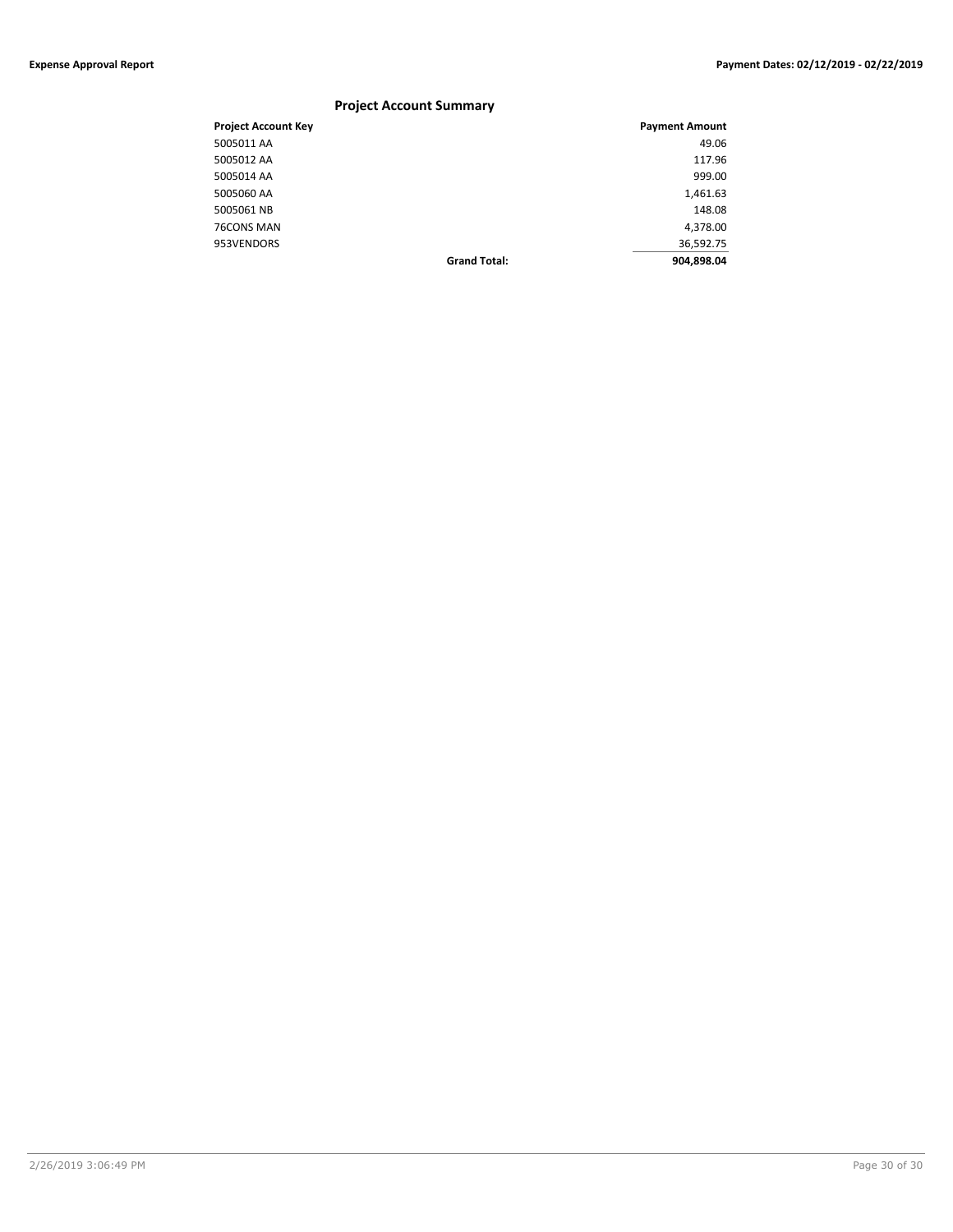## Project Account Summary

| Project Account Key | | Payment Amount |
|---|---|---|
| 5005011 AA | | 49.06 |
| 5005012 AA | | 117.96 |
| 5005014 AA | | 999.00 |
| 5005060 AA | | 1,461.63 |
| 5005061 NB | | 148.08 |
| 76CONS MAN | | 4,378.00 |
| 953VENDORS | | 36,592.75 |
| | **Grand Total:** | **904,898.04** |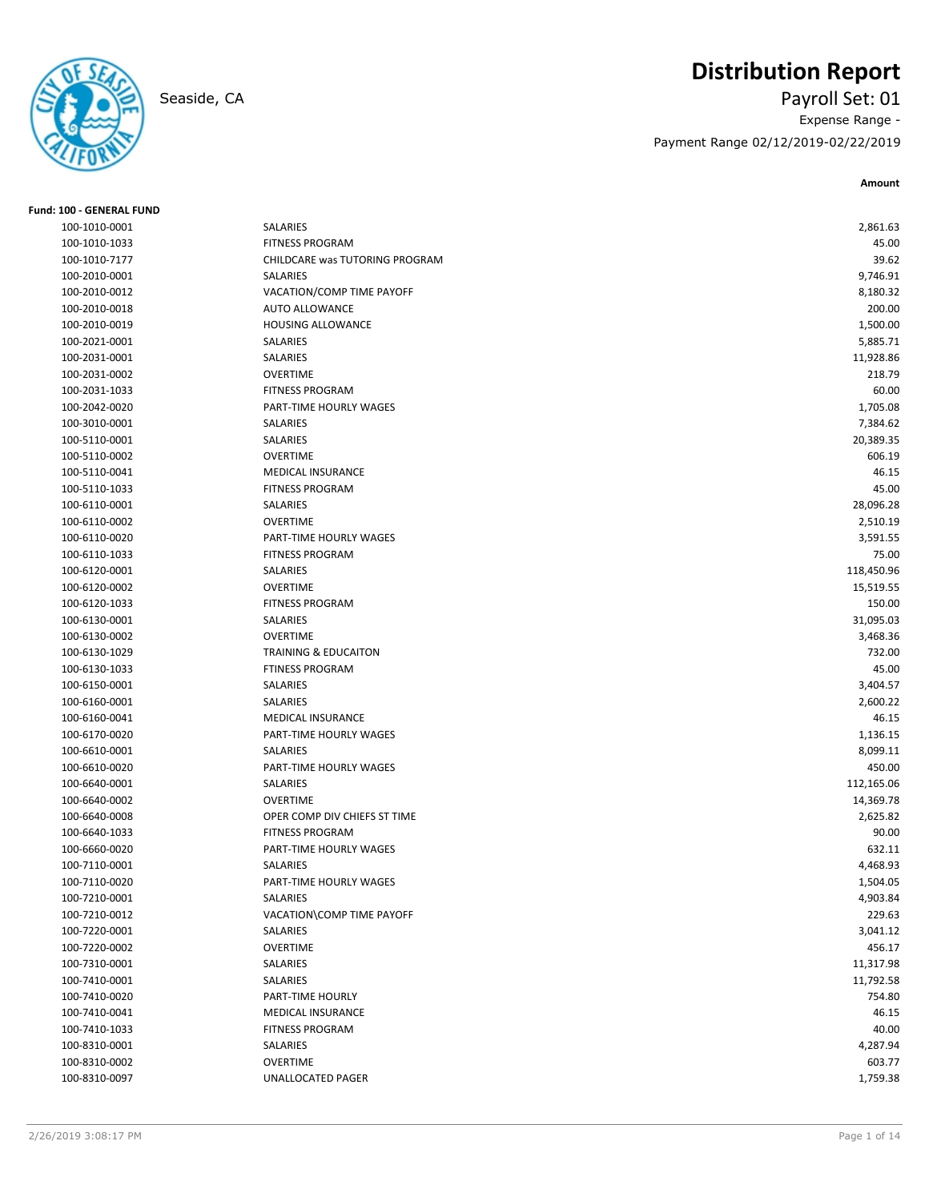# Distribution Report

Seaside, CA

Payroll Set: 01

Expense Range -

Payment Range 02/12/2019-02/22/2019

**Fund: 100 - GENERAL FUND**

| Account | Description | Amount |
|---|---|---|
| 100-1010-0001 | SALARIES | 2,861.63 |
| 100-1010-1033 | FITNESS PROGRAM | 45.00 |
| 100-1010-7177 | CHILDCARE was TUTORING PROGRAM | 39.62 |
| 100-2010-0001 | SALARIES | 9,746.91 |
| 100-2010-0012 | VACATION/COMP TIME PAYOFF | 8,180.32 |
| 100-2010-0018 | AUTO ALLOWANCE | 200.00 |
| 100-2010-0019 | HOUSING ALLOWANCE | 1,500.00 |
| 100-2021-0001 | SALARIES | 5,885.71 |
| 100-2031-0001 | SALARIES | 11,928.86 |
| 100-2031-0002 | OVERTIME | 218.79 |
| 100-2031-1033 | FITNESS PROGRAM | 60.00 |
| 100-2042-0020 | PART-TIME HOURLY WAGES | 1,705.08 |
| 100-3010-0001 | SALARIES | 7,384.62 |
| 100-5110-0001 | SALARIES | 20,389.35 |
| 100-5110-0002 | OVERTIME | 606.19 |
| 100-5110-0041 | MEDICAL INSURANCE | 46.15 |
| 100-5110-1033 | FITNESS PROGRAM | 45.00 |
| 100-6110-0001 | SALARIES | 28,096.28 |
| 100-6110-0002 | OVERTIME | 2,510.19 |
| 100-6110-0020 | PART-TIME HOURLY WAGES | 3,591.55 |
| 100-6110-1033 | FITNESS PROGRAM | 75.00 |
| 100-6120-0001 | SALARIES | 118,450.96 |
| 100-6120-0002 | OVERTIME | 15,519.55 |
| 100-6120-1033 | FITNESS PROGRAM | 150.00 |
| 100-6130-0001 | SALARIES | 31,095.03 |
| 100-6130-0002 | OVERTIME | 3,468.36 |
| 100-6130-1029 | TRAINING & EDUCAITON | 732.00 |
| 100-6130-1033 | FTINESS PROGRAM | 45.00 |
| 100-6150-0001 | SALARIES | 3,404.57 |
| 100-6160-0001 | SALARIES | 2,600.22 |
| 100-6160-0041 | MEDICAL INSURANCE | 46.15 |
| 100-6170-0020 | PART-TIME HOURLY WAGES | 1,136.15 |
| 100-6610-0001 | SALARIES | 8,099.11 |
| 100-6610-0020 | PART-TIME HOURLY WAGES | 450.00 |
| 100-6640-0001 | SALARIES | 112,165.06 |
| 100-6640-0002 | OVERTIME | 14,369.78 |
| 100-6640-0008 | OPER COMP DIV CHIEFS ST TIME | 2,625.82 |
| 100-6640-1033 | FITNESS PROGRAM | 90.00 |
| 100-6660-0020 | PART-TIME HOURLY WAGES | 632.11 |
| 100-7110-0001 | SALARIES | 4,468.93 |
| 100-7110-0020 | PART-TIME HOURLY WAGES | 1,504.05 |
| 100-7210-0001 | SALARIES | 4,903.84 |
| 100-7210-0012 | VACATION\COMP TIME PAYOFF | 229.63 |
| 100-7220-0001 | SALARIES | 3,041.12 |
| 100-7220-0002 | OVERTIME | 456.17 |
| 100-7310-0001 | SALARIES | 11,317.98 |
| 100-7410-0001 | SALARIES | 11,792.58 |
| 100-7410-0020 | PART-TIME HOURLY | 754.80 |
| 100-7410-0041 | MEDICAL INSURANCE | 46.15 |
| 100-7410-1033 | FITNESS PROGRAM | 40.00 |
| 100-8310-0001 | SALARIES | 4,287.94 |
| 100-8310-0002 | OVERTIME | 603.77 |
| 100-8310-0097 | UNALLOCATED PAGER | 1,759.38 |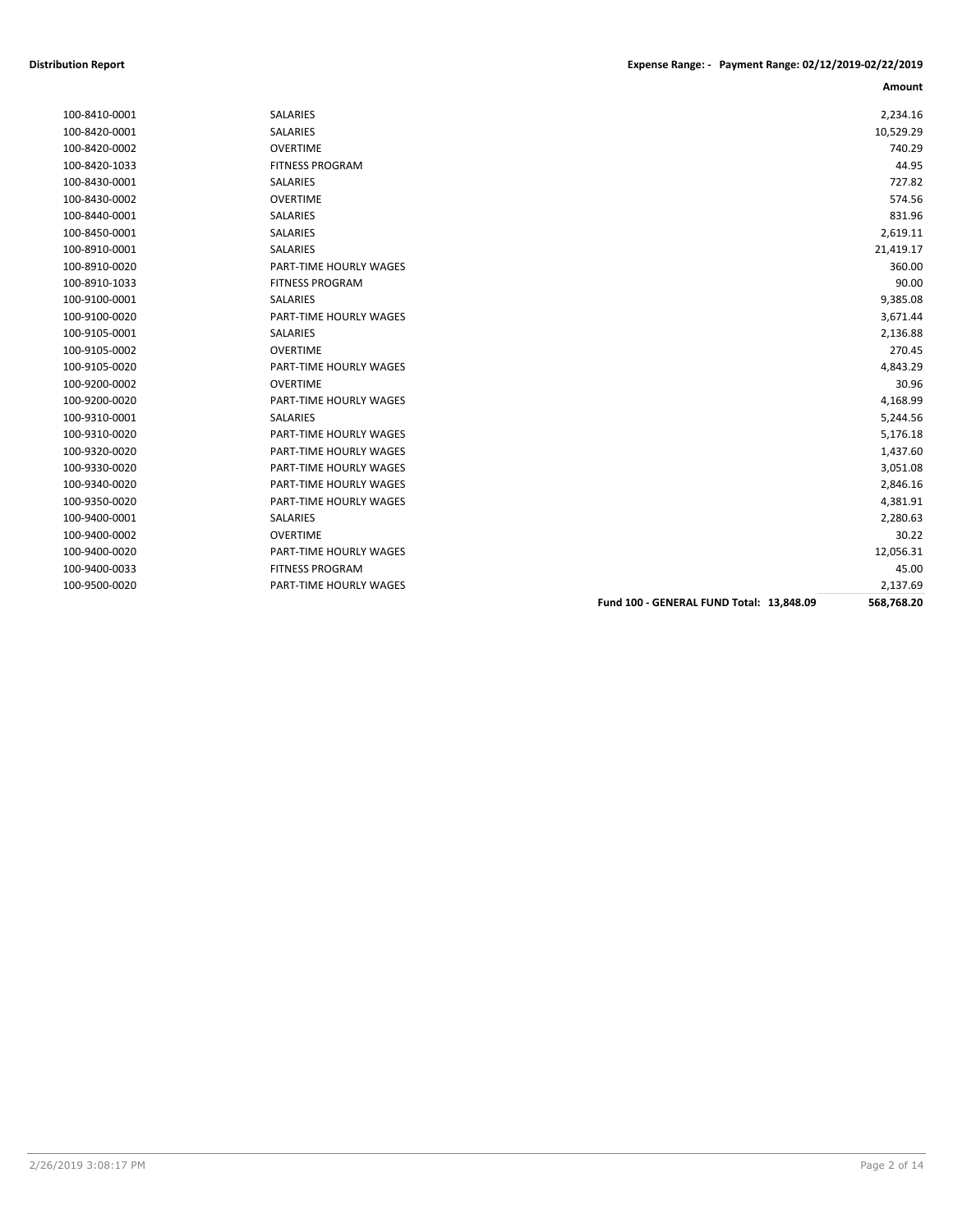**Distribution Report** — **Expense Range: - Payment Range: 02/12/2019-02/22/2019**

| | | Amount |
|---|---|---|
| 100-8410-0001 | SALARIES | 2,234.16 |
| 100-8420-0001 | SALARIES | 10,529.29 |
| 100-8420-0002 | OVERTIME | 740.29 |
| 100-8420-1033 | FITNESS PROGRAM | 44.95 |
| 100-8430-0001 | SALARIES | 727.82 |
| 100-8430-0002 | OVERTIME | 574.56 |
| 100-8440-0001 | SALARIES | 831.96 |
| 100-8450-0001 | SALARIES | 2,619.11 |
| 100-8910-0001 | SALARIES | 21,419.17 |
| 100-8910-0020 | PART-TIME HOURLY WAGES | 360.00 |
| 100-8910-1033 | FITNESS PROGRAM | 90.00 |
| 100-9100-0001 | SALARIES | 9,385.08 |
| 100-9100-0020 | PART-TIME HOURLY WAGES | 3,671.44 |
| 100-9105-0001 | SALARIES | 2,136.88 |
| 100-9105-0002 | OVERTIME | 270.45 |
| 100-9105-0020 | PART-TIME HOURLY WAGES | 4,843.29 |
| 100-9200-0002 | OVERTIME | 30.96 |
| 100-9200-0020 | PART-TIME HOURLY WAGES | 4,168.99 |
| 100-9310-0001 | SALARIES | 5,244.56 |
| 100-9310-0020 | PART-TIME HOURLY WAGES | 5,176.18 |
| 100-9320-0020 | PART-TIME HOURLY WAGES | 1,437.60 |
| 100-9330-0020 | PART-TIME HOURLY WAGES | 3,051.08 |
| 100-9340-0020 | PART-TIME HOURLY WAGES | 2,846.16 |
| 100-9350-0020 | PART-TIME HOURLY WAGES | 4,381.91 |
| 100-9400-0001 | SALARIES | 2,280.63 |
| 100-9400-0002 | OVERTIME | 30.22 |
| 100-9400-0020 | PART-TIME HOURLY WAGES | 12,056.31 |
| 100-9400-0033 | FITNESS PROGRAM | 45.00 |
| 100-9500-0020 | PART-TIME HOURLY WAGES | 2,137.69 |
| | **Fund 100 - GENERAL FUND Total: 13,848.09** | **568,768.20** |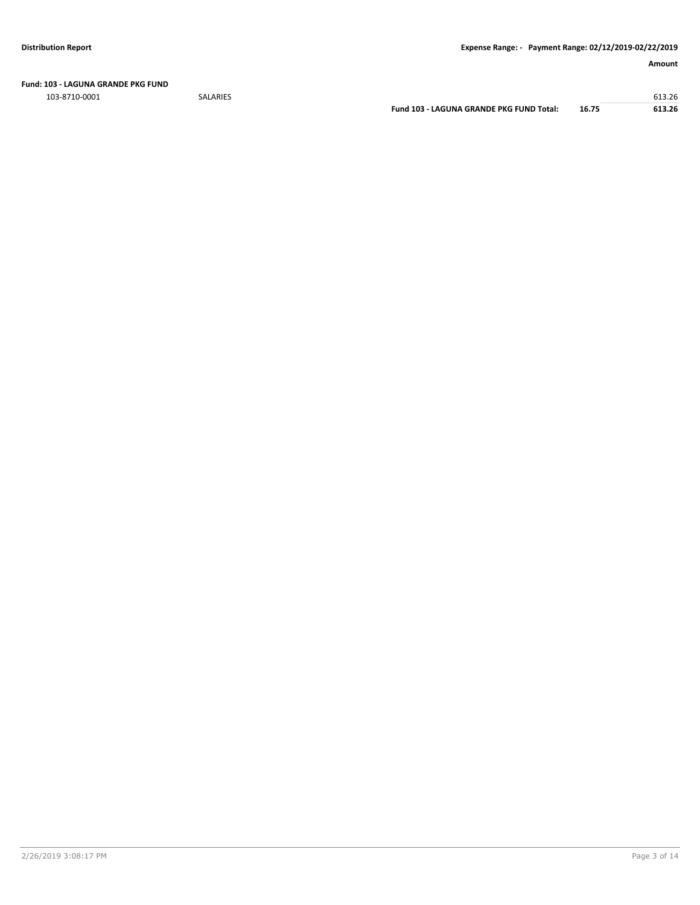**Fund: 103 - LAGUNA GRANDE PKG FUND**

| Account | Description | | | Amount |
|---|---|---|---|---|
| 103-8710-0001 | SALARIES | | | 613.26 |
| | | **Fund 103 - LAGUNA GRANDE PKG FUND Total:** | **16.75** | **613.26** |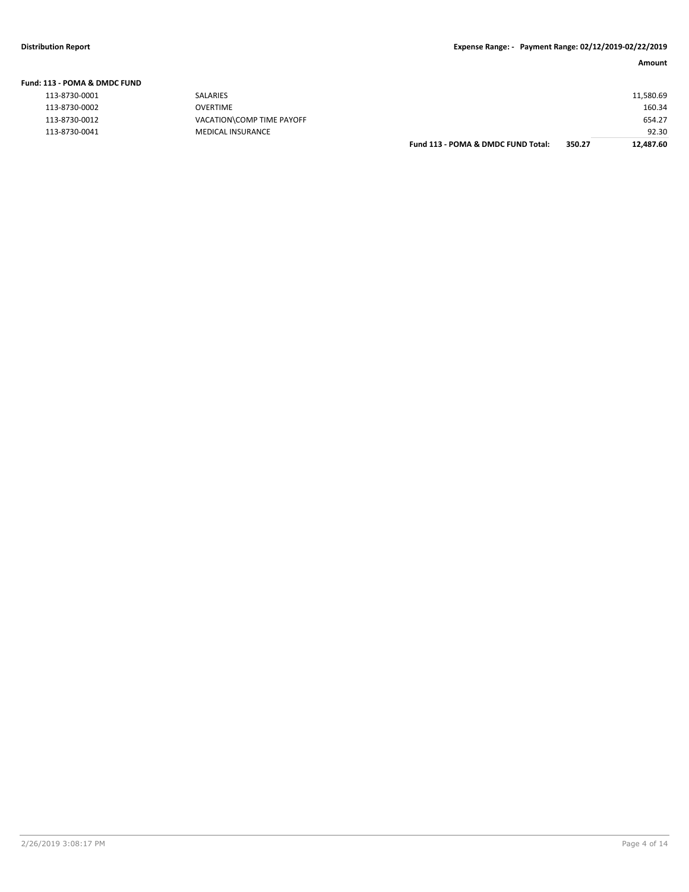**Distribution Report** **Expense Range: - Payment Range: 02/12/2019-02/22/2019**

| | | | | Amount |
|---|---|---|---|---|
| **Fund: 113 - POMA & DMDC FUND** | | | | |
| 113-8730-0001 | SALARIES | | | 11,580.69 |
| 113-8730-0002 | OVERTIME | | | 160.34 |
| 113-8730-0012 | VACATION\COMP TIME PAYOFF | | | 654.27 |
| 113-8730-0041 | MEDICAL INSURANCE | | | 92.30 |
| | | **Fund 113 - POMA & DMDC FUND Total:** | **350.27** | **12,487.60** |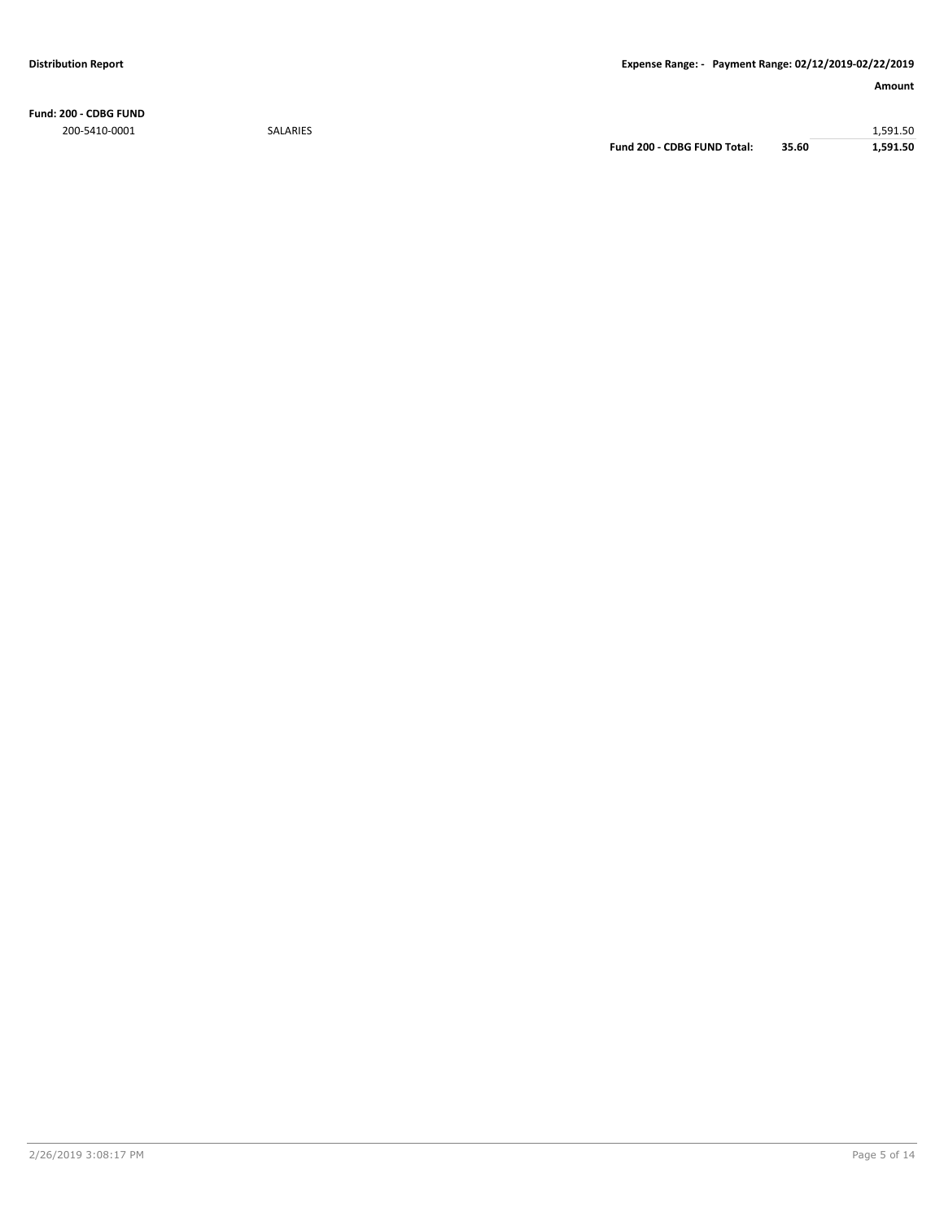**Distribution Report** | **Expense Range: - Payment Range: 02/12/2019-02/22/2019**

| | | | **Amount** |
|---|---|---|---|
| **Fund: 200 - CDBG FUND** | | | |
| 200-5410-0001 | SALARIES | | 1,591.50 |
| | **Fund 200 - CDBG FUND Total:** | **35.60** | **1,591.50** |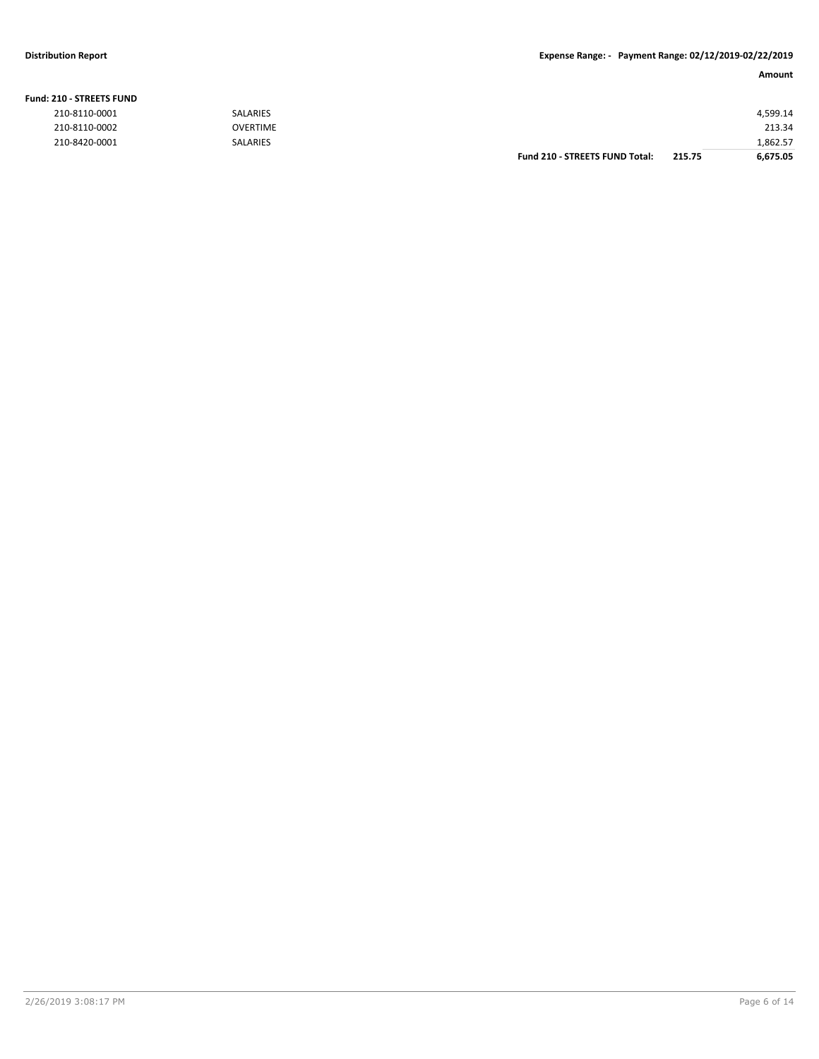**Distribution Report** — **Expense Range: - Payment Range: 02/12/2019-02/22/2019**

| | | | | **Amount** |
|---|---|---|---|---|
| **Fund: 210 - STREETS FUND** | | | | |
| 210-8110-0001 | SALARIES | | | 4,599.14 |
| 210-8110-0002 | OVERTIME | | | 213.34 |
| 210-8420-0001 | SALARIES | | | 1,862.57 |
| | | **Fund 210 - STREETS FUND Total:** | **215.75** | **6,675.05** |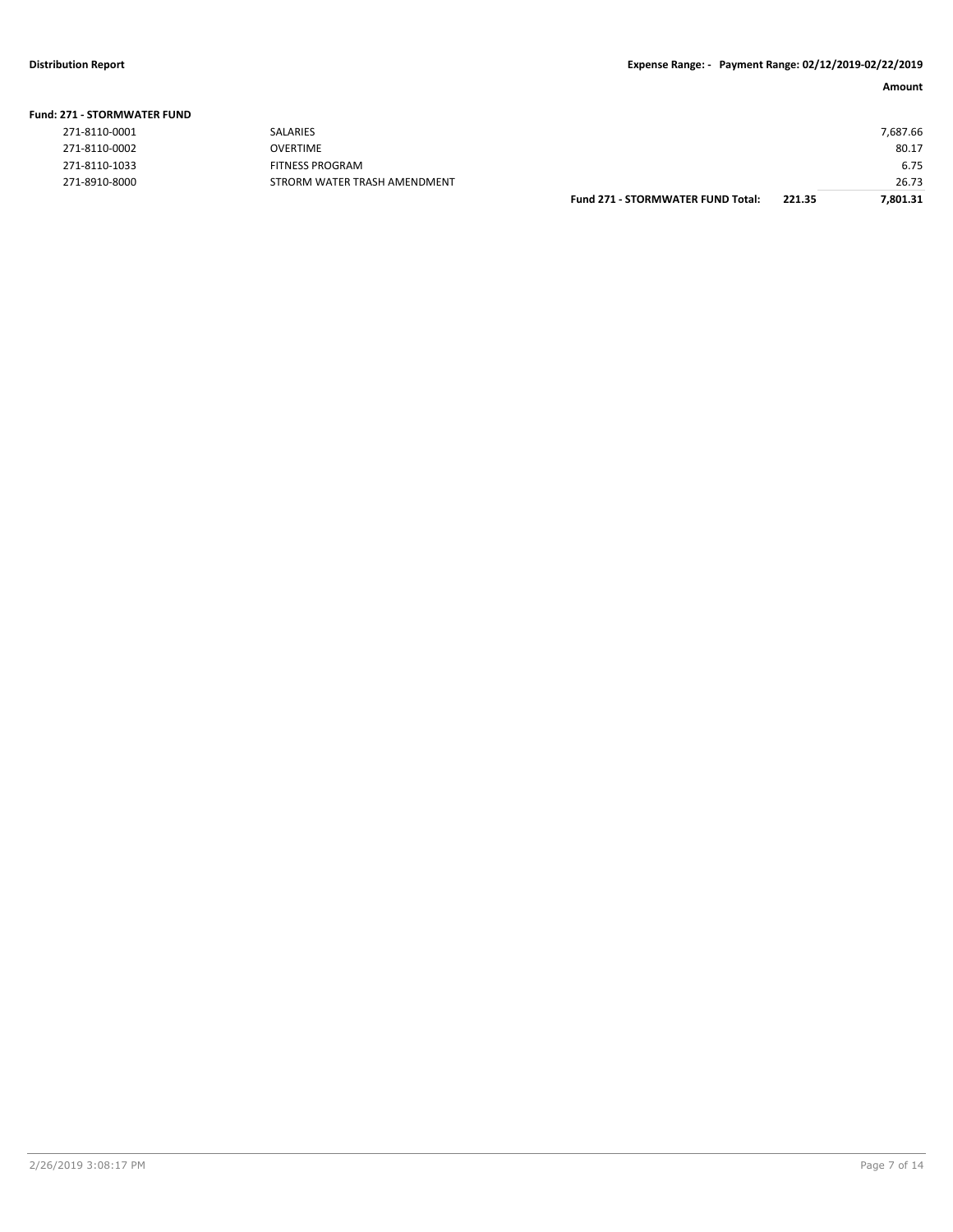| | | | | Amount |
|---|---|---|---|---|
| **Fund: 271 - STORMWATER FUND** | | | | |
| 271-8110-0001 | SALARIES | | | 7,687.66 |
| 271-8110-0002 | OVERTIME | | | 80.17 |
| 271-8110-1033 | FITNESS PROGRAM | | | 6.75 |
| 271-8910-8000 | STRORM WATER TRASH AMENDMENT | | | 26.73 |
| | | **Fund 271 - STORMWATER FUND Total:** | **221.35** | **7,801.31** |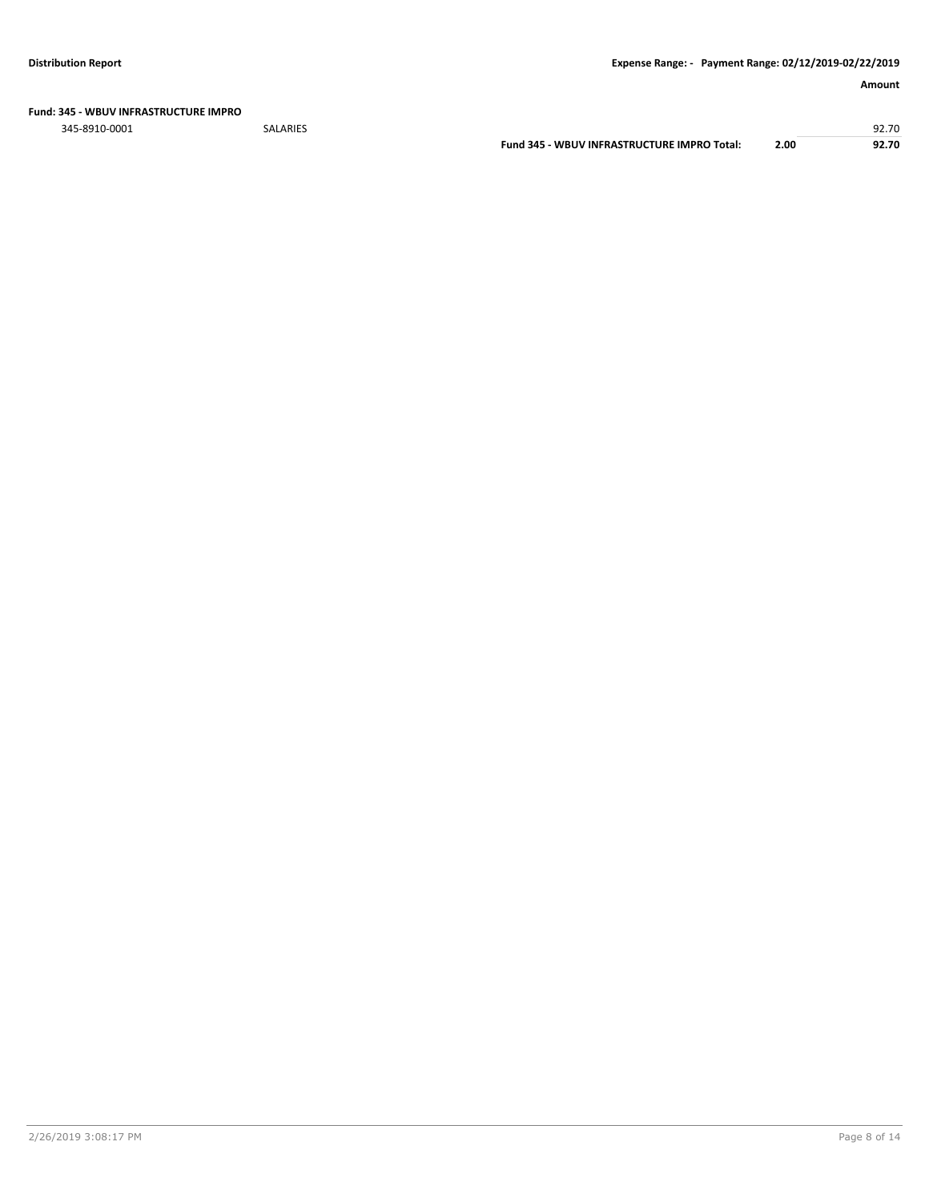**Fund: 345 - WBUV INFRASTRUCTURE IMPRO**

| | | | | Amount |
|---|---|---|---|---|
| 345-8910-0001 | SALARIES | | | 92.70 |
| | | **Fund 345 - WBUV INFRASTRUCTURE IMPRO Total:** | **2.00** | **92.70** |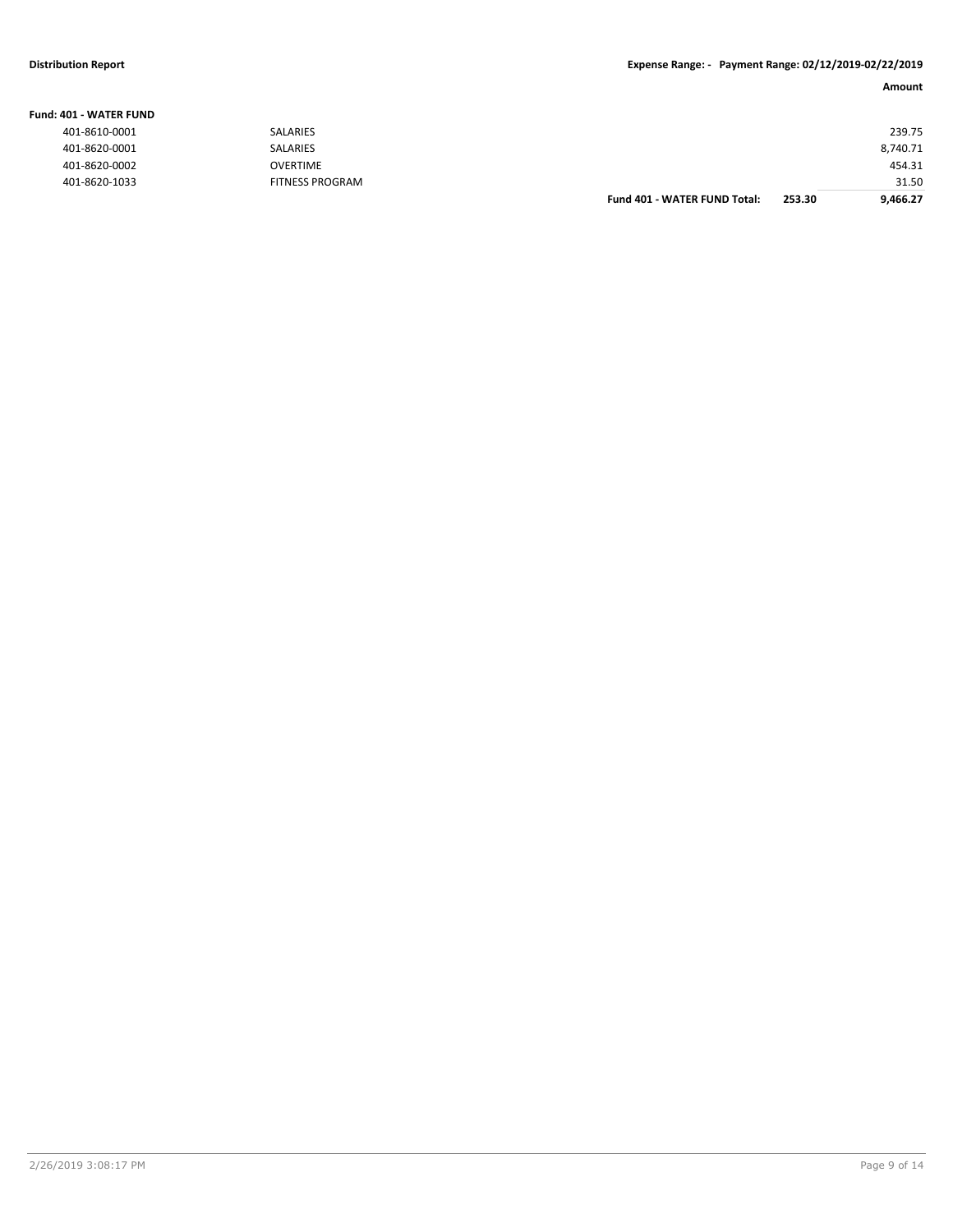**Distribution Report** | **Expense Range: - Payment Range: 02/12/2019-02/22/2019**

| | | | | **Amount** |
|---|---|---|---|---|
| **Fund: 401 - WATER FUND** | | | | |
| 401-8610-0001 | SALARIES | | | 239.75 |
| 401-8620-0001 | SALARIES | | | 8,740.71 |
| 401-8620-0002 | OVERTIME | | | 454.31 |
| 401-8620-1033 | FITNESS PROGRAM | | | 31.50 |
| | | **Fund 401 - WATER FUND Total:** | **253.30** | **9,466.27** |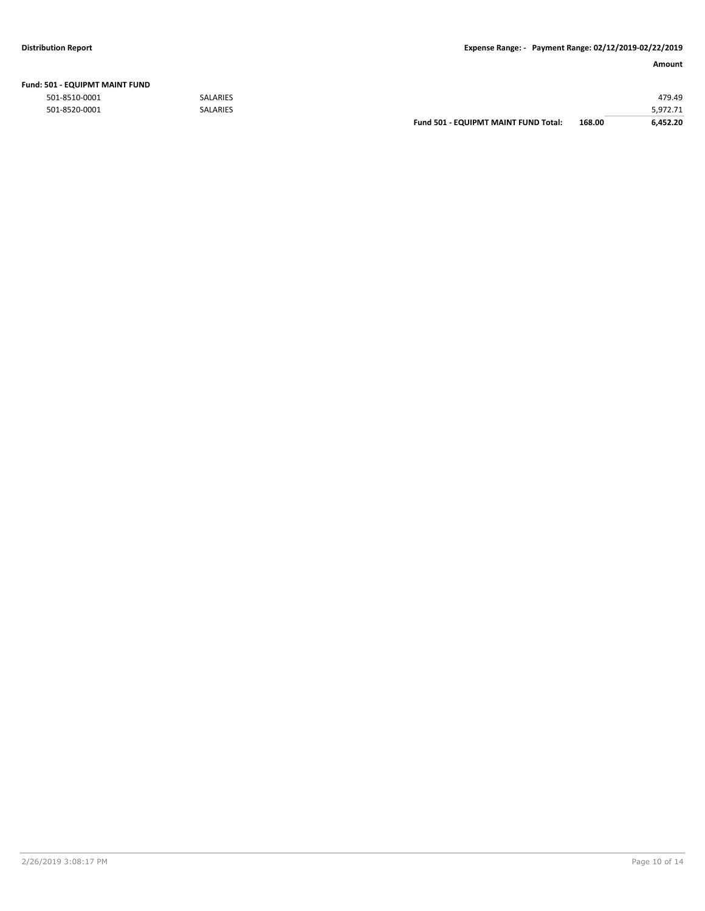**Distribution Report** | **Expense Range: - Payment Range: 02/12/2019-02/22/2019**

| | | | | Amount |
|---|---|---|---|---|
| **Fund: 501 - EQUIPMT MAINT FUND** | | | | |
| 501-8510-0001 | SALARIES | | | 479.49 |
| 501-8520-0001 | SALARIES | | | 5,972.71 |
| | | **Fund 501 - EQUIPMT MAINT FUND Total:** | **168.00** | **6,452.20** |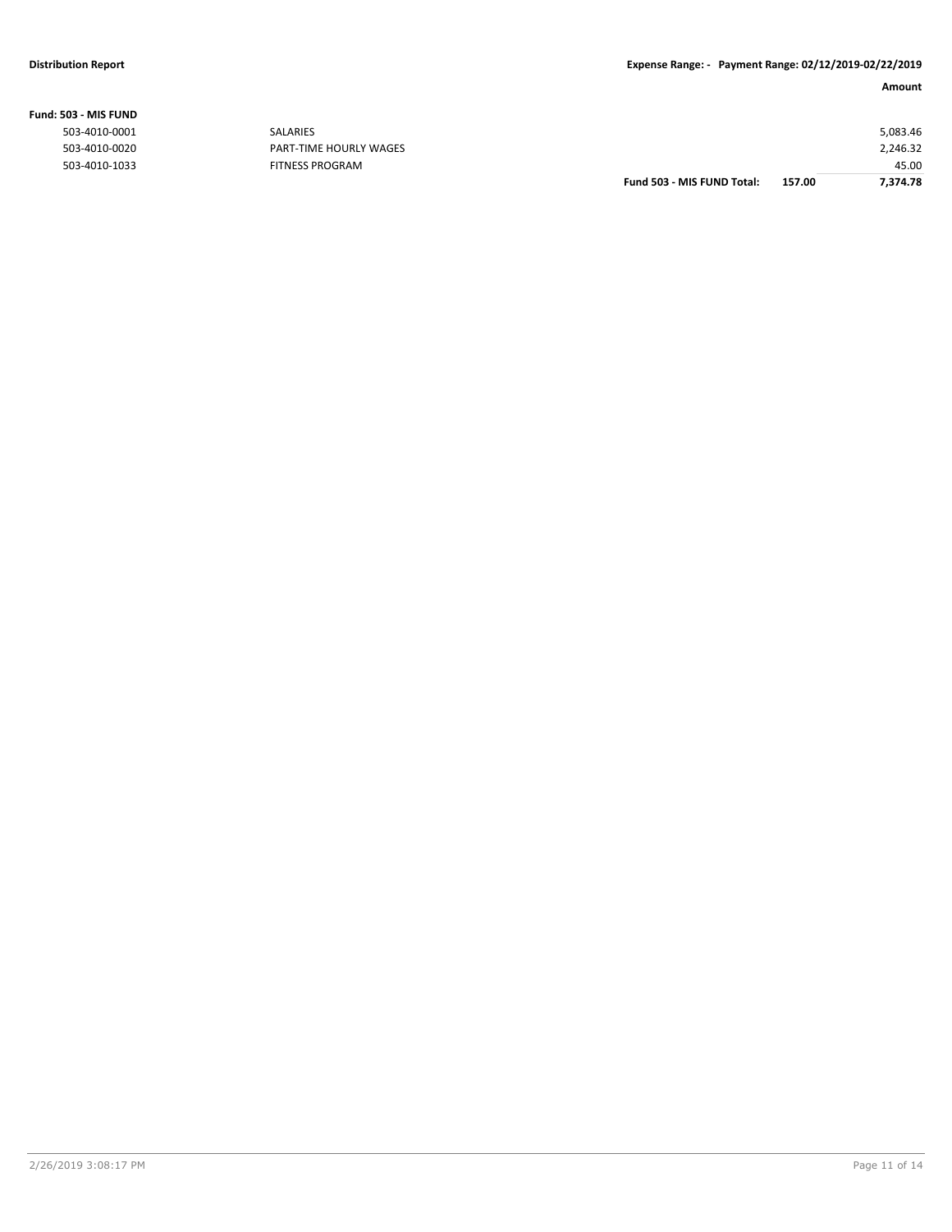**Fund: 503 - MIS FUND**

| Account | Description | | | Amount |
|---|---|---|---|---|
| 503-4010-0001 | SALARIES | | | 5,083.46 |
| 503-4010-0020 | PART-TIME HOURLY WAGES | | | 2,246.32 |
| 503-4010-1033 | FITNESS PROGRAM | | | 45.00 |
| | | **Fund 503 - MIS FUND Total:** | **157.00** | **7,374.78** |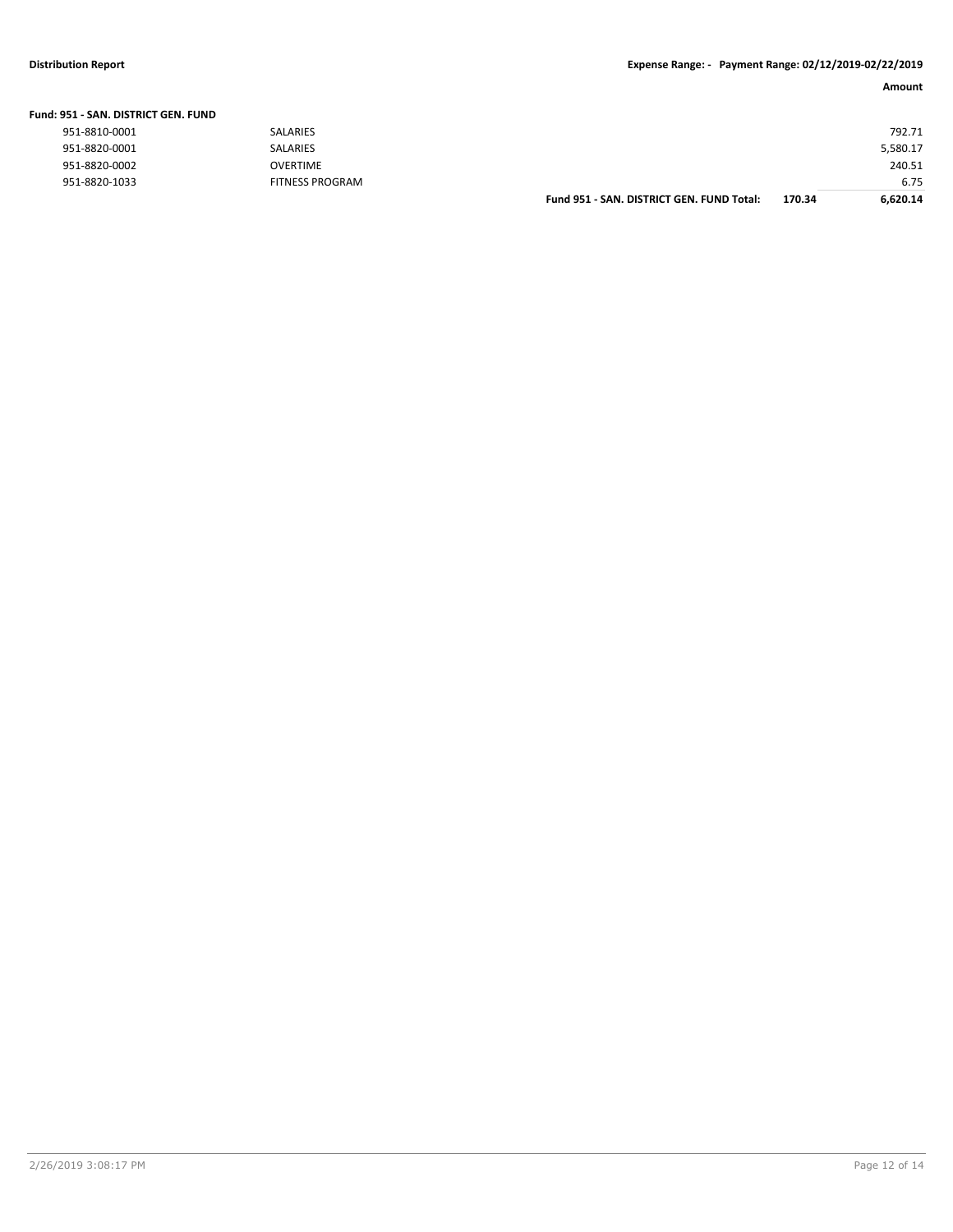**Distribution Report** **Expense Range: - Payment Range: 02/12/2019-02/22/2019**

| | | | | Amount |
|---|---|---|---|---|
| **Fund: 951 - SAN. DISTRICT GEN. FUND** | | | | |
| 951-8810-0001 | SALARIES | | | 792.71 |
| 951-8820-0001 | SALARIES | | | 5,580.17 |
| 951-8820-0002 | OVERTIME | | | 240.51 |
| 951-8820-1033 | FITNESS PROGRAM | | | 6.75 |
| | | **Fund 951 - SAN. DISTRICT GEN. FUND Total:** | **170.34** | **6,620.14** |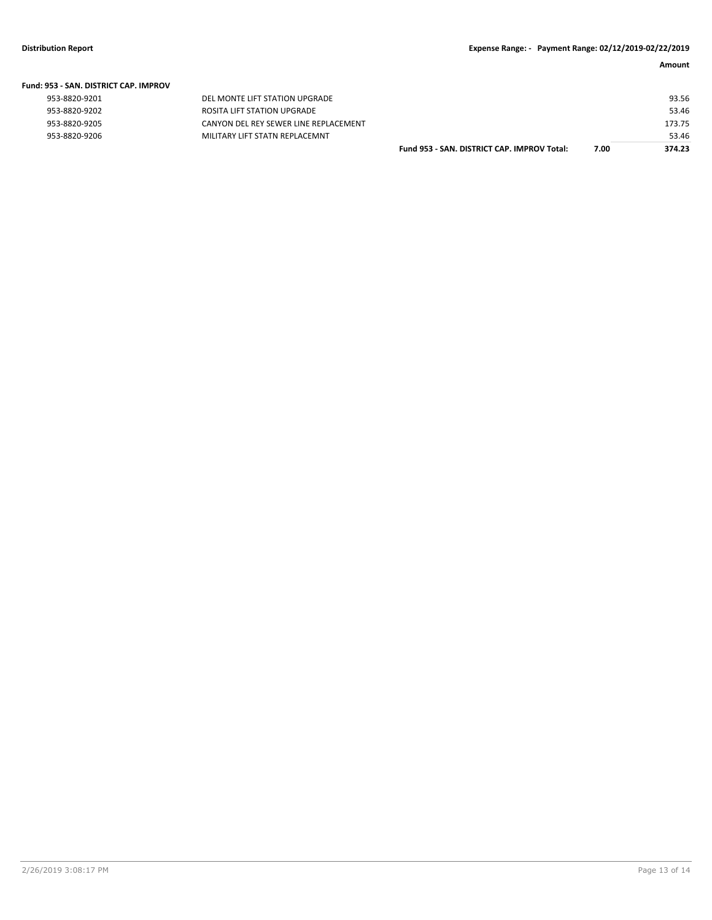**Fund: 953 - SAN. DISTRICT CAP. IMPROV**

| Account | Description | | | Amount |
|---|---|---|---|---|
| 953-8820-9201 | DEL MONTE LIFT STATION UPGRADE | | | 93.56 |
| 953-8820-9202 | ROSITA LIFT STATION UPGRADE | | | 53.46 |
| 953-8820-9205 | CANYON DEL REY SEWER LINE REPLACEMENT | | | 173.75 |
| 953-8820-9206 | MILITARY LIFT STATN REPLACEMNT | | | 53.46 |
| | | **Fund 953 - SAN. DISTRICT CAP. IMPROV Total:** | **7.00** | **374.23** |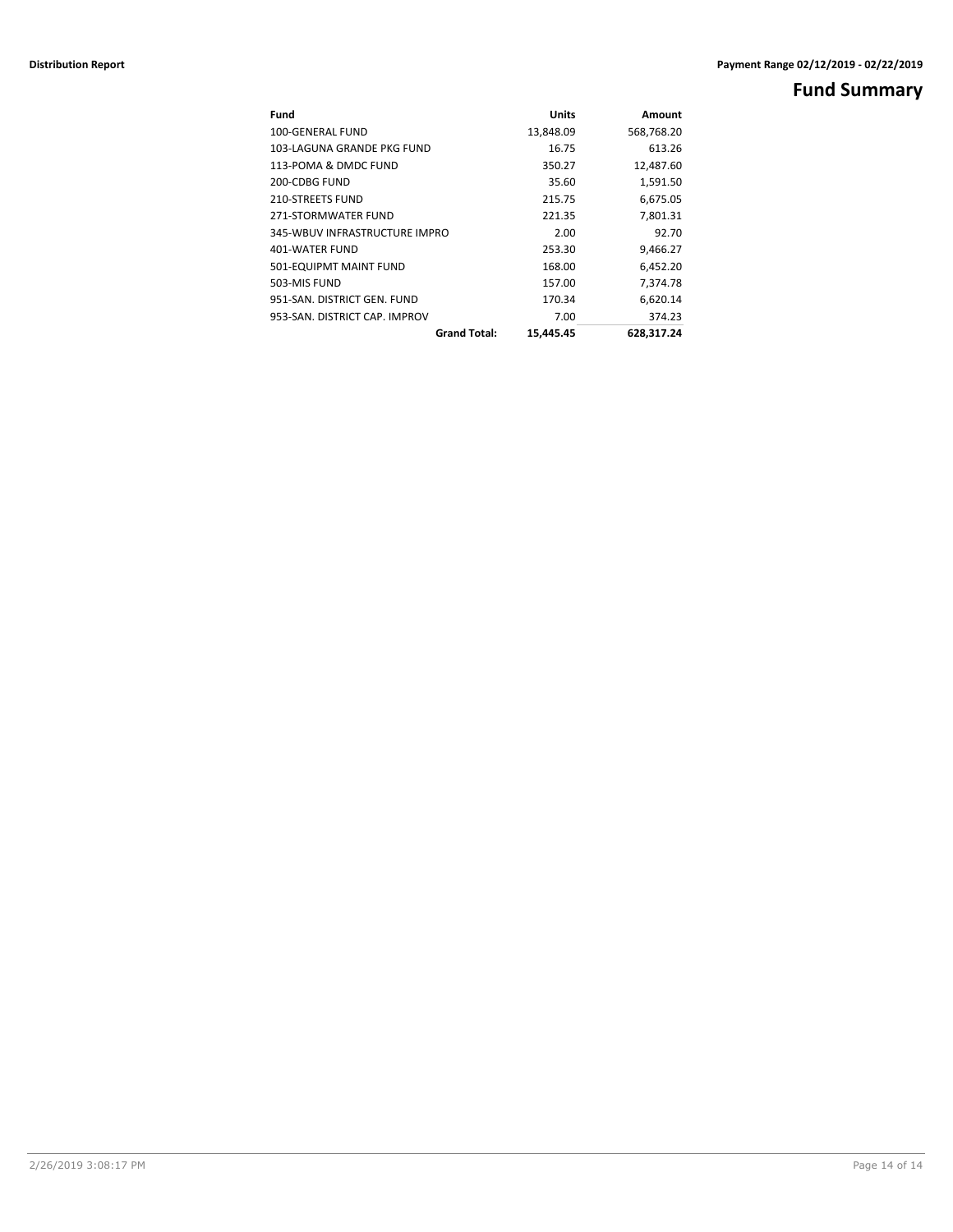# Fund Summary

| Fund | Units | Amount |
|---|---|---|
| 100-GENERAL FUND | 13,848.09 | 568,768.20 |
| 103-LAGUNA GRANDE PKG FUND | 16.75 | 613.26 |
| 113-POMA & DMDC FUND | 350.27 | 12,487.60 |
| 200-CDBG FUND | 35.60 | 1,591.50 |
| 210-STREETS FUND | 215.75 | 6,675.05 |
| 271-STORMWATER FUND | 221.35 | 7,801.31 |
| 345-WBUV INFRASTRUCTURE IMPRO | 2.00 | 92.70 |
| 401-WATER FUND | 253.30 | 9,466.27 |
| 501-EQUIPMT MAINT FUND | 168.00 | 6,452.20 |
| 503-MIS FUND | 157.00 | 7,374.78 |
| 951-SAN. DISTRICT GEN. FUND | 170.34 | 6,620.14 |
| 953-SAN. DISTRICT CAP. IMPROV | 7.00 | 374.23 |
| **Grand Total:** | **15,445.45** | **628,317.24** |